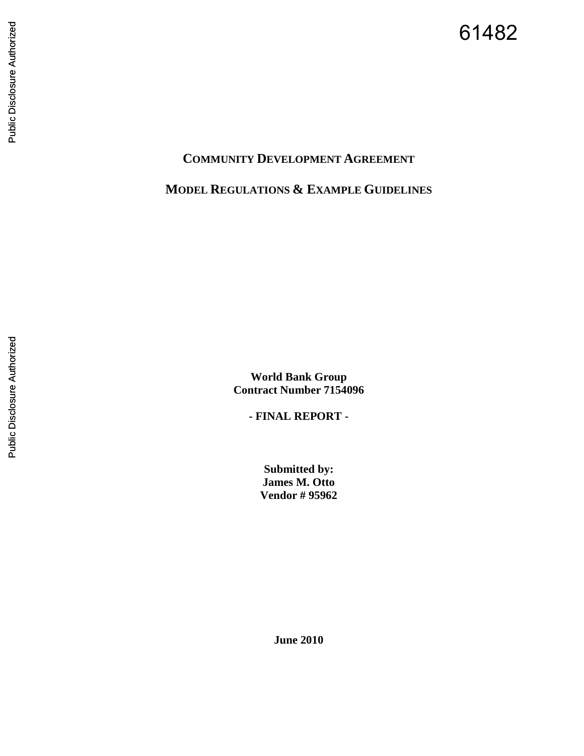61482

# COMMUNITY DEVELOPMENT AGREEMENT

## MODEL REGULATIONS & EXAMPLE GUIDELINES

**World Bank Group**
**Contract Number 7154096**

**- FINAL REPORT -**

**Submitted by:**
**James M. Otto**
**Vendor # 95962**

**June 2010**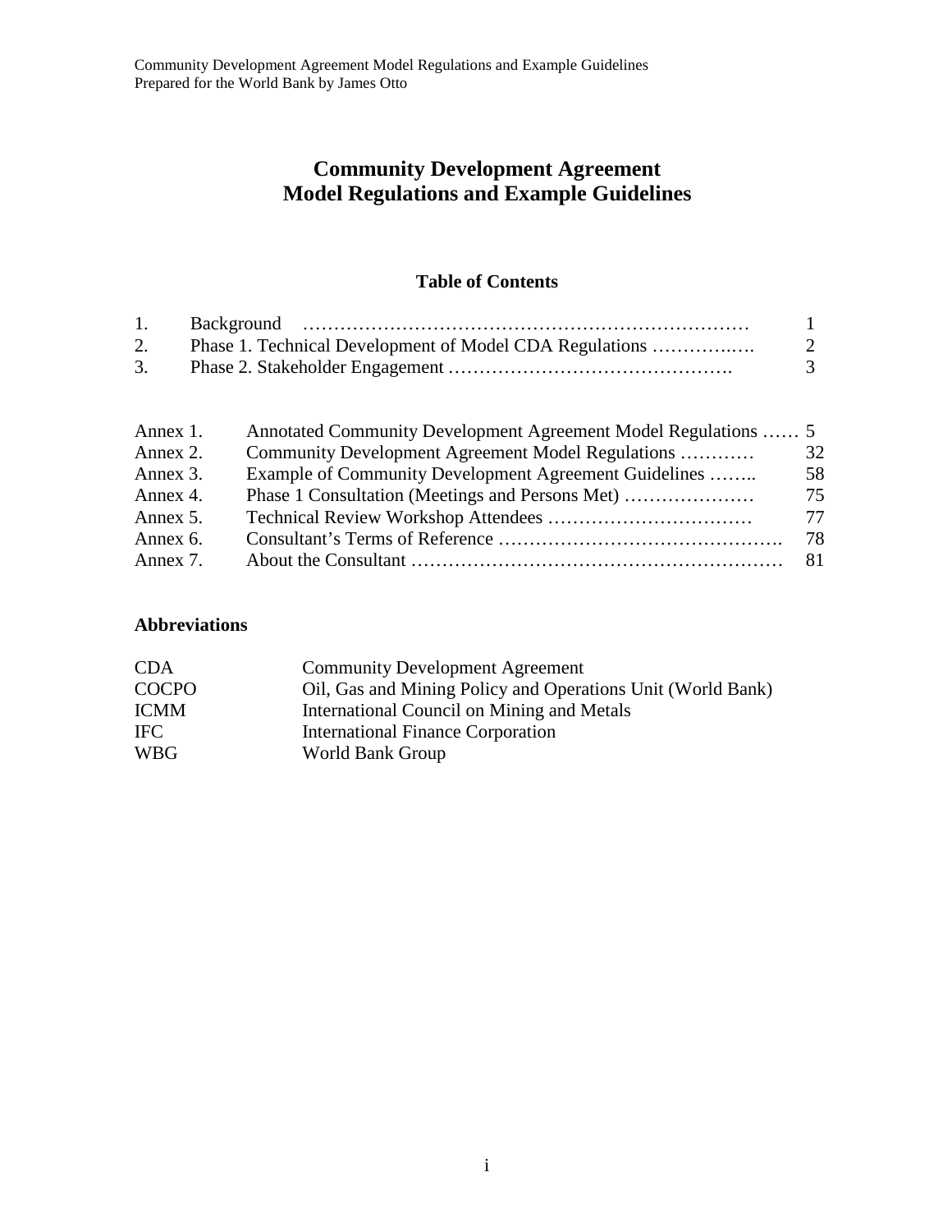# Community Development Agreement
# Model Regulations and Example Guidelines

## Table of Contents

| | | |
|---|---|---|
| 1. | Background | 1 |
| 2. | Phase 1. Technical Development of Model CDA Regulations | 2 |
| 3. | Phase 2. Stakeholder Engagement | 3 |

| | | |
|---|---|---|
| Annex 1. | Annotated Community Development Agreement Model Regulations | 5 |
| Annex 2. | Community Development Agreement Model Regulations | 32 |
| Annex 3. | Example of Community Development Agreement Guidelines | 58 |
| Annex 4. | Phase 1 Consultation (Meetings and Persons Met) | 75 |
| Annex 5. | Technical Review Workshop Attendees | 77 |
| Annex 6. | Consultant's Terms of Reference | 78 |
| Annex 7. | About the Consultant | 81 |

## Abbreviations

| | |
|---|---|
| CDA | Community Development Agreement |
| COCPO | Oil, Gas and Mining Policy and Operations Unit (World Bank) |
| ICMM | International Council on Mining and Metals |
| IFC | International Finance Corporation |
| WBG | World Bank Group |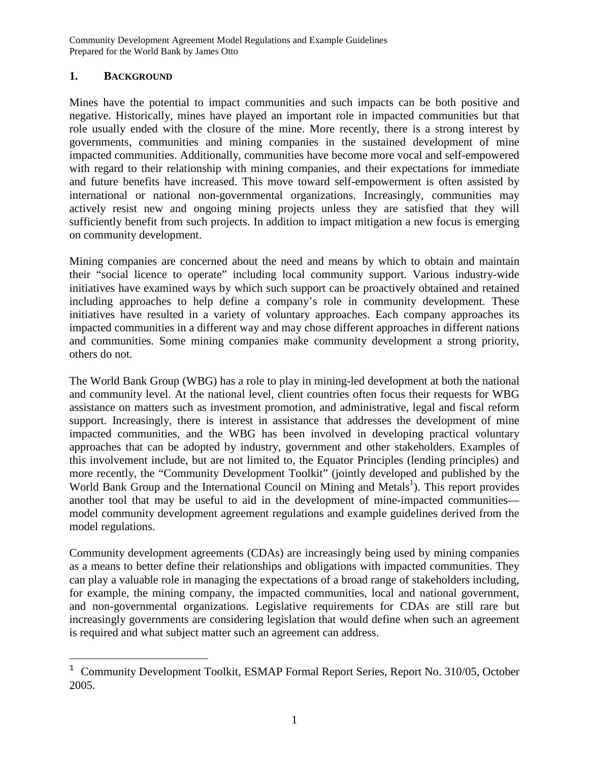## 1. BACKGROUND

Mines have the potential to impact communities and such impacts can be both positive and negative. Historically, mines have played an important role in impacted communities but that role usually ended with the closure of the mine. More recently, there is a strong interest by governments, communities and mining companies in the sustained development of mine impacted communities. Additionally, communities have become more vocal and self-empowered with regard to their relationship with mining companies, and their expectations for immediate and future benefits have increased. This move toward self-empowerment is often assisted by international or national non-governmental organizations. Increasingly, communities may actively resist new and ongoing mining projects unless they are satisfied that they will sufficiently benefit from such projects. In addition to impact mitigation a new focus is emerging on community development.

Mining companies are concerned about the need and means by which to obtain and maintain their "social licence to operate" including local community support. Various industry-wide initiatives have examined ways by which such support can be proactively obtained and retained including approaches to help define a company's role in community development. These initiatives have resulted in a variety of voluntary approaches. Each company approaches its impacted communities in a different way and may chose different approaches in different nations and communities. Some mining companies make community development a strong priority, others do not.

The World Bank Group (WBG) has a role to play in mining-led development at both the national and community level. At the national level, client countries often focus their requests for WBG assistance on matters such as investment promotion, and administrative, legal and fiscal reform support. Increasingly, there is interest in assistance that addresses the development of mine impacted communities, and the WBG has been involved in developing practical voluntary approaches that can be adopted by industry, government and other stakeholders. Examples of this involvement include, but are not limited to, the Equator Principles (lending principles) and more recently, the "Community Development Toolkit" (jointly developed and published by the World Bank Group and the International Council on Mining and Metals[1]). This report provides another tool that may be useful to aid in the development of mine-impacted communities—model community development agreement regulations and example guidelines derived from the model regulations.

Community development agreements (CDAs) are increasingly being used by mining companies as a means to better define their relationships and obligations with impacted communities. They can play a valuable role in managing the expectations of a broad range of stakeholders including, for example, the mining company, the impacted communities, local and national government, and non-governmental organizations. Legislative requirements for CDAs are still rare but increasingly governments are considering legislation that would define when such an agreement is required and what subject matter such an agreement can address.

---

[1] Community Development Toolkit, ESMAP Formal Report Series, Report No. 310/05, October 2005.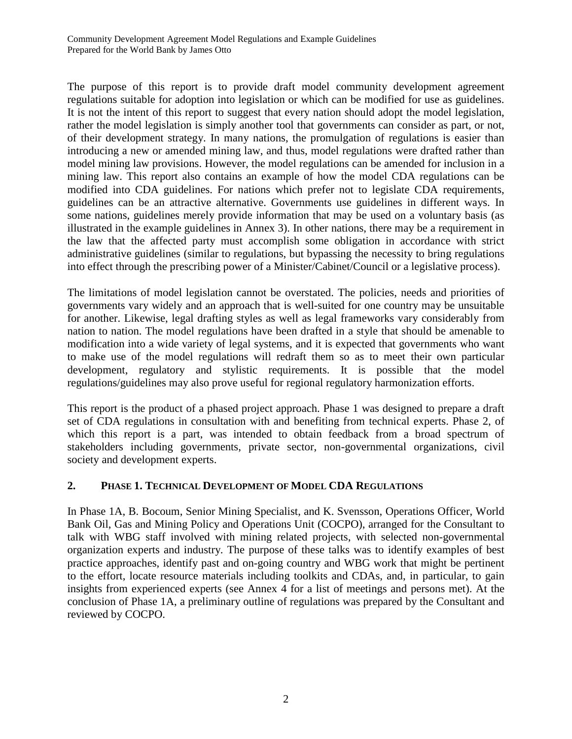The purpose of this report is to provide draft model community development agreement regulations suitable for adoption into legislation or which can be modified for use as guidelines. It is not the intent of this report to suggest that every nation should adopt the model legislation, rather the model legislation is simply another tool that governments can consider as part, or not, of their development strategy. In many nations, the promulgation of regulations is easier than introducing a new or amended mining law, and thus, model regulations were drafted rather than model mining law provisions. However, the model regulations can be amended for inclusion in a mining law. This report also contains an example of how the model CDA regulations can be modified into CDA guidelines. For nations which prefer not to legislate CDA requirements, guidelines can be an attractive alternative. Governments use guidelines in different ways. In some nations, guidelines merely provide information that may be used on a voluntary basis (as illustrated in the example guidelines in Annex 3). In other nations, there may be a requirement in the law that the affected party must accomplish some obligation in accordance with strict administrative guidelines (similar to regulations, but bypassing the necessity to bring regulations into effect through the prescribing power of a Minister/Cabinet/Council or a legislative process).

The limitations of model legislation cannot be overstated. The policies, needs and priorities of governments vary widely and an approach that is well-suited for one country may be unsuitable for another. Likewise, legal drafting styles as well as legal frameworks vary considerably from nation to nation. The model regulations have been drafted in a style that should be amenable to modification into a wide variety of legal systems, and it is expected that governments who want to make use of the model regulations will redraft them so as to meet their own particular development, regulatory and stylistic requirements. It is possible that the model regulations/guidelines may also prove useful for regional regulatory harmonization efforts.

This report is the product of a phased project approach. Phase 1 was designed to prepare a draft set of CDA regulations in consultation with and benefiting from technical experts. Phase 2, of which this report is a part, was intended to obtain feedback from a broad spectrum of stakeholders including governments, private sector, non-governmental organizations, civil society and development experts.

## 2. Phase 1. Technical Development of Model CDA Regulations

In Phase 1A, B. Bocoum, Senior Mining Specialist, and K. Svensson, Operations Officer, World Bank Oil, Gas and Mining Policy and Operations Unit (COCPO), arranged for the Consultant to talk with WBG staff involved with mining related projects, with selected non-governmental organization experts and industry. The purpose of these talks was to identify examples of best practice approaches, identify past and on-going country and WBG work that might be pertinent to the effort, locate resource materials including toolkits and CDAs, and, in particular, to gain insights from experienced experts (see Annex 4 for a list of meetings and persons met). At the conclusion of Phase 1A, a preliminary outline of regulations was prepared by the Consultant and reviewed by COCPO.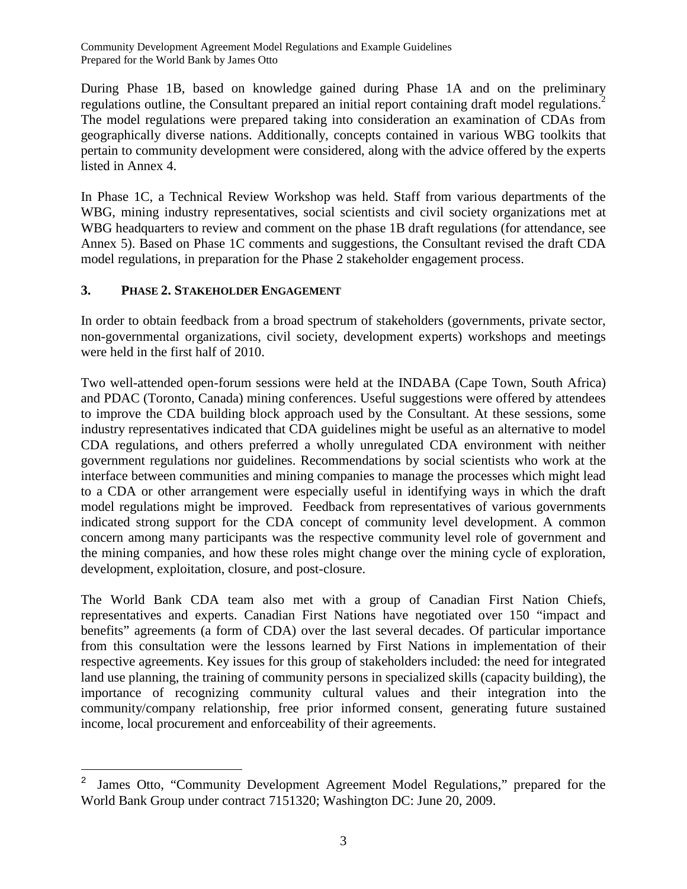During Phase 1B, based on knowledge gained during Phase 1A and on the preliminary regulations outline, the Consultant prepared an initial report containing draft model regulations.[2] The model regulations were prepared taking into consideration an examination of CDAs from geographically diverse nations. Additionally, concepts contained in various WBG toolkits that pertain to community development were considered, along with the advice offered by the experts listed in Annex 4.

In Phase 1C, a Technical Review Workshop was held. Staff from various departments of the WBG, mining industry representatives, social scientists and civil society organizations met at WBG headquarters to review and comment on the phase 1B draft regulations (for attendance, see Annex 5). Based on Phase 1C comments and suggestions, the Consultant revised the draft CDA model regulations, in preparation for the Phase 2 stakeholder engagement process.

## 3. PHASE 2. STAKEHOLDER ENGAGEMENT

In order to obtain feedback from a broad spectrum of stakeholders (governments, private sector, non-governmental organizations, civil society, development experts) workshops and meetings were held in the first half of 2010.

Two well-attended open-forum sessions were held at the INDABA (Cape Town, South Africa) and PDAC (Toronto, Canada) mining conferences. Useful suggestions were offered by attendees to improve the CDA building block approach used by the Consultant. At these sessions, some industry representatives indicated that CDA guidelines might be useful as an alternative to model CDA regulations, and others preferred a wholly unregulated CDA environment with neither government regulations nor guidelines. Recommendations by social scientists who work at the interface between communities and mining companies to manage the processes which might lead to a CDA or other arrangement were especially useful in identifying ways in which the draft model regulations might be improved. Feedback from representatives of various governments indicated strong support for the CDA concept of community level development. A common concern among many participants was the respective community level role of government and the mining companies, and how these roles might change over the mining cycle of exploration, development, exploitation, closure, and post-closure.

The World Bank CDA team also met with a group of Canadian First Nation Chiefs, representatives and experts. Canadian First Nations have negotiated over 150 "impact and benefits" agreements (a form of CDA) over the last several decades. Of particular importance from this consultation were the lessons learned by First Nations in implementation of their respective agreements. Key issues for this group of stakeholders included: the need for integrated land use planning, the training of community persons in specialized skills (capacity building), the importance of recognizing community cultural values and their integration into the community/company relationship, free prior informed consent, generating future sustained income, local procurement and enforceability of their agreements.

---

[2] James Otto, "Community Development Agreement Model Regulations," prepared for the World Bank Group under contract 7151320; Washington DC: June 20, 2009.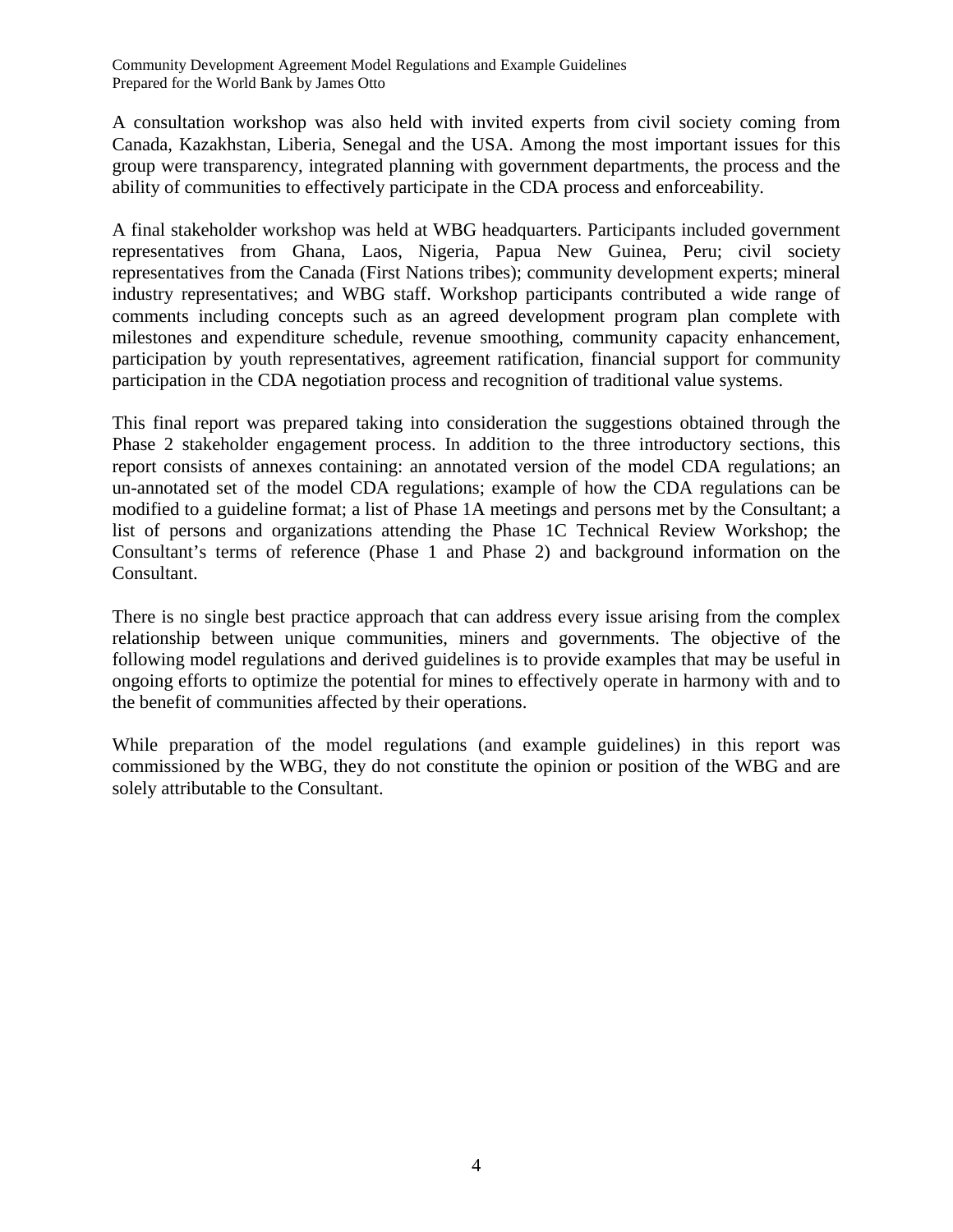A consultation workshop was also held with invited experts from civil society coming from Canada, Kazakhstan, Liberia, Senegal and the USA. Among the most important issues for this group were transparency, integrated planning with government departments, the process and the ability of communities to effectively participate in the CDA process and enforceability.

A final stakeholder workshop was held at WBG headquarters. Participants included government representatives from Ghana, Laos, Nigeria, Papua New Guinea, Peru; civil society representatives from the Canada (First Nations tribes); community development experts; mineral industry representatives; and WBG staff. Workshop participants contributed a wide range of comments including concepts such as an agreed development program plan complete with milestones and expenditure schedule, revenue smoothing, community capacity enhancement, participation by youth representatives, agreement ratification, financial support for community participation in the CDA negotiation process and recognition of traditional value systems.

This final report was prepared taking into consideration the suggestions obtained through the Phase 2 stakeholder engagement process. In addition to the three introductory sections, this report consists of annexes containing: an annotated version of the model CDA regulations; an un-annotated set of the model CDA regulations; example of how the CDA regulations can be modified to a guideline format; a list of Phase 1A meetings and persons met by the Consultant; a list of persons and organizations attending the Phase 1C Technical Review Workshop; the Consultant's terms of reference (Phase 1 and Phase 2) and background information on the Consultant.

There is no single best practice approach that can address every issue arising from the complex relationship between unique communities, miners and governments. The objective of the following model regulations and derived guidelines is to provide examples that may be useful in ongoing efforts to optimize the potential for mines to effectively operate in harmony with and to the benefit of communities affected by their operations.

While preparation of the model regulations (and example guidelines) in this report was commissioned by the WBG, they do not constitute the opinion or position of the WBG and are solely attributable to the Consultant.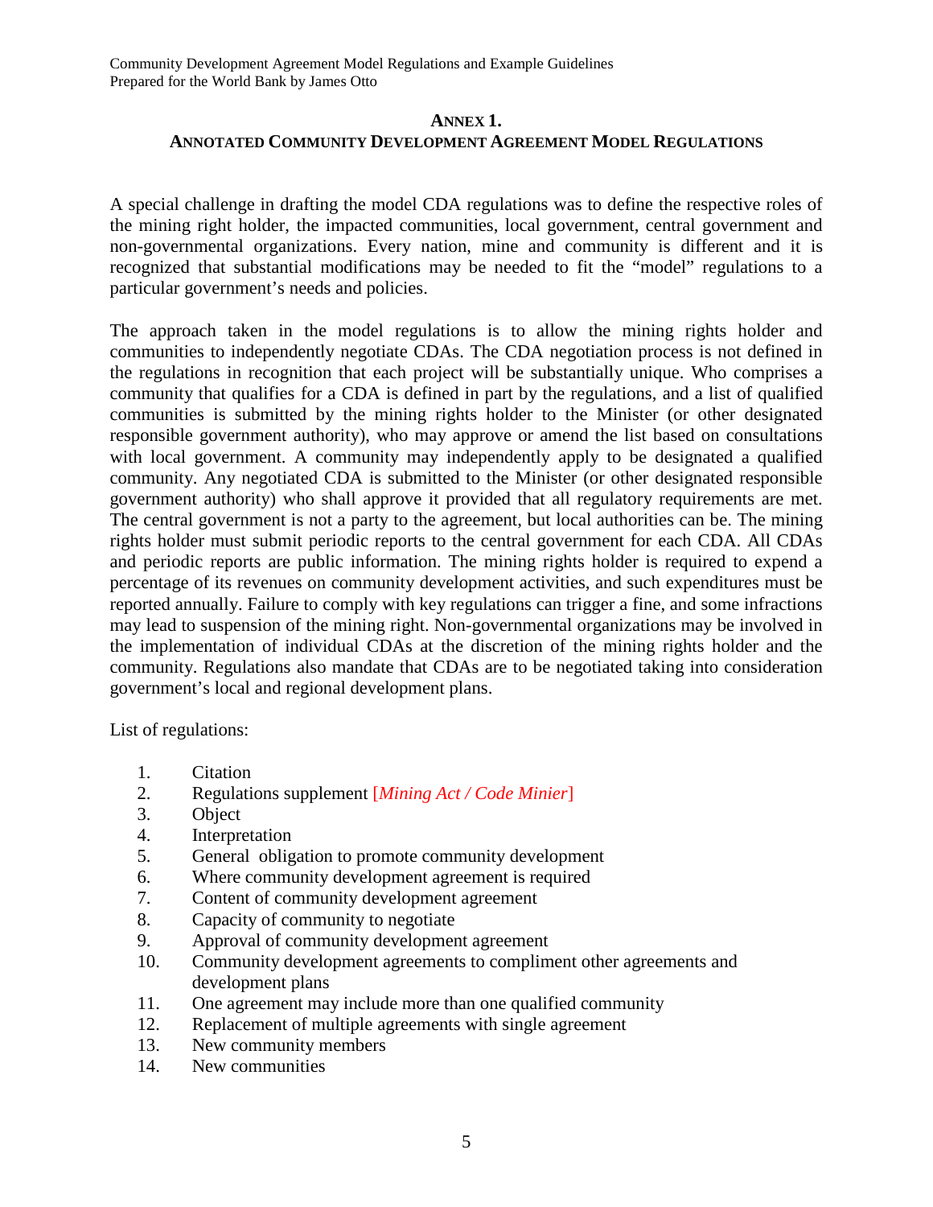## Annex 1.
## Annotated Community Development Agreement Model Regulations

A special challenge in drafting the model CDA regulations was to define the respective roles of the mining right holder, the impacted communities, local government, central government and non-governmental organizations. Every nation, mine and community is different and it is recognized that substantial modifications may be needed to fit the "model" regulations to a particular government's needs and policies.

The approach taken in the model regulations is to allow the mining rights holder and communities to independently negotiate CDAs. The CDA negotiation process is not defined in the regulations in recognition that each project will be substantially unique. Who comprises a community that qualifies for a CDA is defined in part by the regulations, and a list of qualified communities is submitted by the mining rights holder to the Minister (or other designated responsible government authority), who may approve or amend the list based on consultations with local government. A community may independently apply to be designated a qualified community. Any negotiated CDA is submitted to the Minister (or other designated responsible government authority) who shall approve it provided that all regulatory requirements are met. The central government is not a party to the agreement, but local authorities can be. The mining rights holder must submit periodic reports to the central government for each CDA. All CDAs and periodic reports are public information. The mining rights holder is required to expend a percentage of its revenues on community development activities, and such expenditures must be reported annually. Failure to comply with key regulations can trigger a fine, and some infractions may lead to suspension of the mining right. Non-governmental organizations may be involved in the implementation of individual CDAs at the discretion of the mining rights holder and the community. Regulations also mandate that CDAs are to be negotiated taking into consideration government's local and regional development plans.

List of regulations:

1. Citation
2. Regulations supplement [*Mining Act / Code Minier*]
3. Object
4. Interpretation
5. General obligation to promote community development
6. Where community development agreement is required
7. Content of community development agreement
8. Capacity of community to negotiate
9. Approval of community development agreement
10. Community development agreements to compliment other agreements and development plans
11. One agreement may include more than one qualified community
12. Replacement of multiple agreements with single agreement
13. New community members
14. New communities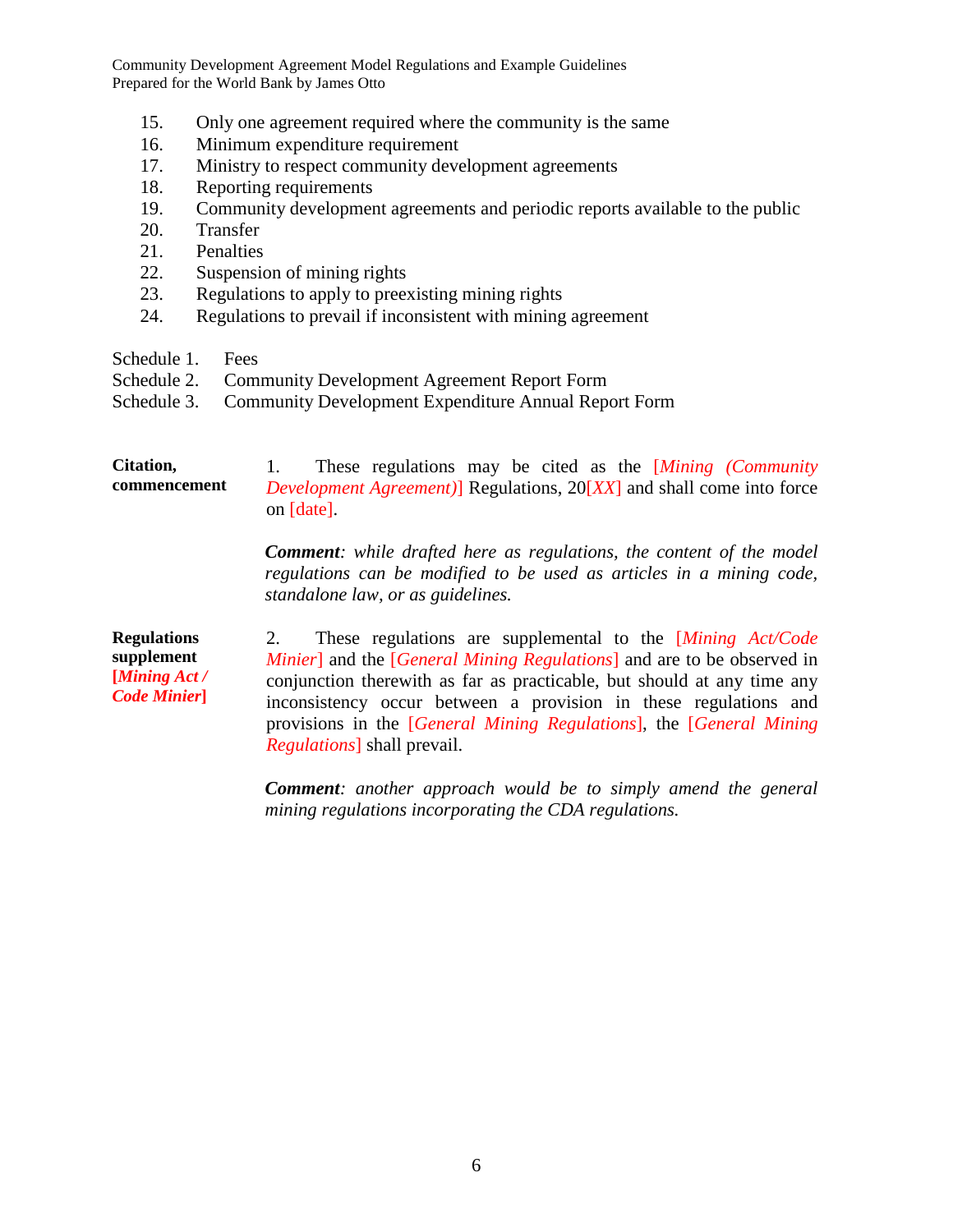15. Only one agreement required where the community is the same
16. Minimum expenditure requirement
17. Ministry to respect community development agreements
18. Reporting requirements
19. Community development agreements and periodic reports available to the public
20. Transfer
21. Penalties
22. Suspension of mining rights
23. Regulations to apply to preexisting mining rights
24. Regulations to prevail if inconsistent with mining agreement

Schedule 1. Fees
Schedule 2. Community Development Agreement Report Form
Schedule 3. Community Development Expenditure Annual Report Form

**Citation, commencement**

1. These regulations may be cited as the [*Mining (Community Development Agreement)*] Regulations, 20[*XX*] and shall come into force on [date].

***Comment****: while drafted here as regulations, the content of the model regulations can be modified to be used as articles in a mining code, standalone law, or as guidelines.*

**Regulations supplement [*Mining Act / Code Minier*]**

2. These regulations are supplemental to the [*Mining Act/Code Minier*] and the [*General Mining Regulations*] and are to be observed in conjunction therewith as far as practicable, but should at any time any inconsistency occur between a provision in these regulations and provisions in the [*General Mining Regulations*], the [*General Mining Regulations*] shall prevail.

***Comment****: another approach would be to simply amend the general mining regulations incorporating the CDA regulations.*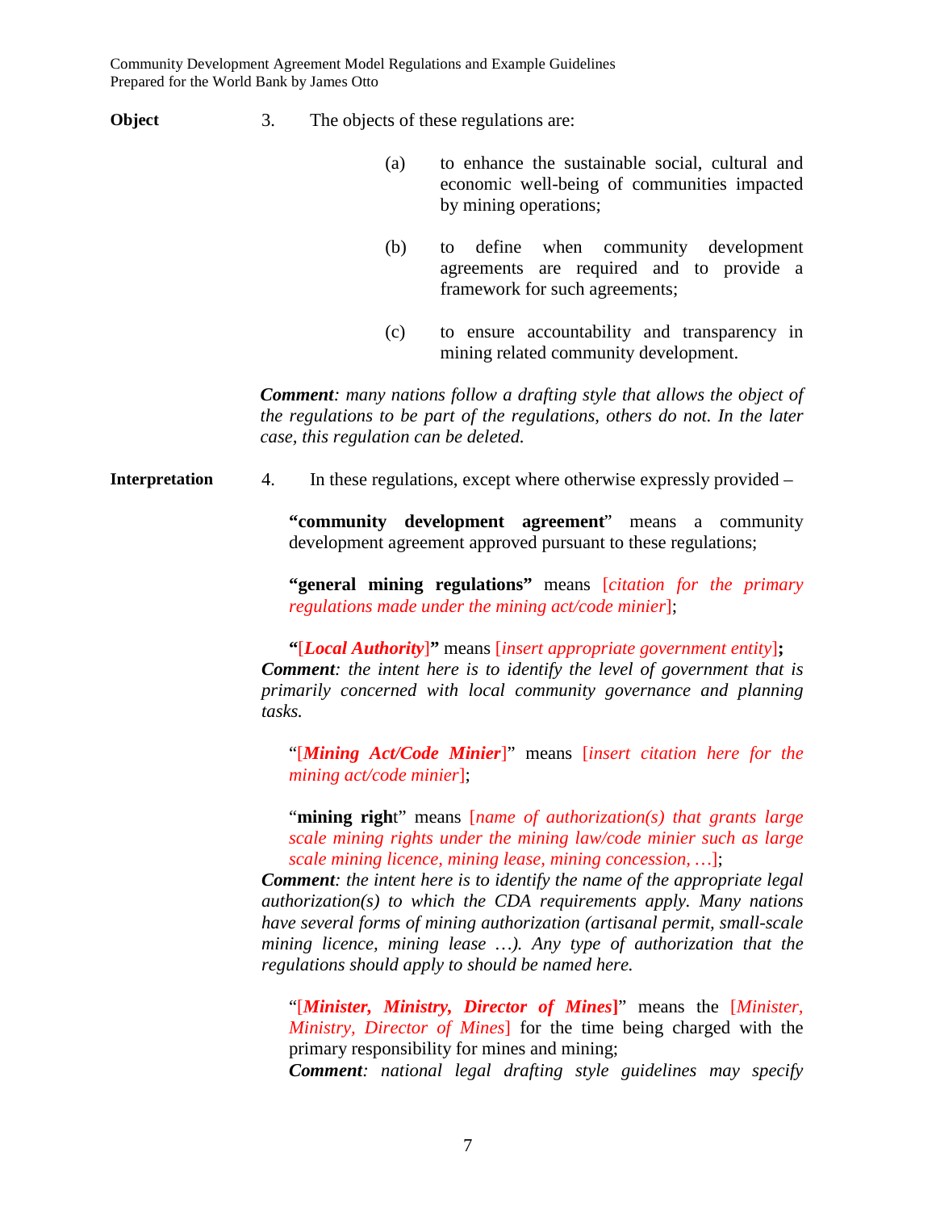**Object** 3. The objects of these regulations are:

(a) to enhance the sustainable social, cultural and economic well-being of communities impacted by mining operations;

(b) to define when community development agreements are required and to provide a framework for such agreements;

(c) to ensure accountability and transparency in mining related community development.

***Comment****: many nations follow a drafting style that allows the object of the regulations to be part of the regulations, others do not. In the later case, this regulation can be deleted.*

**Interpretation** 4. In these regulations, except where otherwise expressly provided –

**"community development agreement**" means a community development agreement approved pursuant to these regulations;

**"general mining regulations"** means [*citation for the primary regulations made under the mining act/code minier*];

**"**[***Local Authority***]**"** means [*insert appropriate government entity*]**;**
***Comment****: the intent here is to identify the level of government that is primarily concerned with local community governance and planning tasks.*

"[***Mining Act/Code Minier***]" means [*insert citation here for the mining act/code minier*];

"**mining righ**t" means [*name of authorization(s) that grants large scale mining rights under the mining law/code minier such as large scale mining licence, mining lease, mining concession, …*];
***Comment****: the intent here is to identify the name of the appropriate legal authorization(s) to which the CDA requirements apply. Many nations have several forms of mining authorization (artisanal permit, small-scale mining licence, mining lease …). Any type of authorization that the regulations should apply to should be named here.*

"[***Minister, Ministry, Director of Mines***]" means the [*Minister, Ministry, Director of Mines*] for the time being charged with the primary responsibility for mines and mining;
***Comment****: national legal drafting style guidelines may specify*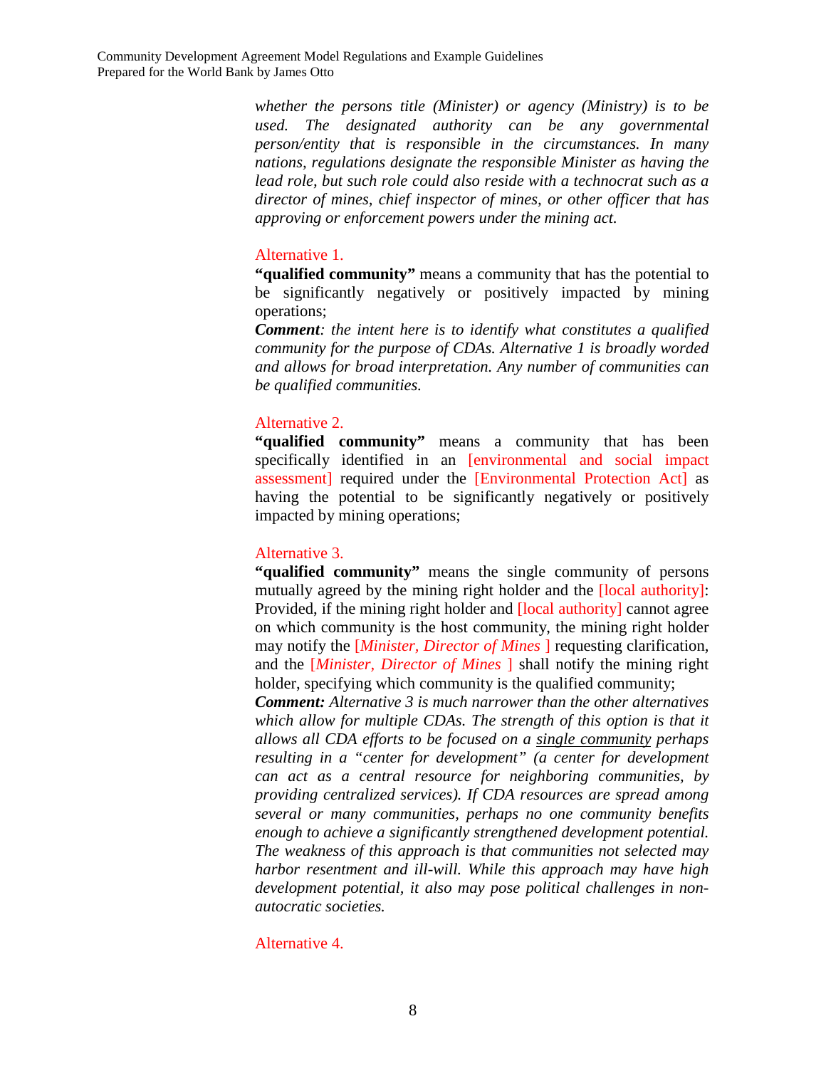*whether the persons title (Minister) or agency (Ministry) is to be used. The designated authority can be any governmental person/entity that is responsible in the circumstances. In many nations, regulations designate the responsible Minister as having the lead role, but such role could also reside with a technocrat such as a director of mines, chief inspector of mines, or other officer that has approving or enforcement powers under the mining act.*

Alternative 1.

**"qualified community"** means a community that has the potential to be significantly negatively or positively impacted by mining operations;

***Comment****: the intent here is to identify what constitutes a qualified community for the purpose of CDAs. Alternative 1 is broadly worded and allows for broad interpretation. Any number of communities can be qualified communities.*

Alternative 2.

**"qualified community"** means a community that has been specifically identified in an [environmental and social impact assessment] required under the [Environmental Protection Act] as having the potential to be significantly negatively or positively impacted by mining operations;

Alternative 3.

**"qualified community"** means the single community of persons mutually agreed by the mining right holder and the [local authority]: Provided, if the mining right holder and [local authority] cannot agree on which community is the host community, the mining right holder may notify the [*Minister, Director of Mines* ] requesting clarification, and the [*Minister, Director of Mines* ] shall notify the mining right holder, specifying which community is the qualified community;

***Comment:*** *Alternative 3 is much narrower than the other alternatives which allow for multiple CDAs. The strength of this option is that it allows all CDA efforts to be focused on a* <u>*single community*</u> *perhaps resulting in a "center for development" (a center for development can act as a central resource for neighboring communities, by providing centralized services). If CDA resources are spread among several or many communities, perhaps no one community benefits enough to achieve a significantly strengthened development potential. The weakness of this approach is that communities not selected may harbor resentment and ill-will. While this approach may have high development potential, it also may pose political challenges in non-autocratic societies.*

Alternative 4.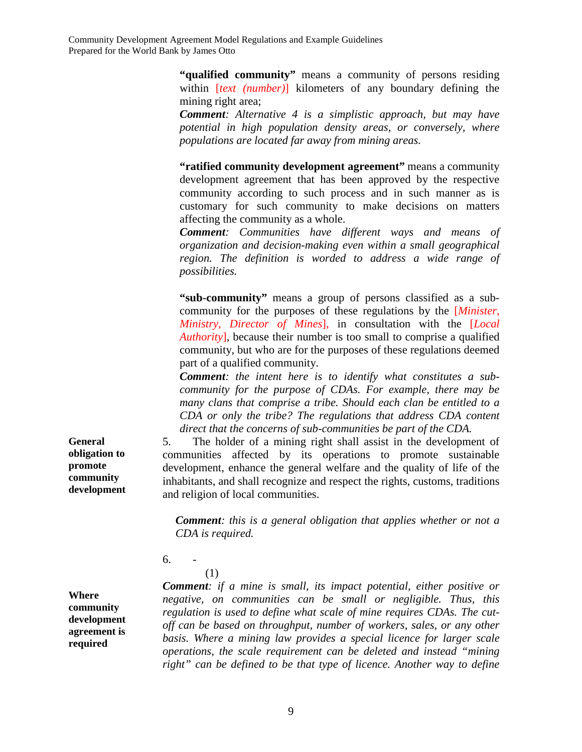**"qualified community"** means a community of persons residing within [*text (number)*] kilometers of any boundary defining the mining right area;

***Comment****: Alternative 4 is a simplistic approach, but may have potential in high population density areas, or conversely, where populations are located far away from mining areas.*

**"ratified community development agreement"** means a community development agreement that has been approved by the respective community according to such process and in such manner as is customary for such community to make decisions on matters affecting the community as a whole.

***Comment****: Communities have different ways and means of organization and decision-making even within a small geographical region. The definition is worded to address a wide range of possibilities.*

**"sub-community"** means a group of persons classified as a sub-community for the purposes of these regulations by the [*Minister, Ministry, Director of Mines*], in consultation with the [*Local Authority*], because their number is too small to comprise a qualified community, but who are for the purposes of these regulations deemed part of a qualified community.

***Comment****: the intent here is to identify what constitutes a sub-community for the purpose of CDAs. For example, there may be many clans that comprise a tribe. Should each clan be entitled to a CDA or only the tribe? The regulations that address CDA content direct that the concerns of sub-communities be part of the CDA.*

**General obligation to promote community development**

5. The holder of a mining right shall assist in the development of communities affected by its operations to promote sustainable development, enhance the general welfare and the quality of life of the inhabitants, and shall recognize and respect the rights, customs, traditions and religion of local communities.

***Comment****: this is a general obligation that applies whether or not a CDA is required.*

**Where community development agreement is required**

6. -

(1)

***Comment****: if a mine is small, its impact potential, either positive or negative, on communities can be small or negligible. Thus, this regulation is used to define what scale of mine requires CDAs. The cut-off can be based on throughput, number of workers, sales, or any other basis. Where a mining law provides a special licence for larger scale operations, the scale requirement can be deleted and instead "mining right" can be defined to be that type of licence. Another way to define*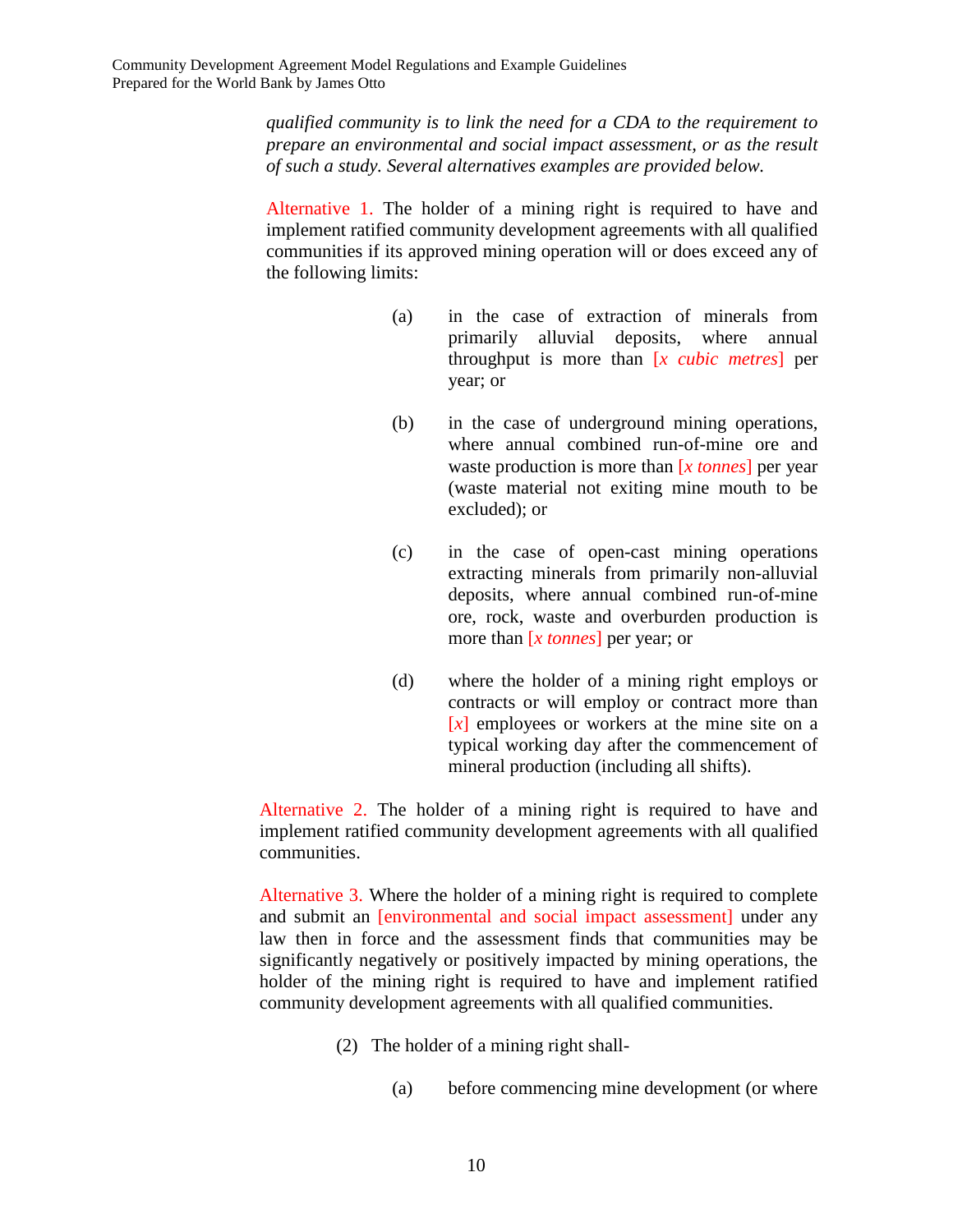*qualified community is to link the need for a CDA to the requirement to prepare an environmental and social impact assessment, or as the result of such a study. Several alternatives examples are provided below.*

Alternative 1. The holder of a mining right is required to have and implement ratified community development agreements with all qualified communities if its approved mining operation will or does exceed any of the following limits:

(a) in the case of extraction of minerals from primarily alluvial deposits, where annual throughput is more than [*x cubic metres*] per year; or

(b) in the case of underground mining operations, where annual combined run-of-mine ore and waste production is more than [*x tonnes*] per year (waste material not exiting mine mouth to be excluded); or

(c) in the case of open-cast mining operations extracting minerals from primarily non-alluvial deposits, where annual combined run-of-mine ore, rock, waste and overburden production is more than [*x tonnes*] per year; or

(d) where the holder of a mining right employs or contracts or will employ or contract more than [*x*] employees or workers at the mine site on a typical working day after the commencement of mineral production (including all shifts).

Alternative 2. The holder of a mining right is required to have and implement ratified community development agreements with all qualified communities.

Alternative 3. Where the holder of a mining right is required to complete and submit an [environmental and social impact assessment] under any law then in force and the assessment finds that communities may be significantly negatively or positively impacted by mining operations, the holder of the mining right is required to have and implement ratified community development agreements with all qualified communities.

(2) The holder of a mining right shall-

(a) before commencing mine development (or where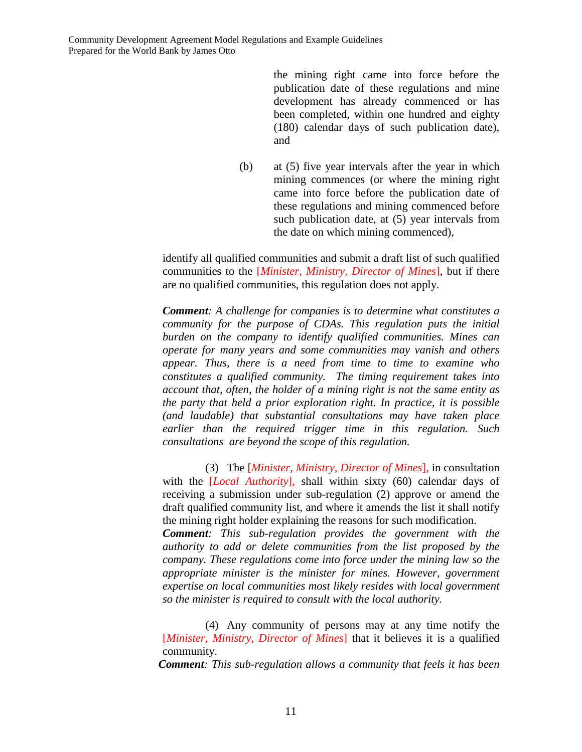the mining right came into force before the publication date of these regulations and mine development has already commenced or has been completed, within one hundred and eighty (180) calendar days of such publication date), and

(b) at (5) five year intervals after the year in which mining commences (or where the mining right came into force before the publication date of these regulations and mining commenced before such publication date, at (5) year intervals from the date on which mining commenced),

identify all qualified communities and submit a draft list of such qualified communities to the [*Minister, Ministry, Director of Mines*], but if there are no qualified communities, this regulation does not apply.

***Comment****: A challenge for companies is to determine what constitutes a community for the purpose of CDAs. This regulation puts the initial burden on the company to identify qualified communities. Mines can operate for many years and some communities may vanish and others appear. Thus, there is a need from time to time to examine who constitutes a qualified community. The timing requirement takes into account that, often, the holder of a mining right is not the same entity as the party that held a prior exploration right. In practice, it is possible (and laudable) that substantial consultations may have taken place earlier than the required trigger time in this regulation. Such consultations are beyond the scope of this regulation.*

(3) The [*Minister, Ministry, Director of Mines*], in consultation with the [*Local Authority*], shall within sixty (60) calendar days of receiving a submission under sub-regulation (2) approve or amend the draft qualified community list, and where it amends the list it shall notify the mining right holder explaining the reasons for such modification.

***Comment****: This sub-regulation provides the government with the authority to add or delete communities from the list proposed by the company. These regulations come into force under the mining law so the appropriate minister is the minister for mines. However, government expertise on local communities most likely resides with local government so the minister is required to consult with the local authority.*

(4) Any community of persons may at any time notify the [*Minister, Ministry, Director of Mines*] that it believes it is a qualified community.

***Comment****: This sub-regulation allows a community that feels it has been*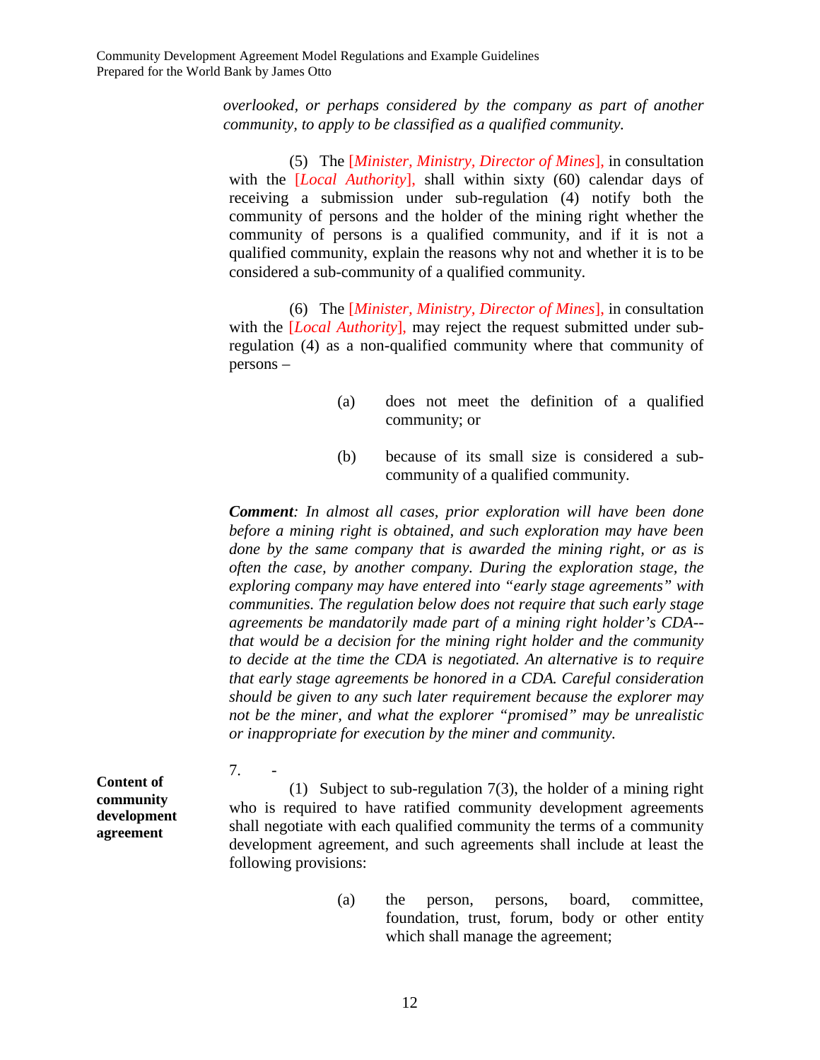*overlooked, or perhaps considered by the company as part of another community, to apply to be classified as a qualified community.*

(5) The [*Minister, Ministry, Director of Mines*], in consultation with the [*Local Authority*], shall within sixty (60) calendar days of receiving a submission under sub-regulation (4) notify both the community of persons and the holder of the mining right whether the community of persons is a qualified community, and if it is not a qualified community, explain the reasons why not and whether it is to be considered a sub-community of a qualified community.

(6) The [*Minister, Ministry, Director of Mines*], in consultation with the [*Local Authority*], may reject the request submitted under sub-regulation (4) as a non-qualified community where that community of persons –

(a) does not meet the definition of a qualified community; or

(b) because of its small size is considered a sub-community of a qualified community.

***Comment****: In almost all cases, prior exploration will have been done before a mining right is obtained, and such exploration may have been done by the same company that is awarded the mining right, or as is often the case, by another company. During the exploration stage, the exploring company may have entered into "early stage agreements" with communities. The regulation below does not require that such early stage agreements be mandatorily made part of a mining right holder's CDA--that would be a decision for the mining right holder and the community to decide at the time the CDA is negotiated. An alternative is to require that early stage agreements be honored in a CDA. Careful consideration should be given to any such later requirement because the explorer may not be the miner, and what the explorer "promised" may be unrealistic or inappropriate for execution by the miner and community.*

**Content of community development agreement**

7. -

(1) Subject to sub-regulation 7(3), the holder of a mining right who is required to have ratified community development agreements shall negotiate with each qualified community the terms of a community development agreement, and such agreements shall include at least the following provisions:

(a) the person, persons, board, committee, foundation, trust, forum, body or other entity which shall manage the agreement;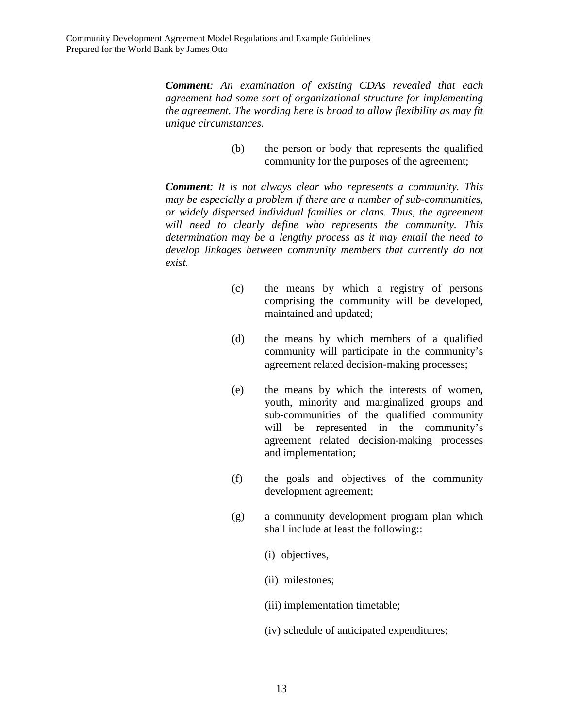***Comment**: An examination of existing CDAs revealed that each agreement had some sort of organizational structure for implementing the agreement. The wording here is broad to allow flexibility as may fit unique circumstances.*

(b) the person or body that represents the qualified community for the purposes of the agreement;

***Comment**: It is not always clear who represents a community. This may be especially a problem if there are a number of sub-communities, or widely dispersed individual families or clans. Thus, the agreement will need to clearly define who represents the community. This determination may be a lengthy process as it may entail the need to develop linkages between community members that currently do not exist.*

(c) the means by which a registry of persons comprising the community will be developed, maintained and updated;

(d) the means by which members of a qualified community will participate in the community's agreement related decision-making processes;

(e) the means by which the interests of women, youth, minority and marginalized groups and sub-communities of the qualified community will be represented in the community's agreement related decision-making processes and implementation;

(f) the goals and objectives of the community development agreement;

(g) a community development program plan which shall include at least the following::

(i) objectives,

(ii) milestones;

(iii) implementation timetable;

(iv) schedule of anticipated expenditures;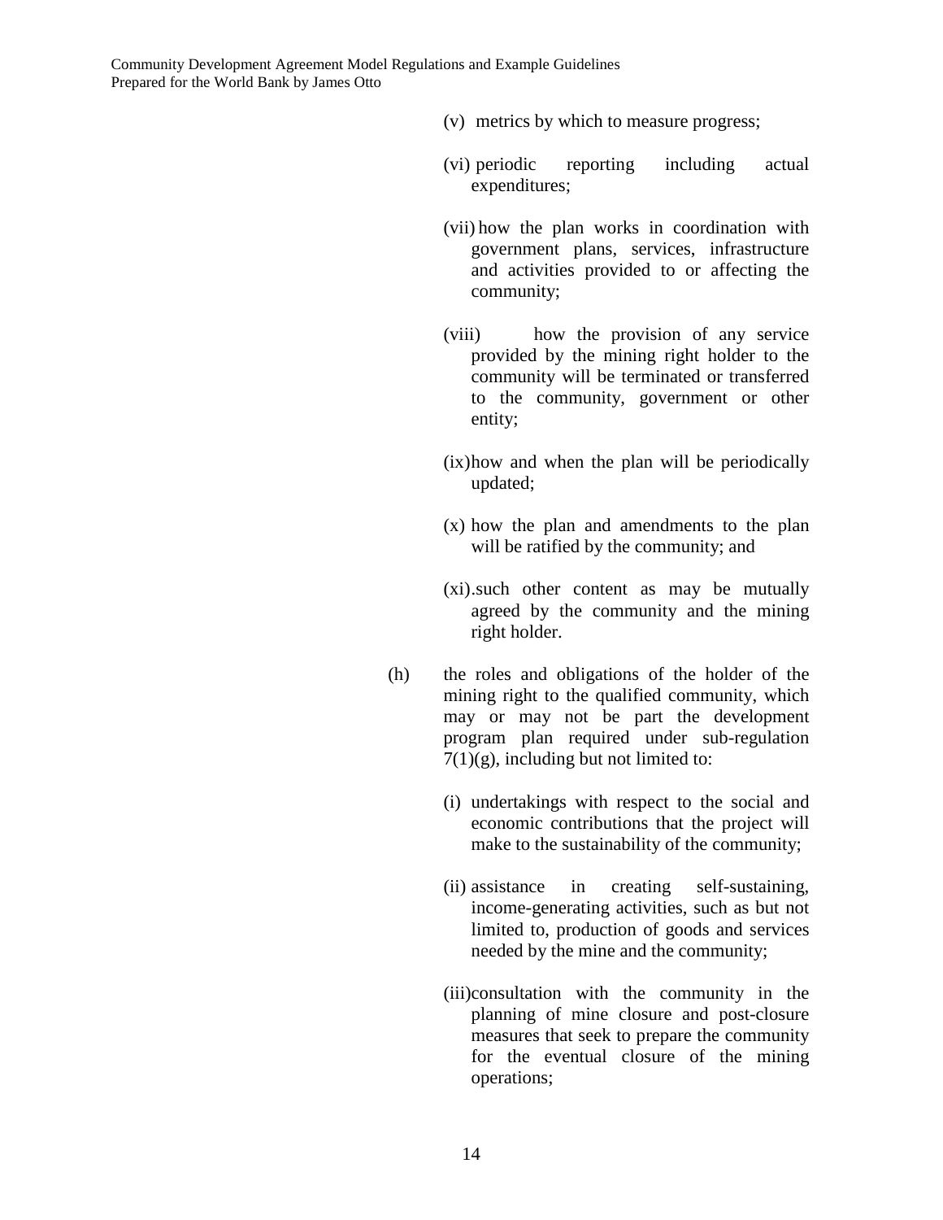(v) metrics by which to measure progress;

(vi) periodic reporting including actual expenditures;

(vii) how the plan works in coordination with government plans, services, infrastructure and activities provided to or affecting the community;

(viii) how the provision of any service provided by the mining right holder to the community will be terminated or transferred to the community, government or other entity;

(ix) how and when the plan will be periodically updated;

(x) how the plan and amendments to the plan will be ratified by the community; and

(xi). such other content as may be mutually agreed by the community and the mining right holder.

(h) the roles and obligations of the holder of the mining right to the qualified community, which may or may not be part the development program plan required under sub-regulation 7(1)(g), including but not limited to:

(i) undertakings with respect to the social and economic contributions that the project will make to the sustainability of the community;

(ii) assistance in creating self-sustaining, income-generating activities, such as but not limited to, production of goods and services needed by the mine and the community;

(iii) consultation with the community in the planning of mine closure and post-closure measures that seek to prepare the community for the eventual closure of the mining operations;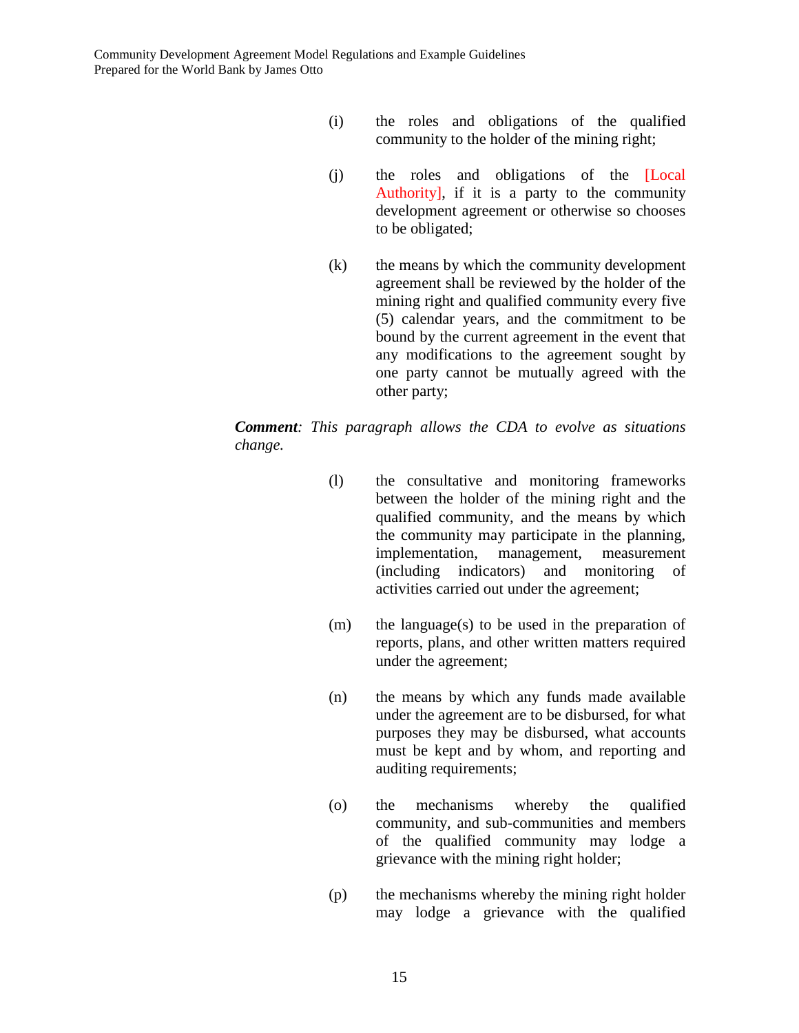(i) the roles and obligations of the qualified community to the holder of the mining right;

(j) the roles and obligations of the [Local Authority], if it is a party to the community development agreement or otherwise so chooses to be obligated;

(k) the means by which the community development agreement shall be reviewed by the holder of the mining right and qualified community every five (5) calendar years, and the commitment to be bound by the current agreement in the event that any modifications to the agreement sought by one party cannot be mutually agreed with the other party;

***Comment****: This paragraph allows the CDA to evolve as situations change.*

(l) the consultative and monitoring frameworks between the holder of the mining right and the qualified community, and the means by which the community may participate in the planning, implementation, management, measurement (including indicators) and monitoring of activities carried out under the agreement;

(m) the language(s) to be used in the preparation of reports, plans, and other written matters required under the agreement;

(n) the means by which any funds made available under the agreement are to be disbursed, for what purposes they may be disbursed, what accounts must be kept and by whom, and reporting and auditing requirements;

(o) the mechanisms whereby the qualified community, and sub-communities and members of the qualified community may lodge a grievance with the mining right holder;

(p) the mechanisms whereby the mining right holder may lodge a grievance with the qualified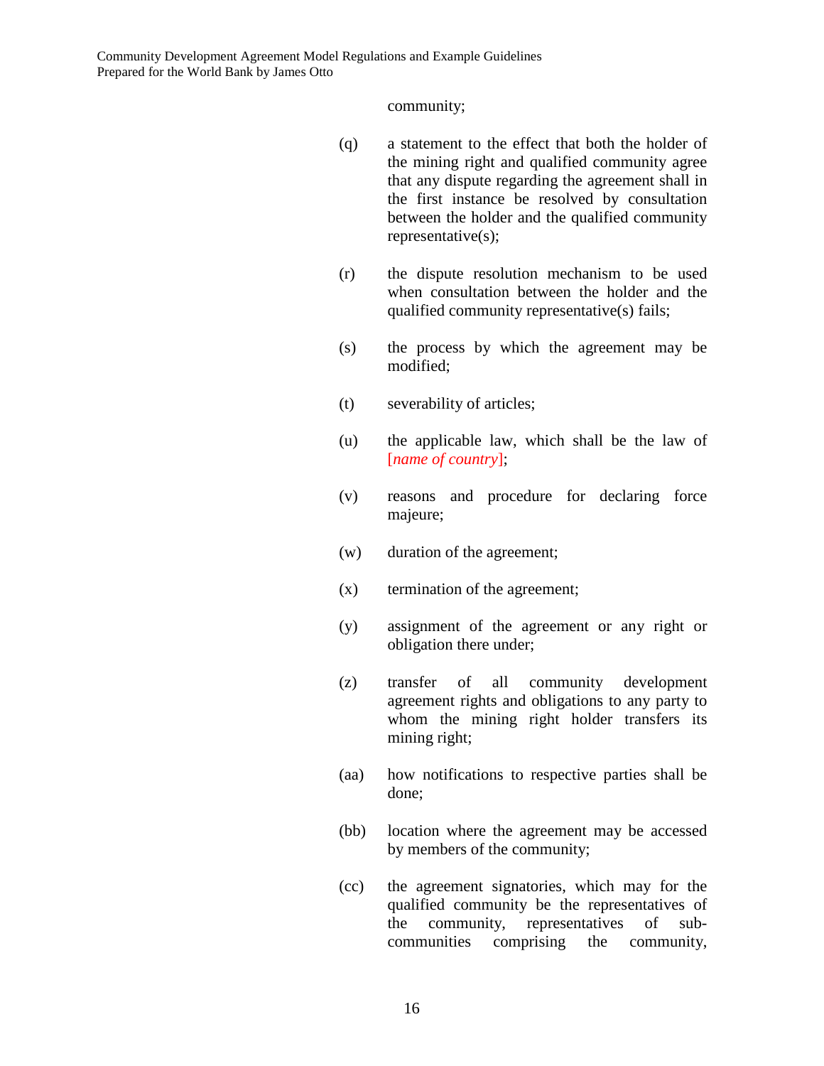community;

(q) a statement to the effect that both the holder of the mining right and qualified community agree that any dispute regarding the agreement shall in the first instance be resolved by consultation between the holder and the qualified community representative(s);

(r) the dispute resolution mechanism to be used when consultation between the holder and the qualified community representative(s) fails;

(s) the process by which the agreement may be modified;

(t) severability of articles;

(u) the applicable law, which shall be the law of [*name of country*];

(v) reasons and procedure for declaring force majeure;

(w) duration of the agreement;

(x) termination of the agreement;

(y) assignment of the agreement or any right or obligation there under;

(z) transfer of all community development agreement rights and obligations to any party to whom the mining right holder transfers its mining right;

(aa) how notifications to respective parties shall be done;

(bb) location where the agreement may be accessed by members of the community;

(cc) the agreement signatories, which may for the qualified community be the representatives of the community, representatives of sub-communities comprising the community,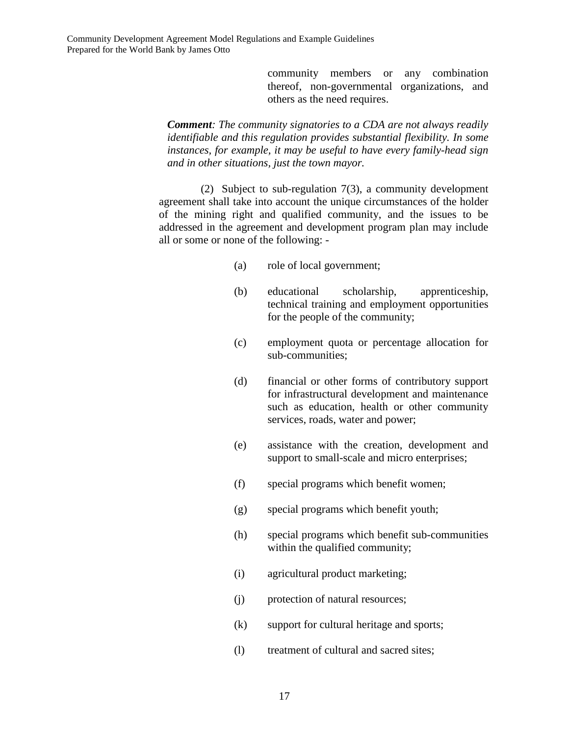community members or any combination thereof, non-governmental organizations, and others as the need requires.

***Comment**: The community signatories to a CDA are not always readily identifiable and this regulation provides substantial flexibility. In some instances, for example, it may be useful to have every family-head sign and in other situations, just the town mayor.*

(2) Subject to sub-regulation 7(3), a community development agreement shall take into account the unique circumstances of the holder of the mining right and qualified community, and the issues to be addressed in the agreement and development program plan may include all or some or none of the following: -

(a) role of local government;

(b) educational scholarship, apprenticeship, technical training and employment opportunities for the people of the community;

(c) employment quota or percentage allocation for sub-communities;

(d) financial or other forms of contributory support for infrastructural development and maintenance such as education, health or other community services, roads, water and power;

(e) assistance with the creation, development and support to small-scale and micro enterprises;

(f) special programs which benefit women;

(g) special programs which benefit youth;

(h) special programs which benefit sub-communities within the qualified community;

(i) agricultural product marketing;

(j) protection of natural resources;

(k) support for cultural heritage and sports;

(l) treatment of cultural and sacred sites;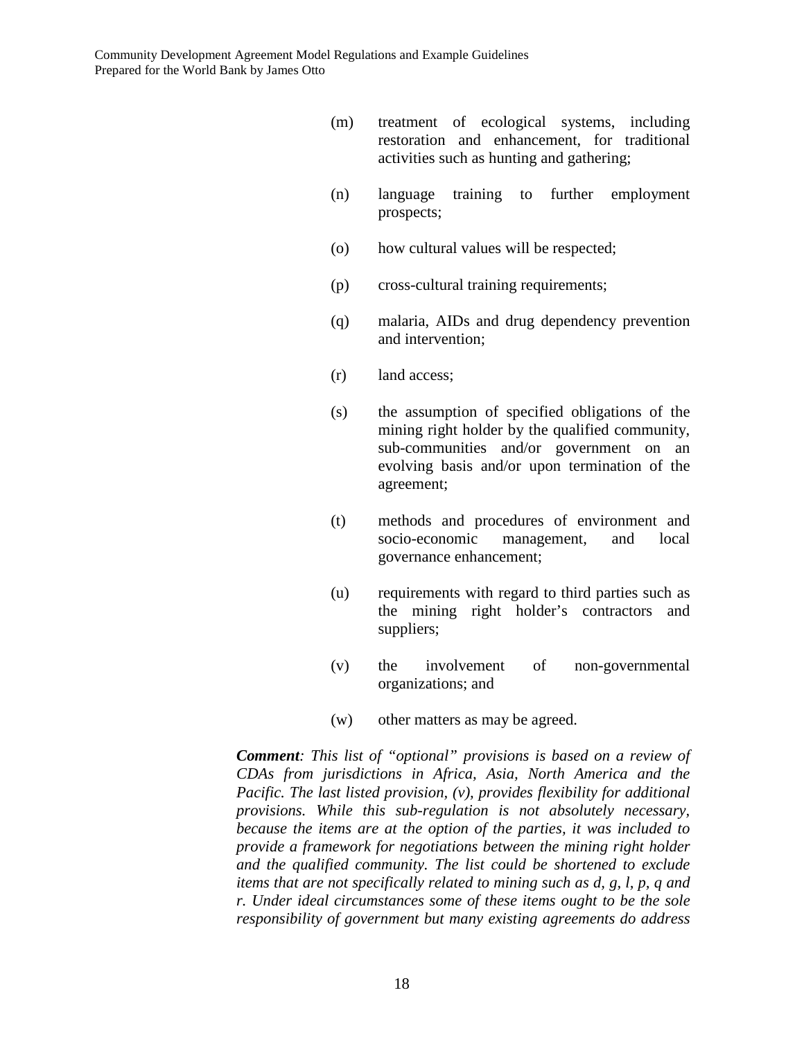(m) treatment of ecological systems, including restoration and enhancement, for traditional activities such as hunting and gathering;

(n) language training to further employment prospects;

(o) how cultural values will be respected;

(p) cross-cultural training requirements;

(q) malaria, AIDs and drug dependency prevention and intervention;

(r) land access;

(s) the assumption of specified obligations of the mining right holder by the qualified community, sub-communities and/or government on an evolving basis and/or upon termination of the agreement;

(t) methods and procedures of environment and socio-economic management, and local governance enhancement;

(u) requirements with regard to third parties such as the mining right holder's contractors and suppliers;

(v) the involvement of non-governmental organizations; and

(w) other matters as may be agreed.

***Comment****: This list of "optional" provisions is based on a review of CDAs from jurisdictions in Africa, Asia, North America and the Pacific. The last listed provision, (v), provides flexibility for additional provisions. While this sub-regulation is not absolutely necessary, because the items are at the option of the parties, it was included to provide a framework for negotiations between the mining right holder and the qualified community. The list could be shortened to exclude items that are not specifically related to mining such as d, g, l, p, q and r. Under ideal circumstances some of these items ought to be the sole responsibility of government but many existing agreements do address*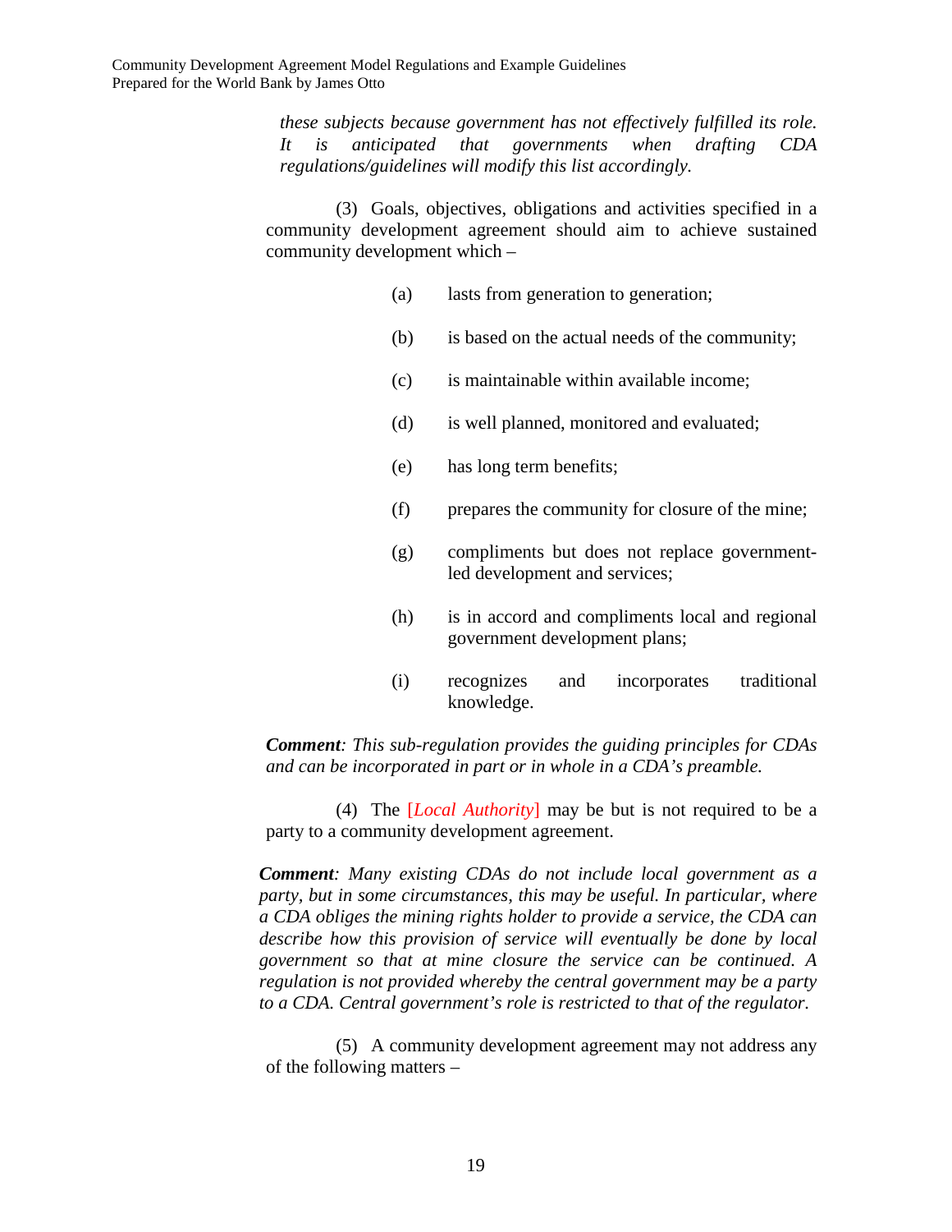*these subjects because government has not effectively fulfilled its role. It is anticipated that governments when drafting CDA regulations/guidelines will modify this list accordingly.*

(3) Goals, objectives, obligations and activities specified in a community development agreement should aim to achieve sustained community development which –

(a) lasts from generation to generation;

(b) is based on the actual needs of the community;

(c) is maintainable within available income;

(d) is well planned, monitored and evaluated;

(e) has long term benefits;

(f) prepares the community for closure of the mine;

(g) compliments but does not replace government-led development and services;

(h) is in accord and compliments local and regional government development plans;

(i) recognizes and incorporates traditional knowledge.

***Comment**: This sub-regulation provides the guiding principles for CDAs and can be incorporated in part or in whole in a CDA's preamble.*

(4) The [*Local Authority*] may be but is not required to be a party to a community development agreement.

***Comment**: Many existing CDAs do not include local government as a party, but in some circumstances, this may be useful. In particular, where a CDA obliges the mining rights holder to provide a service, the CDA can describe how this provision of service will eventually be done by local government so that at mine closure the service can be continued. A regulation is not provided whereby the central government may be a party to a CDA. Central government's role is restricted to that of the regulator.*

(5) A community development agreement may not address any of the following matters –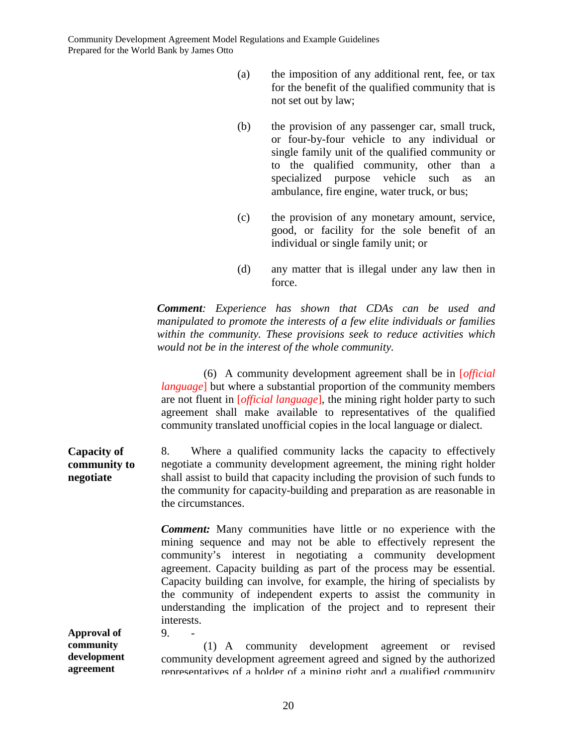(a) the imposition of any additional rent, fee, or tax for the benefit of the qualified community that is not set out by law;

(b) the provision of any passenger car, small truck, or four-by-four vehicle to any individual or single family unit of the qualified community or to the qualified community, other than a specialized purpose vehicle such as an ambulance, fire engine, water truck, or bus;

(c) the provision of any monetary amount, service, good, or facility for the sole benefit of an individual or single family unit; or

(d) any matter that is illegal under any law then in force.

***Comment****: Experience has shown that CDAs can be used and manipulated to promote the interests of a few elite individuals or families within the community. These provisions seek to reduce activities which would not be in the interest of the whole community.*

(6) A community development agreement shall be in [*official language*] but where a substantial proportion of the community members are not fluent in [*official language*], the mining right holder party to such agreement shall make available to representatives of the qualified community translated unofficial copies in the local language or dialect.

**Capacity of community to negotiate**

8. Where a qualified community lacks the capacity to effectively negotiate a community development agreement, the mining right holder shall assist to build that capacity including the provision of such funds to the community for capacity-building and preparation as are reasonable in the circumstances.

***Comment:*** Many communities have little or no experience with the mining sequence and may not be able to effectively represent the community's interest in negotiating a community development agreement. Capacity building as part of the process may be essential. Capacity building can involve, for example, the hiring of specialists by the community of independent experts to assist the community in understanding the implication of the project and to represent their interests.

**Approval of community development agreement**

9. -

(1) A community development agreement or revised community development agreement agreed and signed by the authorized representatives of a holder of a mining right and a qualified community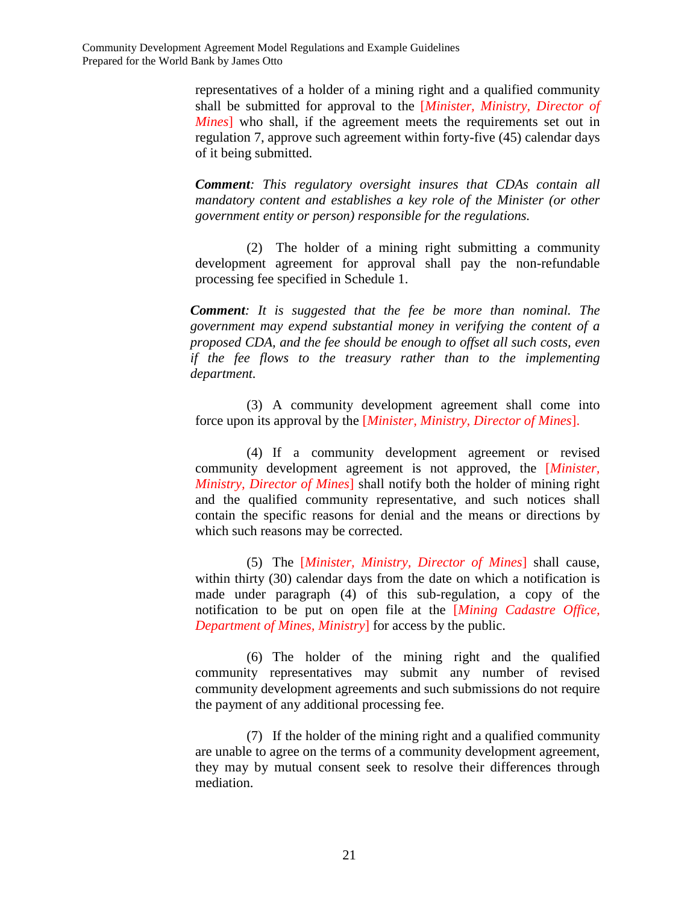representatives of a holder of a mining right and a qualified community shall be submitted for approval to the [*Minister, Ministry, Director of Mines*] who shall, if the agreement meets the requirements set out in regulation 7, approve such agreement within forty-five (45) calendar days of it being submitted.

***Comment**: This regulatory oversight insures that CDAs contain all mandatory content and establishes a key role of the Minister (or other government entity or person) responsible for the regulations.*

(2) The holder of a mining right submitting a community development agreement for approval shall pay the non-refundable processing fee specified in Schedule 1.

***Comment**: It is suggested that the fee be more than nominal. The government may expend substantial money in verifying the content of a proposed CDA, and the fee should be enough to offset all such costs, even if the fee flows to the treasury rather than to the implementing department.*

(3) A community development agreement shall come into force upon its approval by the [*Minister, Ministry, Director of Mines*].

(4) If a community development agreement or revised community development agreement is not approved, the [*Minister, Ministry, Director of Mines*] shall notify both the holder of mining right and the qualified community representative, and such notices shall contain the specific reasons for denial and the means or directions by which such reasons may be corrected.

(5) The [*Minister, Ministry, Director of Mines*] shall cause, within thirty (30) calendar days from the date on which a notification is made under paragraph (4) of this sub-regulation, a copy of the notification to be put on open file at the [*Mining Cadastre Office, Department of Mines, Ministry*] for access by the public.

(6) The holder of the mining right and the qualified community representatives may submit any number of revised community development agreements and such submissions do not require the payment of any additional processing fee.

(7) If the holder of the mining right and a qualified community are unable to agree on the terms of a community development agreement, they may by mutual consent seek to resolve their differences through mediation.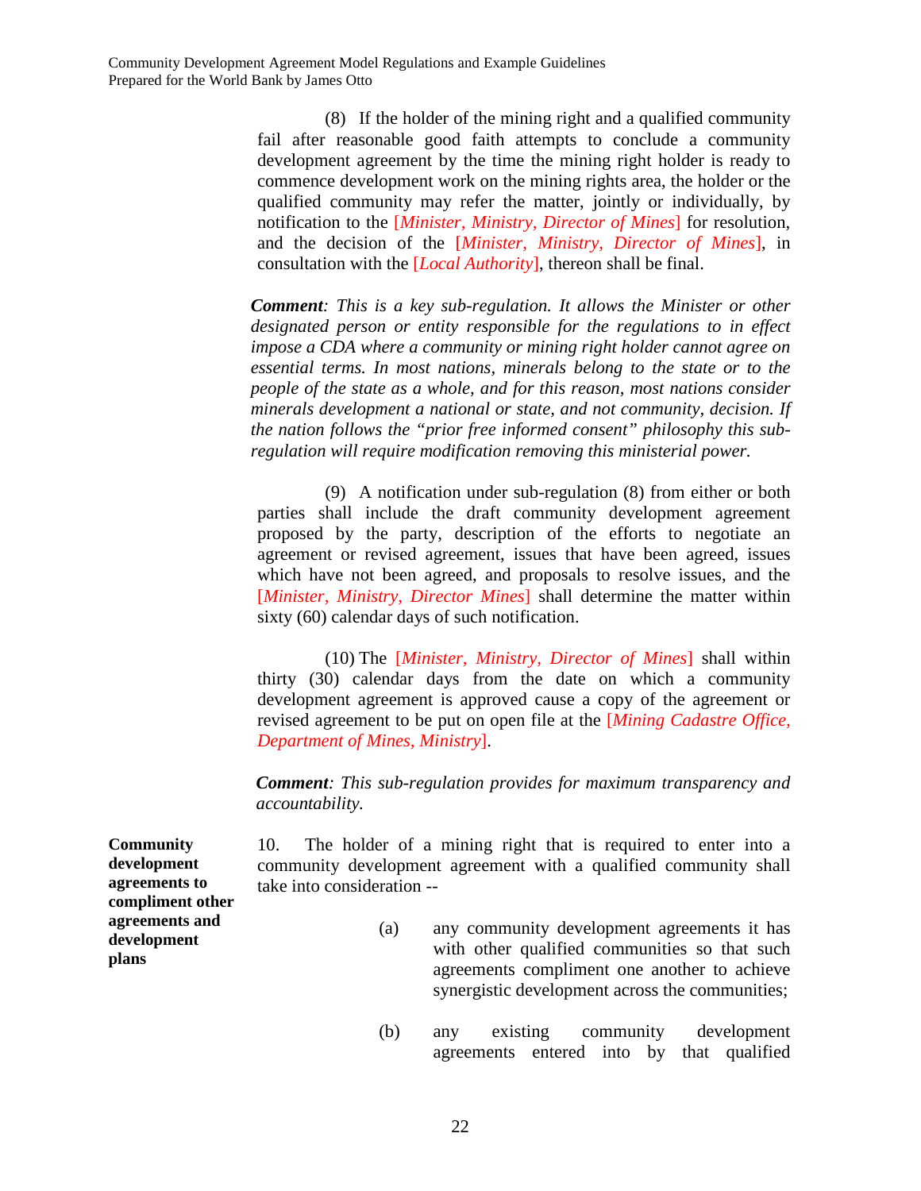(8) If the holder of the mining right and a qualified community fail after reasonable good faith attempts to conclude a community development agreement by the time the mining right holder is ready to commence development work on the mining rights area, the holder or the qualified community may refer the matter, jointly or individually, by notification to the [*Minister, Ministry, Director of Mines*] for resolution, and the decision of the [*Minister, Ministry, Director of Mines*], in consultation with the [*Local Authority*], thereon shall be final.

***Comment****: This is a key sub-regulation. It allows the Minister or other designated person or entity responsible for the regulations to in effect impose a CDA where a community or mining right holder cannot agree on essential terms. In most nations, minerals belong to the state or to the people of the state as a whole, and for this reason, most nations consider minerals development a national or state, and not community, decision. If the nation follows the "prior free informed consent" philosophy this sub-regulation will require modification removing this ministerial power.*

(9) A notification under sub-regulation (8) from either or both parties shall include the draft community development agreement proposed by the party, description of the efforts to negotiate an agreement or revised agreement, issues that have been agreed, issues which have not been agreed, and proposals to resolve issues, and the [*Minister, Ministry, Director Mines*] shall determine the matter within sixty (60) calendar days of such notification.

(10) The [*Minister, Ministry, Director of Mines*] shall within thirty (30) calendar days from the date on which a community development agreement is approved cause a copy of the agreement or revised agreement to be put on open file at the [*Mining Cadastre Office, Department of Mines, Ministry*].

***Comment****: This sub-regulation provides for maximum transparency and accountability.*

**Community development agreements to compliment other agreements and development plans**

10. The holder of a mining right that is required to enter into a community development agreement with a qualified community shall take into consideration --

(a) any community development agreements it has with other qualified communities so that such agreements compliment one another to achieve synergistic development across the communities;

(b) any existing community development agreements entered into by that qualified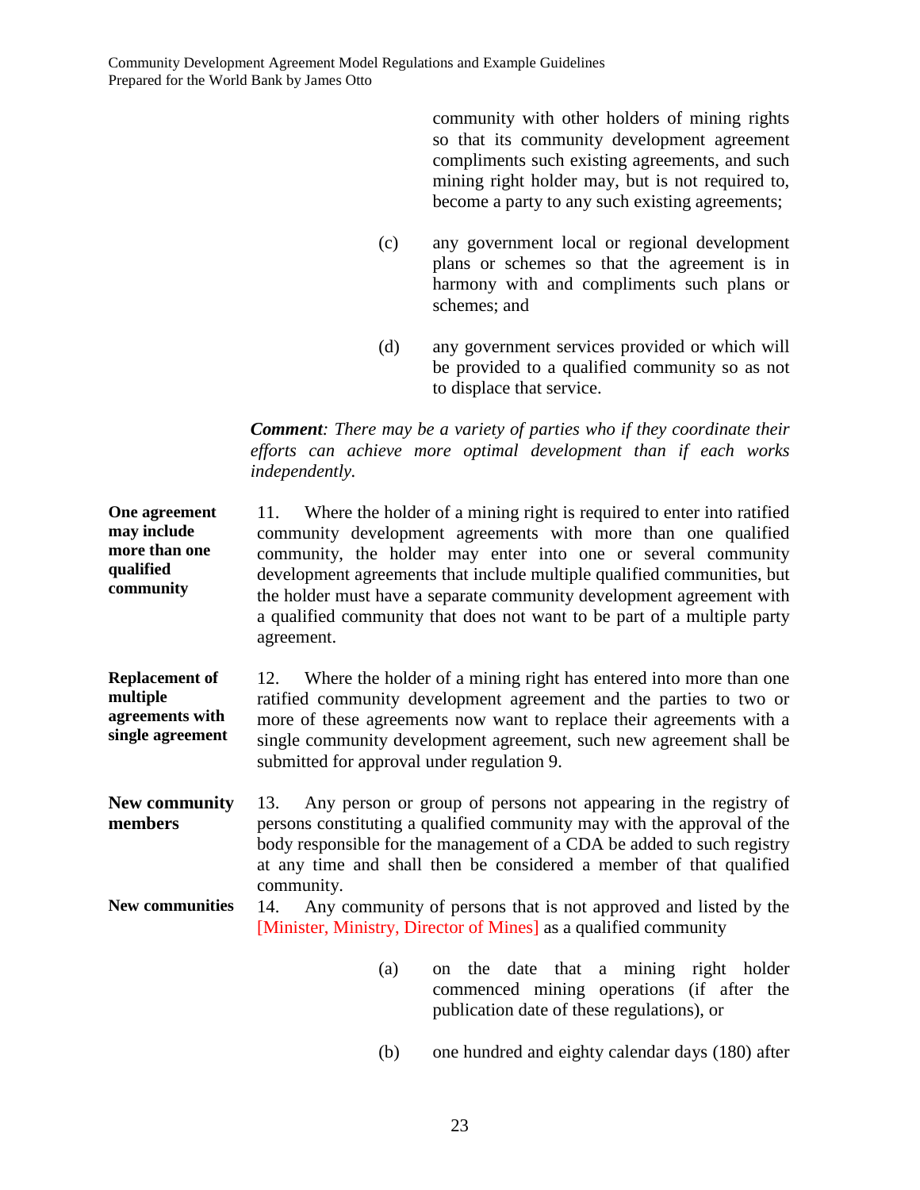community with other holders of mining rights so that its community development agreement compliments such existing agreements, and such mining right holder may, but is not required to, become a party to any such existing agreements;

(c) any government local or regional development plans or schemes so that the agreement is in harmony with and compliments such plans or schemes; and

(d) any government services provided or which will be provided to a qualified community so as not to displace that service.

***Comment****: There may be a variety of parties who if they coordinate their efforts can achieve more optimal development than if each works independently.*

**One agreement may include more than one qualified community**

11. Where the holder of a mining right is required to enter into ratified community development agreements with more than one qualified community, the holder may enter into one or several community development agreements that include multiple qualified communities, but the holder must have a separate community development agreement with a qualified community that does not want to be part of a multiple party agreement.

**Replacement of multiple agreements with single agreement**

12. Where the holder of a mining right has entered into more than one ratified community development agreement and the parties to two or more of these agreements now want to replace their agreements with a single community development agreement, such new agreement shall be submitted for approval under regulation 9.

**New community members**

13. Any person or group of persons not appearing in the registry of persons constituting a qualified community may with the approval of the body responsible for the management of a CDA be added to such registry at any time and shall then be considered a member of that qualified community.

**New communities**

14. Any community of persons that is not approved and listed by the [Minister, Ministry, Director of Mines] as a qualified community

(a) on the date that a mining right holder commenced mining operations (if after the publication date of these regulations), or

(b) one hundred and eighty calendar days (180) after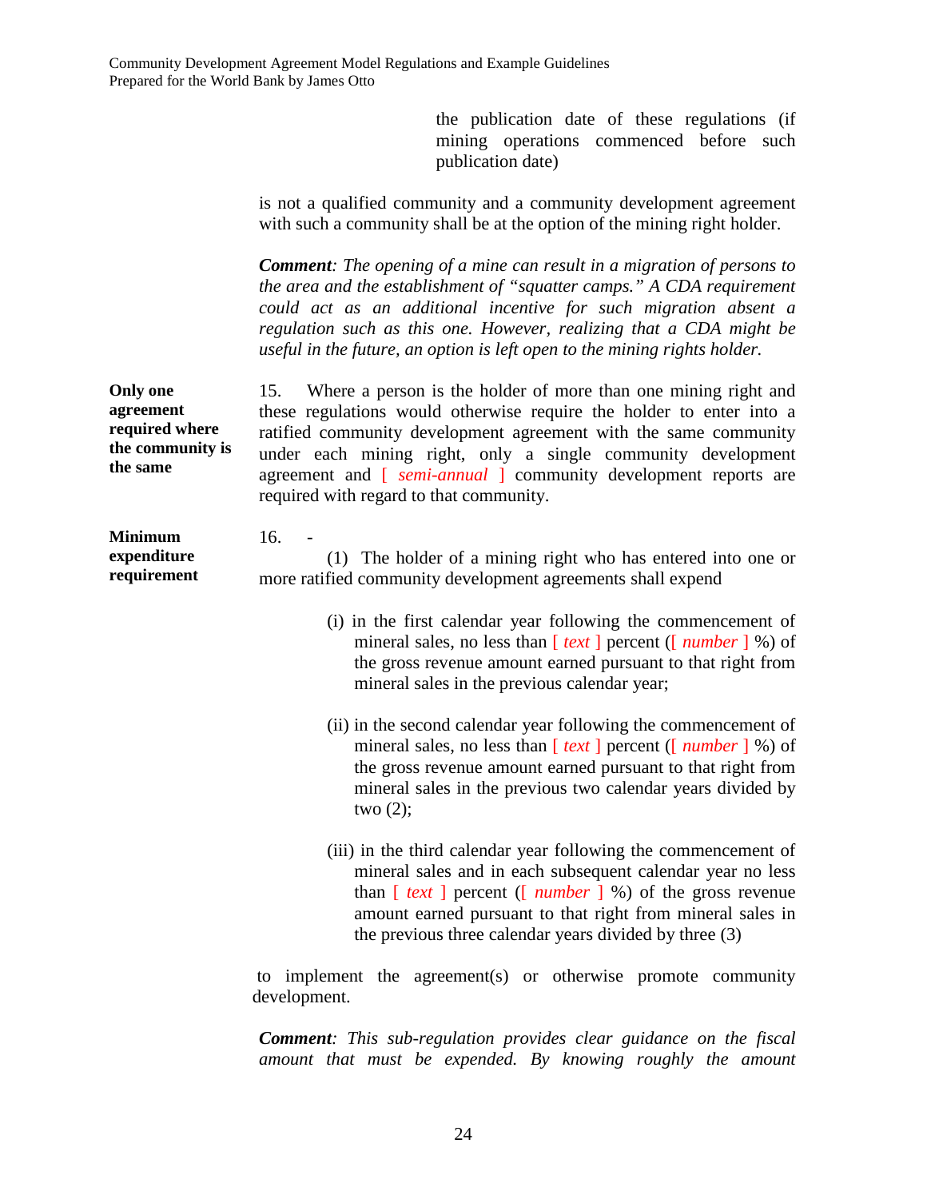the publication date of these regulations (if mining operations commenced before such publication date)

is not a qualified community and a community development agreement with such a community shall be at the option of the mining right holder.

***Comment****: The opening of a mine can result in a migration of persons to the area and the establishment of "squatter camps." A CDA requirement could act as an additional incentive for such migration absent a regulation such as this one. However, realizing that a CDA might be useful in the future, an option is left open to the mining rights holder.*

**Only one agreement required where the community is the same**

15. Where a person is the holder of more than one mining right and these regulations would otherwise require the holder to enter into a ratified community development agreement with the same community under each mining right, only a single community development agreement and [ *semi-annual* ] community development reports are required with regard to that community.

**Minimum expenditure requirement**

16. -

(1) The holder of a mining right who has entered into one or more ratified community development agreements shall expend

(i) in the first calendar year following the commencement of mineral sales, no less than [ *text* ] percent ([ *number* ] %) of the gross revenue amount earned pursuant to that right from mineral sales in the previous calendar year;

(ii) in the second calendar year following the commencement of mineral sales, no less than [ *text* ] percent ([ *number* ] %) of the gross revenue amount earned pursuant to that right from mineral sales in the previous two calendar years divided by two (2);

(iii) in the third calendar year following the commencement of mineral sales and in each subsequent calendar year no less than [ *text* ] percent ([ *number* ] %) of the gross revenue amount earned pursuant to that right from mineral sales in the previous three calendar years divided by three (3)

to implement the agreement(s) or otherwise promote community development.

***Comment****: This sub-regulation provides clear guidance on the fiscal amount that must be expended. By knowing roughly the amount*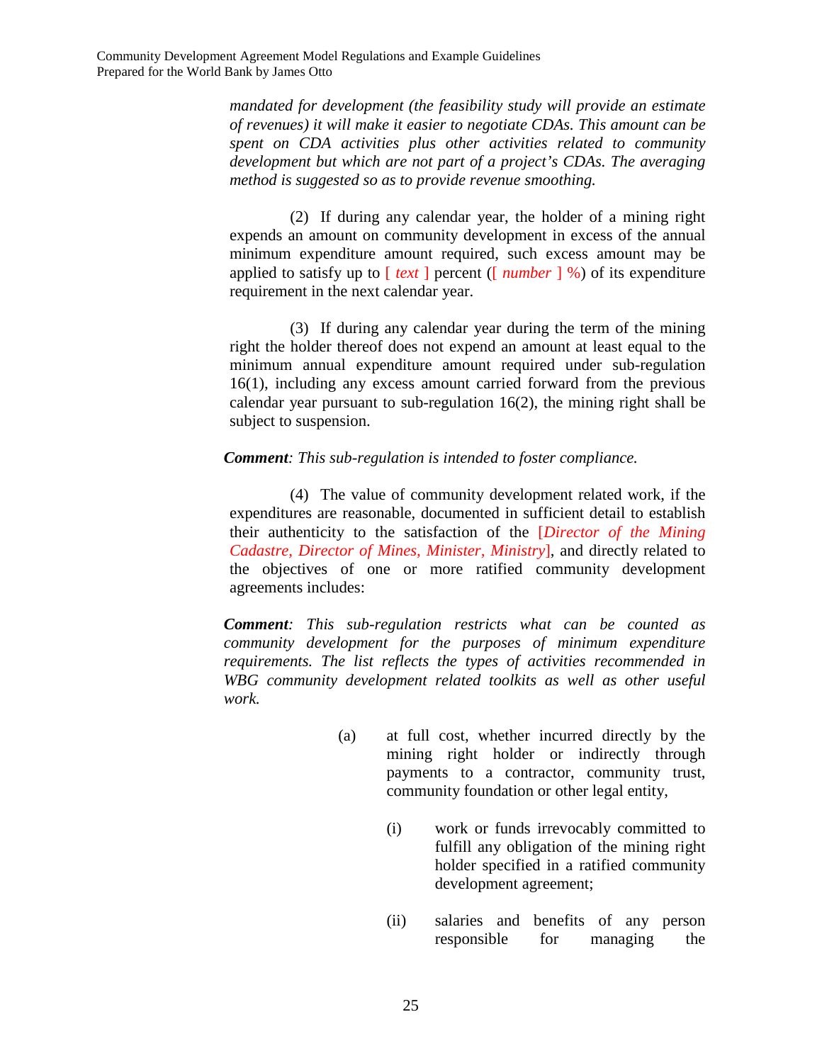*mandated for development (the feasibility study will provide an estimate of revenues) it will make it easier to negotiate CDAs. This amount can be spent on CDA activities plus other activities related to community development but which are not part of a project's CDAs. The averaging method is suggested so as to provide revenue smoothing.*

(2) If during any calendar year, the holder of a mining right expends an amount on community development in excess of the annual minimum expenditure amount required, such excess amount may be applied to satisfy up to [ *text* ] percent ([ *number* ] %) of its expenditure requirement in the next calendar year.

(3) If during any calendar year during the term of the mining right the holder thereof does not expend an amount at least equal to the minimum annual expenditure amount required under sub-regulation 16(1), including any excess amount carried forward from the previous calendar year pursuant to sub-regulation 16(2), the mining right shall be subject to suspension.

***Comment****: This sub-regulation is intended to foster compliance.*

(4) The value of community development related work, if the expenditures are reasonable, documented in sufficient detail to establish their authenticity to the satisfaction of the [*Director of the Mining Cadastre, Director of Mines, Minister, Ministry*], and directly related to the objectives of one or more ratified community development agreements includes:

***Comment****: This sub-regulation restricts what can be counted as community development for the purposes of minimum expenditure requirements. The list reflects the types of activities recommended in WBG community development related toolkits as well as other useful work.*

(a) at full cost, whether incurred directly by the mining right holder or indirectly through payments to a contractor, community trust, community foundation or other legal entity,

(i) work or funds irrevocably committed to fulfill any obligation of the mining right holder specified in a ratified community development agreement;

(ii) salaries and benefits of any person responsible for managing the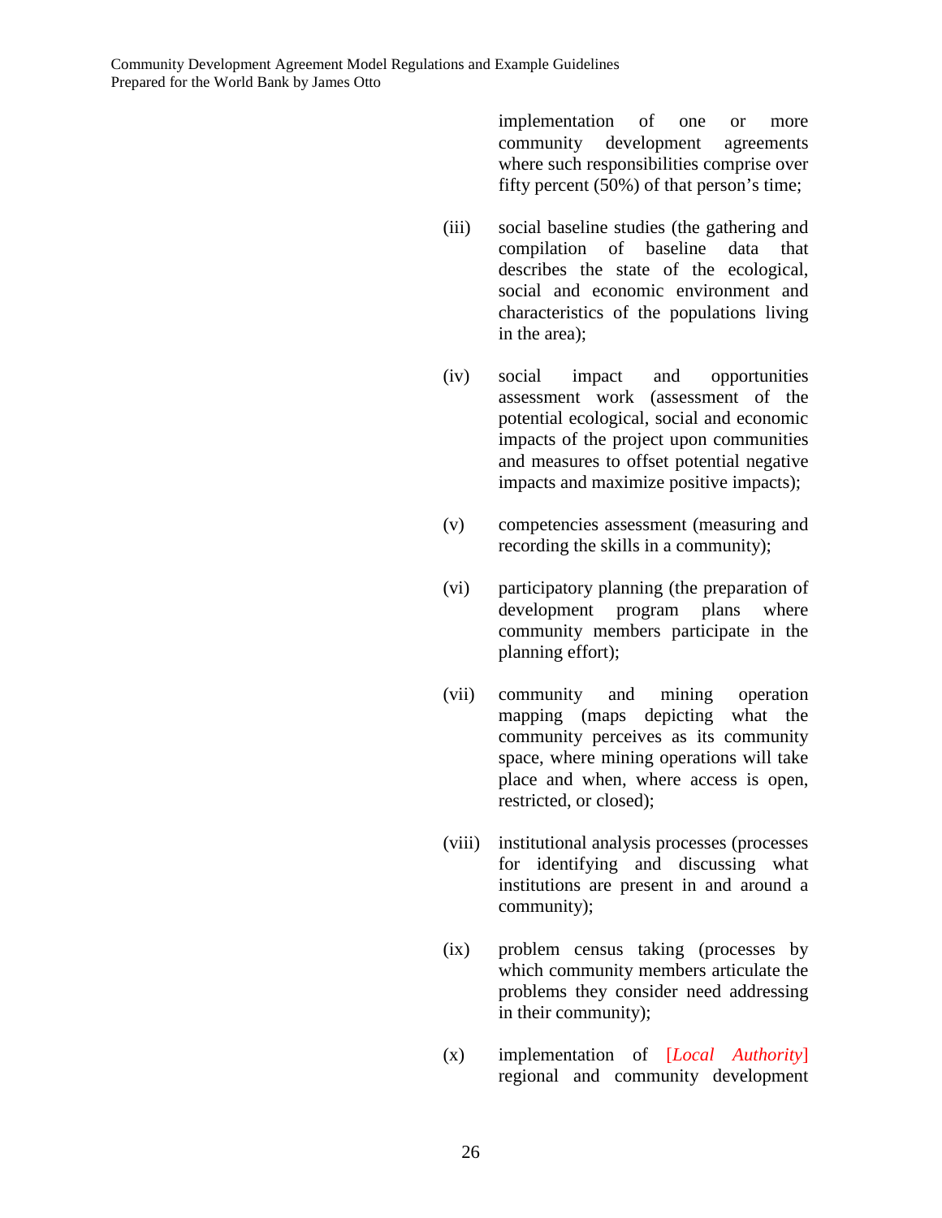implementation of one or more community development agreements where such responsibilities comprise over fifty percent (50%) of that person's time;

(iii) social baseline studies (the gathering and compilation of baseline data that describes the state of the ecological, social and economic environment and characteristics of the populations living in the area);

(iv) social impact and opportunities assessment work (assessment of the potential ecological, social and economic impacts of the project upon communities and measures to offset potential negative impacts and maximize positive impacts);

(v) competencies assessment (measuring and recording the skills in a community);

(vi) participatory planning (the preparation of development program plans where community members participate in the planning effort);

(vii) community and mining operation mapping (maps depicting what the community perceives as its community space, where mining operations will take place and when, where access is open, restricted, or closed);

(viii) institutional analysis processes (processes for identifying and discussing what institutions are present in and around a community);

(ix) problem census taking (processes by which community members articulate the problems they consider need addressing in their community);

(x) implementation of [*Local Authority*] regional and community development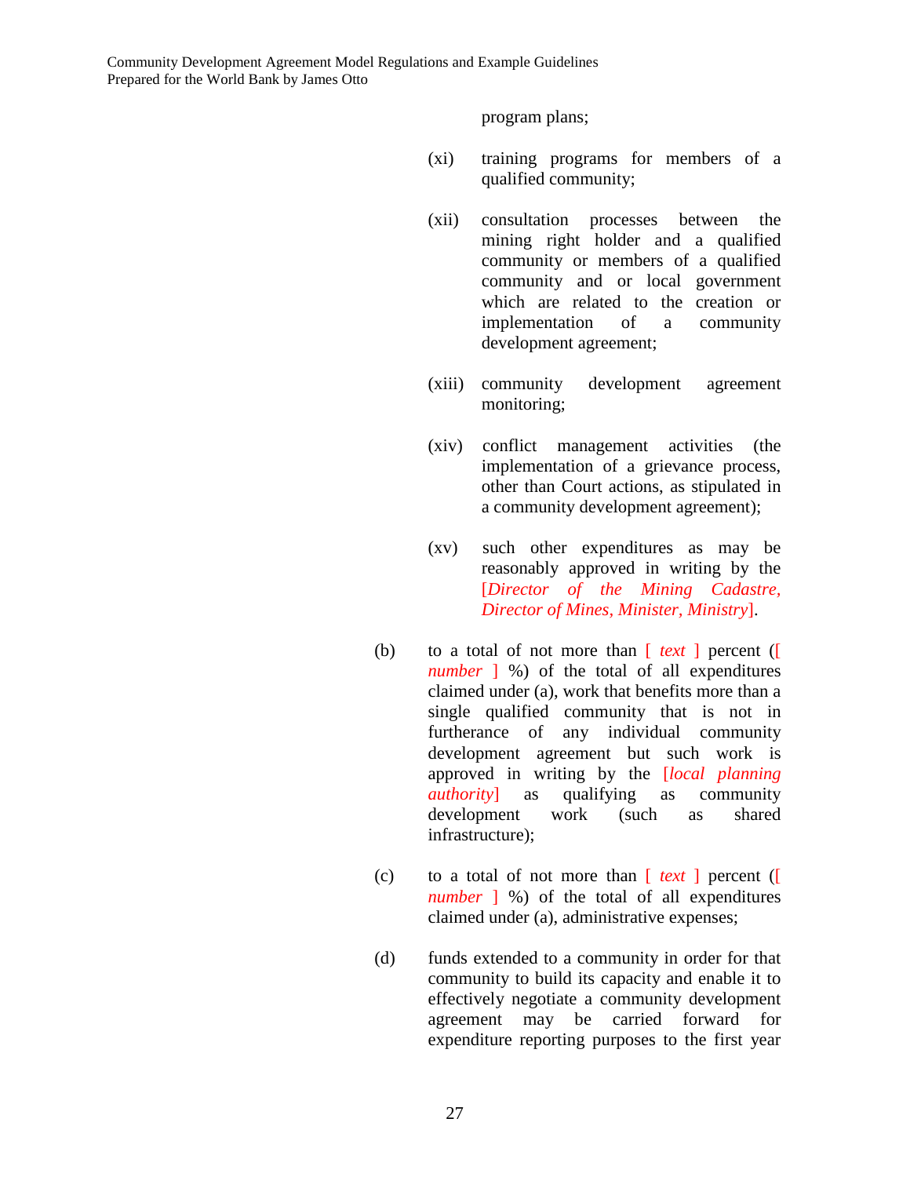program plans;

(xi) training programs for members of a qualified community;

(xii) consultation processes between the mining right holder and a qualified community or members of a qualified community and or local government which are related to the creation or implementation of a community development agreement;

(xiii) community development agreement monitoring;

(xiv) conflict management activities (the implementation of a grievance process, other than Court actions, as stipulated in a community development agreement);

(xv) such other expenditures as may be reasonably approved in writing by the [*Director of the Mining Cadastre, Director of Mines, Minister, Ministry*].

(b) to a total of not more than [ *text* ] percent ([ *number* ] %) of the total of all expenditures claimed under (a), work that benefits more than a single qualified community that is not in furtherance of any individual community development agreement but such work is approved in writing by the [*local planning authority*] as qualifying as community development work (such as shared infrastructure);

(c) to a total of not more than [ *text* ] percent ([ *number* ] %) of the total of all expenditures claimed under (a), administrative expenses;

(d) funds extended to a community in order for that community to build its capacity and enable it to effectively negotiate a community development agreement may be carried forward for expenditure reporting purposes to the first year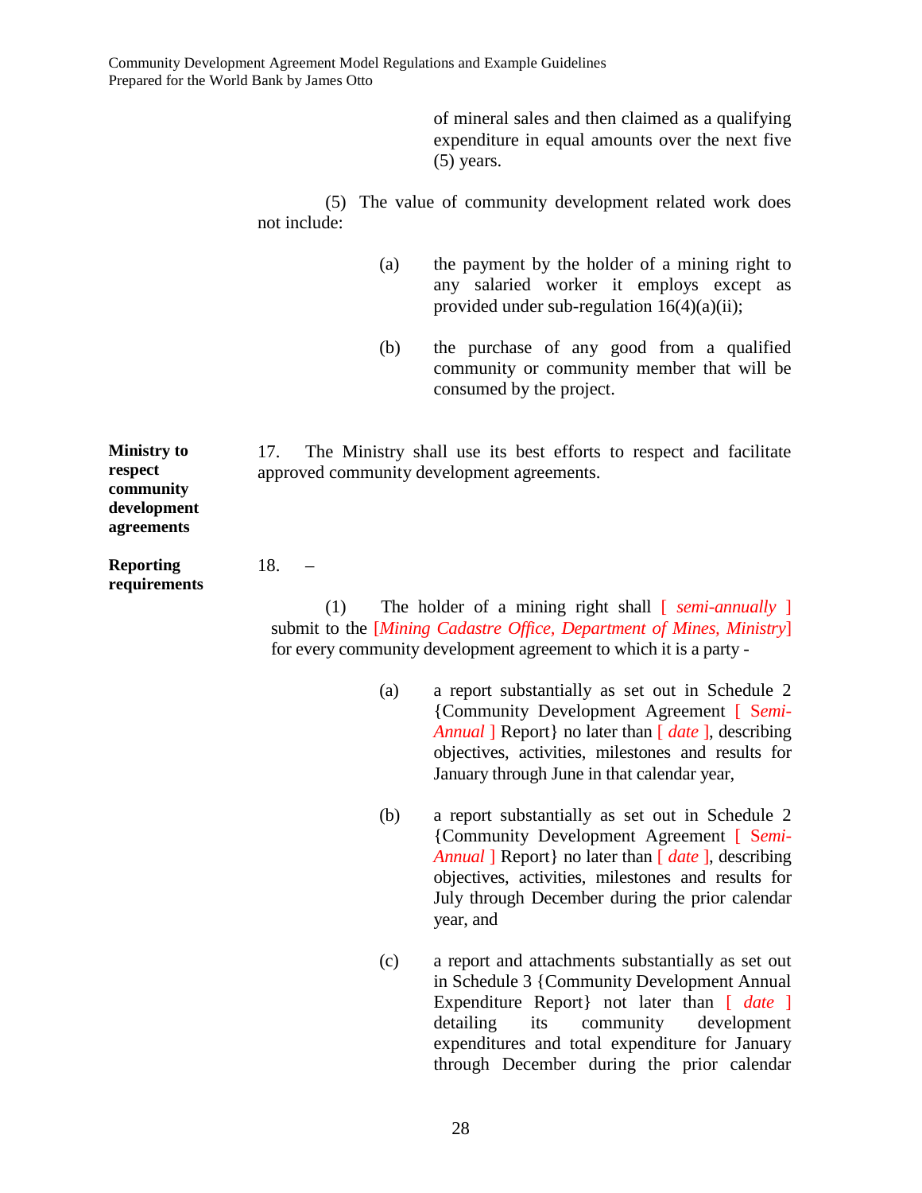of mineral sales and then claimed as a qualifying expenditure in equal amounts over the next five (5) years.

(5) The value of community development related work does not include:

(a) the payment by the holder of a mining right to any salaried worker it employs except as provided under sub-regulation 16(4)(a)(ii);

(b) the purchase of any good from a qualified community or community member that will be consumed by the project.

**Ministry to respect community development agreements**

17. The Ministry shall use its best efforts to respect and facilitate approved community development agreements.

**Reporting requirements**

18. –

(1) The holder of a mining right shall [ *semi-annually* ] submit to the [*Mining Cadastre Office, Department of Mines, Ministry*] for every community development agreement to which it is a party -

(a) a report substantially as set out in Schedule 2 {Community Development Agreement [ *Semi-Annual* ] Report} no later than [ *date* ], describing objectives, activities, milestones and results for January through June in that calendar year,

(b) a report substantially as set out in Schedule 2 {Community Development Agreement [ *Semi-Annual* ] Report} no later than [ *date* ], describing objectives, activities, milestones and results for July through December during the prior calendar year, and

(c) a report and attachments substantially as set out in Schedule 3 {Community Development Annual Expenditure Report} not later than [ *date* ] detailing its community development expenditures and total expenditure for January through December during the prior calendar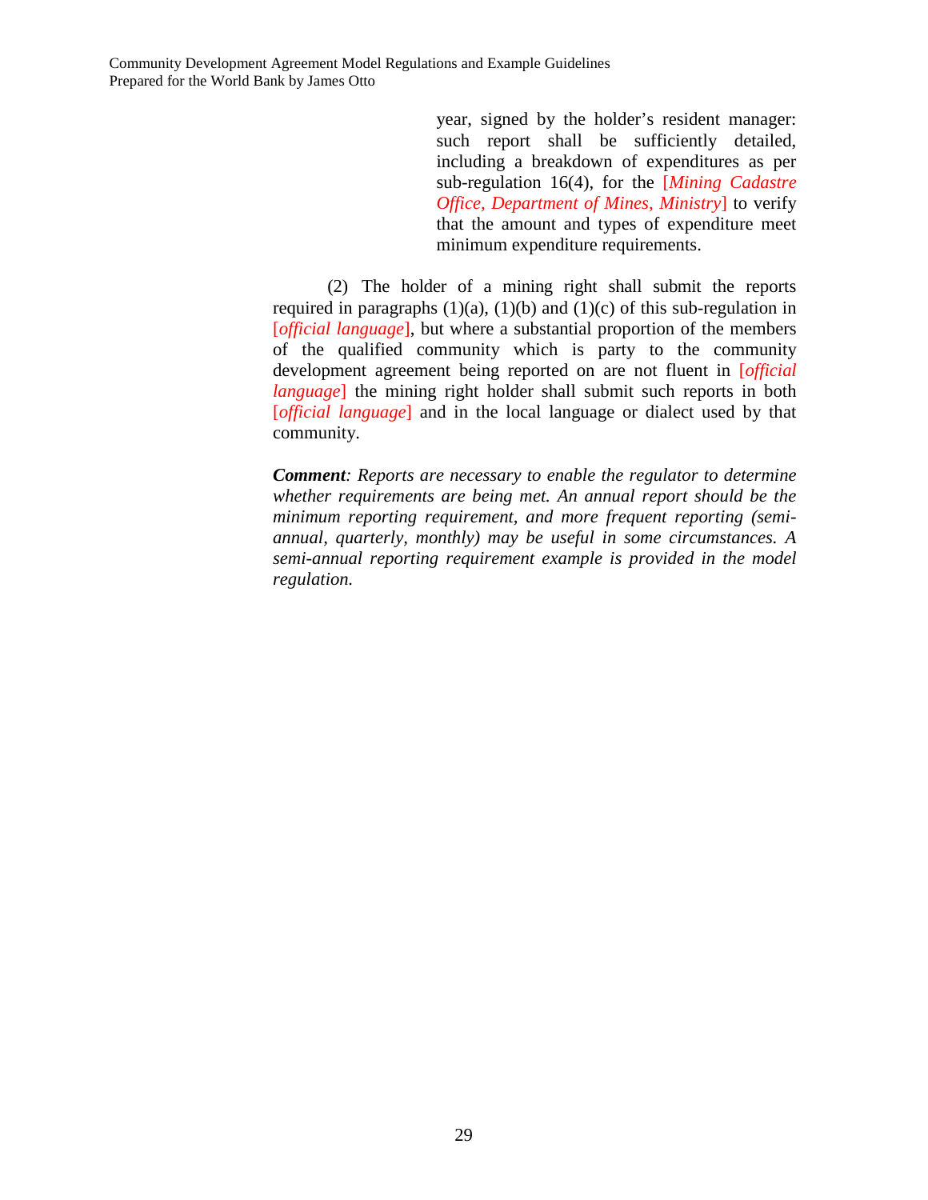year, signed by the holder's resident manager: such report shall be sufficiently detailed, including a breakdown of expenditures as per sub-regulation 16(4), for the [*Mining Cadastre Office, Department of Mines, Ministry*] to verify that the amount and types of expenditure meet minimum expenditure requirements.

(2) The holder of a mining right shall submit the reports required in paragraphs (1)(a), (1)(b) and (1)(c) of this sub-regulation in [*official language*], but where a substantial proportion of the members of the qualified community which is party to the community development agreement being reported on are not fluent in [*official language*] the mining right holder shall submit such reports in both [*official language*] and in the local language or dialect used by that community.

***Comment****: Reports are necessary to enable the regulator to determine whether requirements are being met. An annual report should be the minimum reporting requirement, and more frequent reporting (semi-annual, quarterly, monthly) may be useful in some circumstances. A semi-annual reporting requirement example is provided in the model regulation.*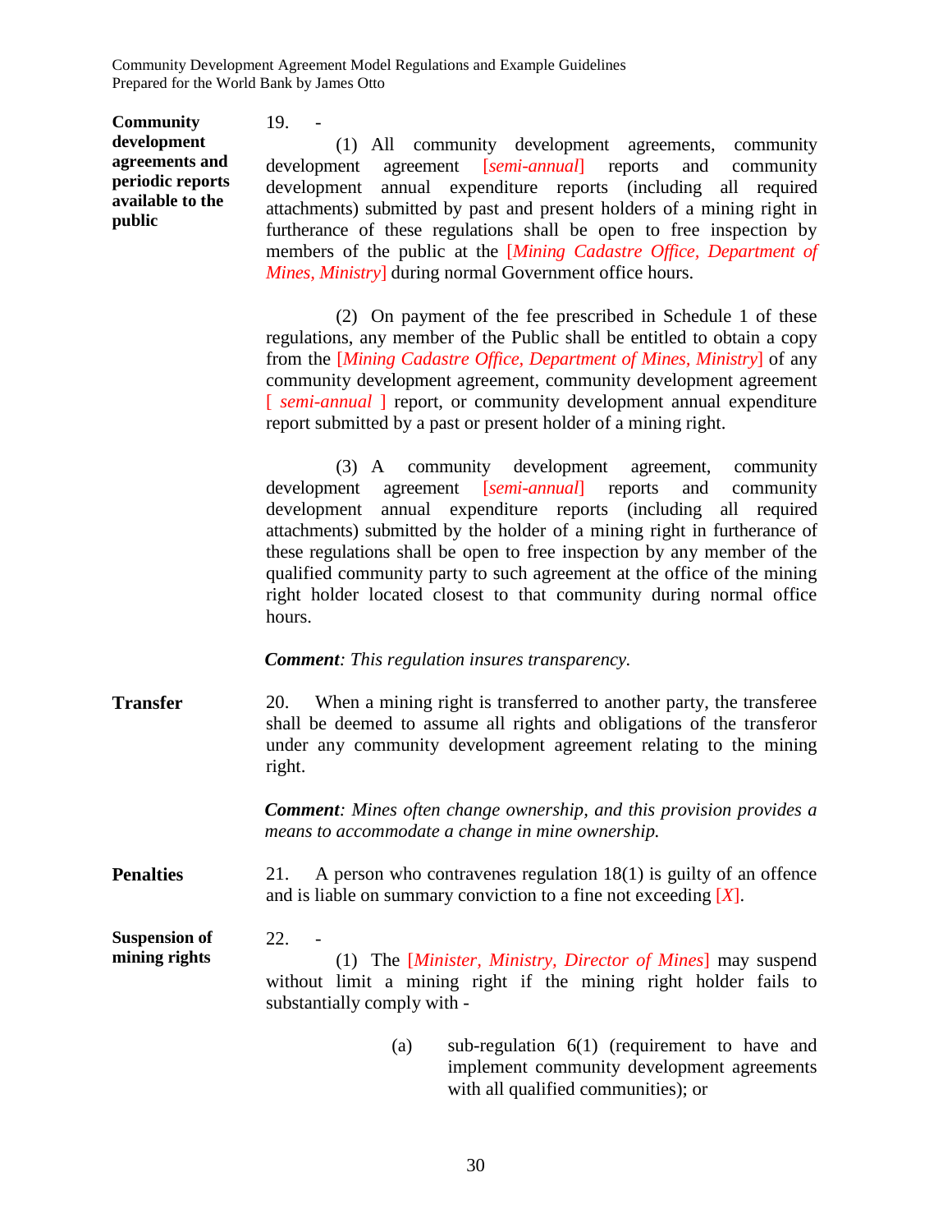**Community development agreements and periodic reports available to the public**

19. -

(1) All community development agreements, community development agreement [*semi-annual*] reports and community development annual expenditure reports (including all required attachments) submitted by past and present holders of a mining right in furtherance of these regulations shall be open to free inspection by members of the public at the [*Mining Cadastre Office, Department of Mines, Ministry*] during normal Government office hours.

(2) On payment of the fee prescribed in Schedule 1 of these regulations, any member of the Public shall be entitled to obtain a copy from the [*Mining Cadastre Office, Department of Mines, Ministry*] of any community development agreement, community development agreement [ *semi-annual* ] report, or community development annual expenditure report submitted by a past or present holder of a mining right.

(3) A community development agreement, community development agreement [*semi-annual*] reports and community development annual expenditure reports (including all required attachments) submitted by the holder of a mining right in furtherance of these regulations shall be open to free inspection by any member of the qualified community party to such agreement at the office of the mining right holder located closest to that community during normal office hours.

***Comment****: This regulation insures transparency.*

**Transfer**

20. When a mining right is transferred to another party, the transferee shall be deemed to assume all rights and obligations of the transferor under any community development agreement relating to the mining right.

***Comment****: Mines often change ownership, and this provision provides a means to accommodate a change in mine ownership.*

**Penalties**

21. A person who contravenes regulation 18(1) is guilty of an offence and is liable on summary conviction to a fine not exceeding [*X*].

**Suspension of mining rights**

22. -

(1) The [*Minister, Ministry, Director of Mines*] may suspend without limit a mining right if the mining right holder fails to substantially comply with -

(a) sub-regulation 6(1) (requirement to have and implement community development agreements with all qualified communities); or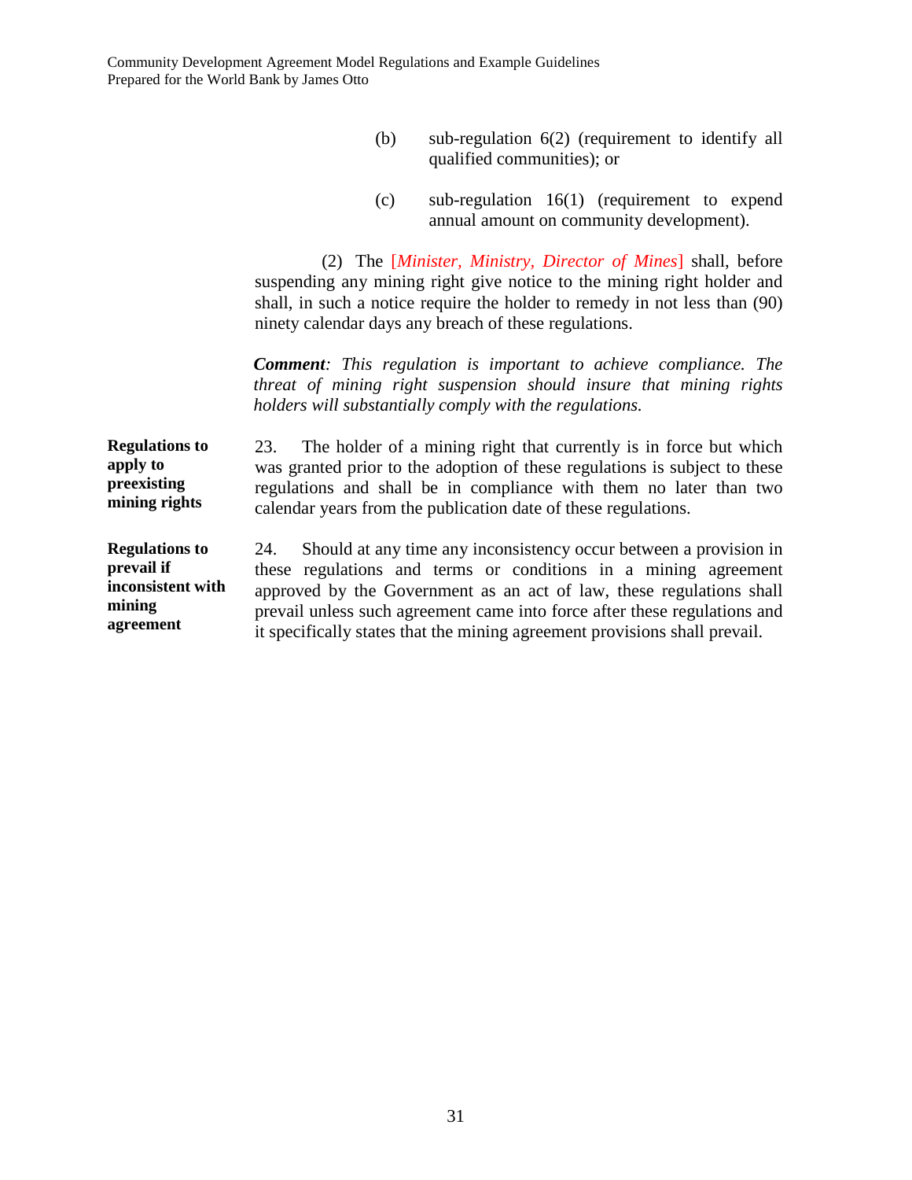(b) sub-regulation 6(2) (requirement to identify all qualified communities); or

(c) sub-regulation 16(1) (requirement to expend annual amount on community development).

(2) The [*Minister, Ministry, Director of Mines*] shall, before suspending any mining right give notice to the mining right holder and shall, in such a notice require the holder to remedy in not less than (90) ninety calendar days any breach of these regulations.

***Comment****: This regulation is important to achieve compliance. The threat of mining right suspension should insure that mining rights holders will substantially comply with the regulations.*

**Regulations to apply to preexisting mining rights**

23. The holder of a mining right that currently is in force but which was granted prior to the adoption of these regulations is subject to these regulations and shall be in compliance with them no later than two calendar years from the publication date of these regulations.

**Regulations to prevail if inconsistent with mining agreement**

24. Should at any time any inconsistency occur between a provision in these regulations and terms or conditions in a mining agreement approved by the Government as an act of law, these regulations shall prevail unless such agreement came into force after these regulations and it specifically states that the mining agreement provisions shall prevail.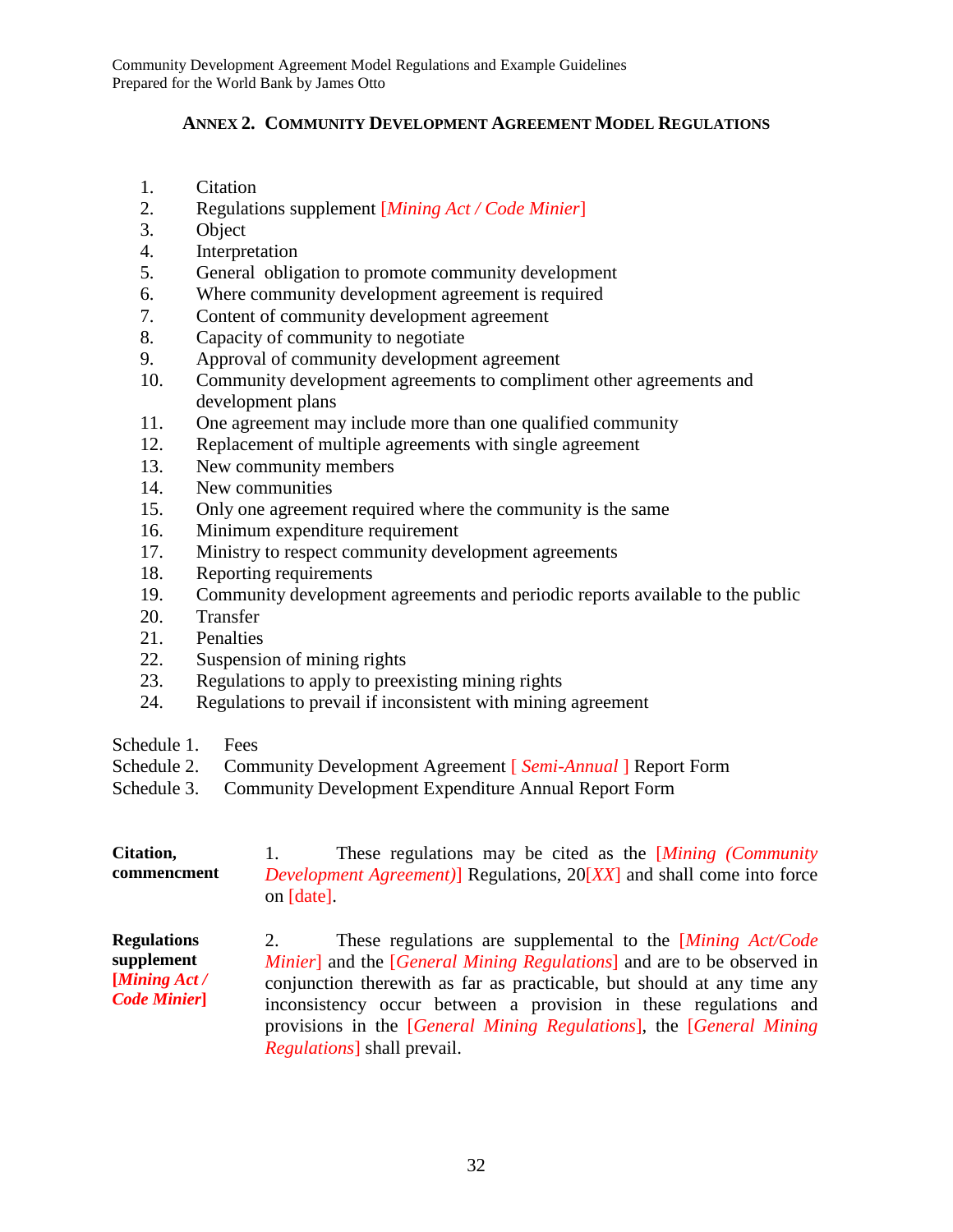## ANNEX 2. COMMUNITY DEVELOPMENT AGREEMENT MODEL REGULATIONS

1. Citation
2. Regulations supplement [*Mining Act / Code Minier*]
3. Object
4. Interpretation
5. General obligation to promote community development
6. Where community development agreement is required
7. Content of community development agreement
8. Capacity of community to negotiate
9. Approval of community development agreement
10. Community development agreements to compliment other agreements and development plans
11. One agreement may include more than one qualified community
12. Replacement of multiple agreements with single agreement
13. New community members
14. New communities
15. Only one agreement required where the community is the same
16. Minimum expenditure requirement
17. Ministry to respect community development agreements
18. Reporting requirements
19. Community development agreements and periodic reports available to the public
20. Transfer
21. Penalties
22. Suspension of mining rights
23. Regulations to apply to preexisting mining rights
24. Regulations to prevail if inconsistent with mining agreement

Schedule 1. Fees
Schedule 2. Community Development Agreement [ *Semi-Annual* ] Report Form
Schedule 3. Community Development Expenditure Annual Report Form

**Citation, commencment**

1. These regulations may be cited as the [*Mining (Community Development Agreement)*] Regulations, 20[*XX*] and shall come into force on [date].

**Regulations supplement [*Mining Act / Code Minier*]**

2. These regulations are supplemental to the [*Mining Act/Code Minier*] and the [*General Mining Regulations*] and are to be observed in conjunction therewith as far as practicable, but should at any time any inconsistency occur between a provision in these regulations and provisions in the [*General Mining Regulations*], the [*General Mining Regulations*] shall prevail.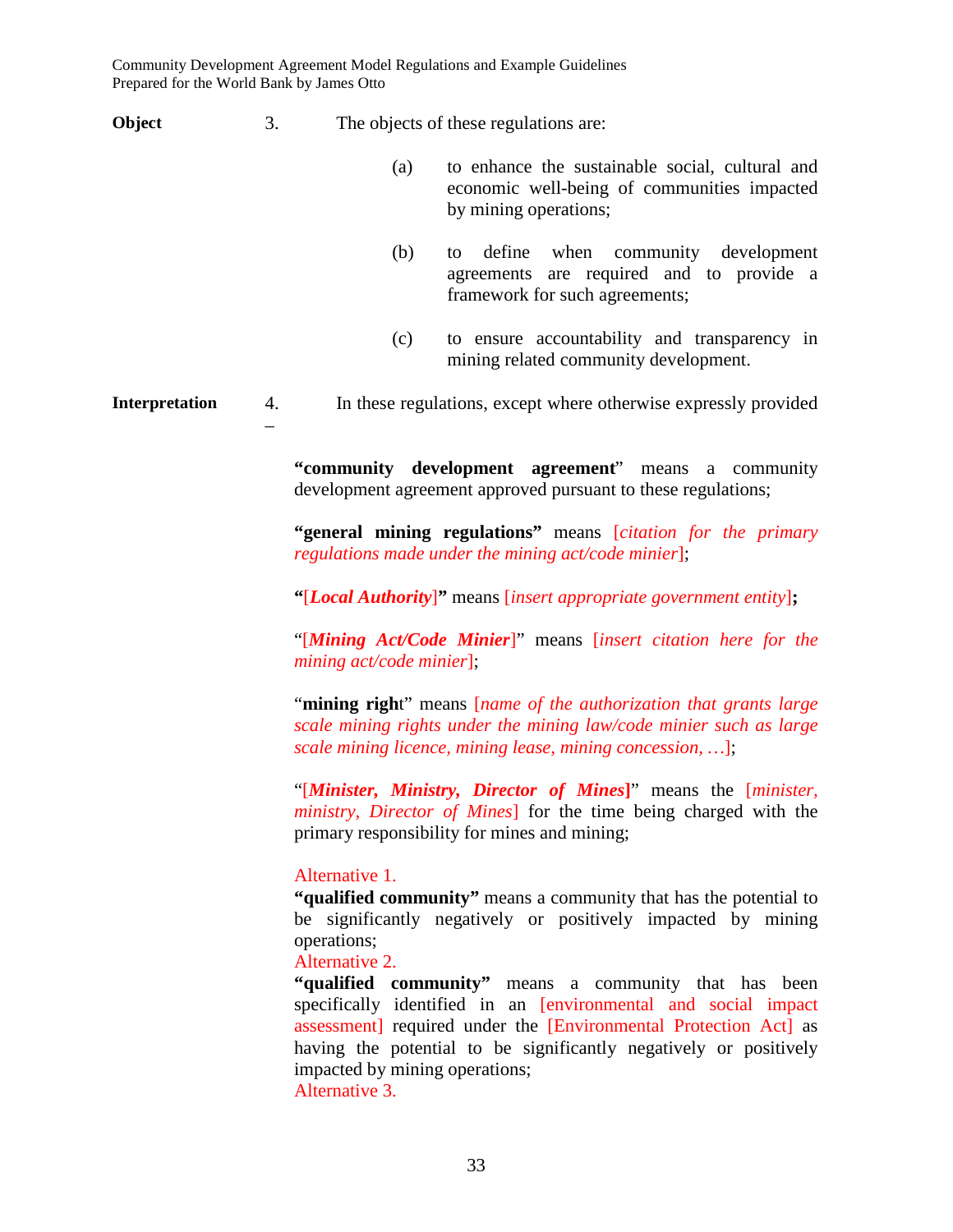**Object** 3. The objects of these regulations are:

(a) to enhance the sustainable social, cultural and economic well-being of communities impacted by mining operations;

(b) to define when community development agreements are required and to provide a framework for such agreements;

(c) to ensure accountability and transparency in mining related community development.

**Interpretation** 4. In these regulations, except where otherwise expressly provided –

**"community development agreement"** means a community development agreement approved pursuant to these regulations;

**"general mining regulations"** means [*citation for the primary regulations made under the mining act/code minier*];

**"**[***Local Authority***]**"** means [*insert appropriate government entity*]**;**

"[***Mining Act/Code Minier***]" means [*insert citation here for the mining act/code minier*];

"**mining righ**t" means [*name of the authorization that grants large scale mining rights under the mining law/code minier such as large scale mining licence, mining lease, mining concession, …*];

"[***Minister, Ministry, Director of Mines***]" means the [*minister, ministry, Director of Mines*] for the time being charged with the primary responsibility for mines and mining;

Alternative 1.
**"qualified community"** means a community that has the potential to be significantly negatively or positively impacted by mining operations;
Alternative 2.
**"qualified community"** means a community that has been specifically identified in an [environmental and social impact assessment] required under the [Environmental Protection Act] as having the potential to be significantly negatively or positively impacted by mining operations;
Alternative 3.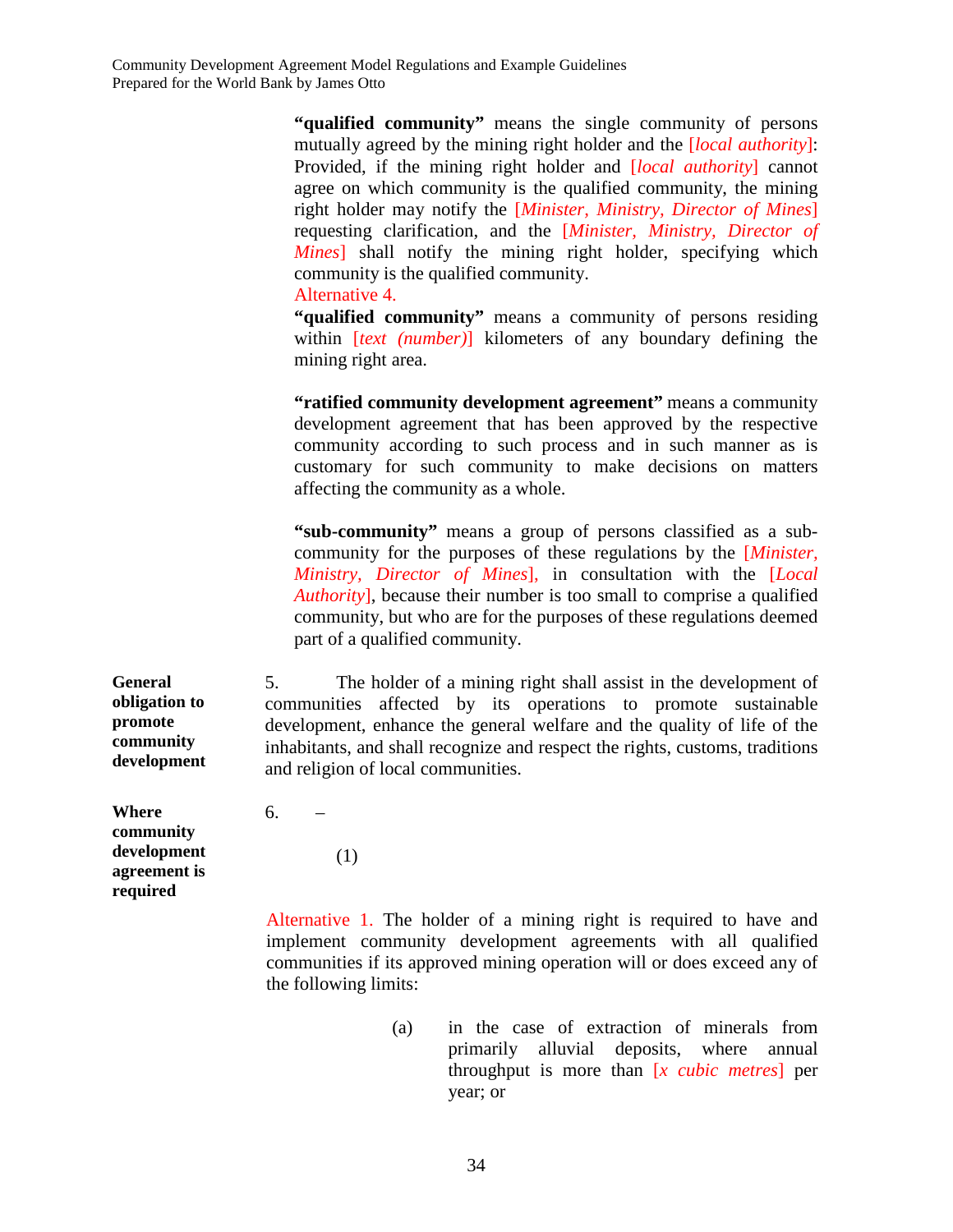**"qualified community"** means the single community of persons mutually agreed by the mining right holder and the [*local authority*]: Provided, if the mining right holder and [*local authority*] cannot agree on which community is the qualified community, the mining right holder may notify the [*Minister, Ministry, Director of Mines*] requesting clarification, and the [*Minister, Ministry, Director of Mines*] shall notify the mining right holder, specifying which community is the qualified community.

Alternative 4.

**"qualified community"** means a community of persons residing within [*text (number)*] kilometers of any boundary defining the mining right area.

**"ratified community development agreement"** means a community development agreement that has been approved by the respective community according to such process and in such manner as is customary for such community to make decisions on matters affecting the community as a whole.

**"sub-community"** means a group of persons classified as a sub-community for the purposes of these regulations by the [*Minister, Ministry, Director of Mines*], in consultation with the [*Local Authority*], because their number is too small to comprise a qualified community, but who are for the purposes of these regulations deemed part of a qualified community.

**General obligation to promote community development**

5. The holder of a mining right shall assist in the development of communities affected by its operations to promote sustainable development, enhance the general welfare and the quality of life of the inhabitants, and shall recognize and respect the rights, customs, traditions and religion of local communities.

**Where community development agreement is required**

6. –

(1)

Alternative 1. The holder of a mining right is required to have and implement community development agreements with all qualified communities if its approved mining operation will or does exceed any of the following limits:

(a) in the case of extraction of minerals from primarily alluvial deposits, where annual throughput is more than [*x cubic metres*] per year; or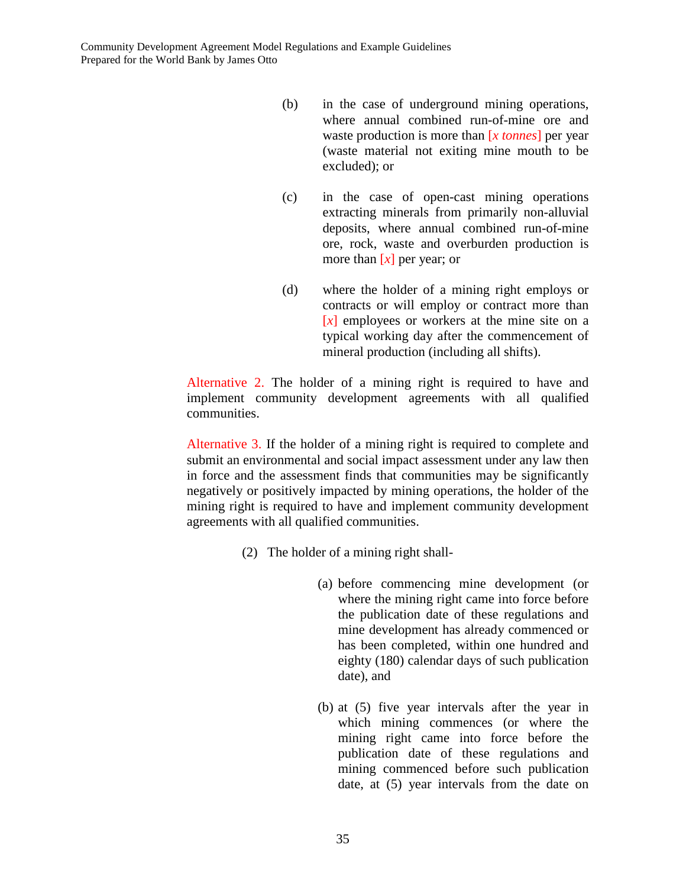(b) in the case of underground mining operations, where annual combined run-of-mine ore and waste production is more than [*x tonnes*] per year (waste material not exiting mine mouth to be excluded); or

(c) in the case of open-cast mining operations extracting minerals from primarily non-alluvial deposits, where annual combined run-of-mine ore, rock, waste and overburden production is more than [*x*] per year; or

(d) where the holder of a mining right employs or contracts or will employ or contract more than [*x*] employees or workers at the mine site on a typical working day after the commencement of mineral production (including all shifts).

Alternative 2. The holder of a mining right is required to have and implement community development agreements with all qualified communities.

Alternative 3. If the holder of a mining right is required to complete and submit an environmental and social impact assessment under any law then in force and the assessment finds that communities may be significantly negatively or positively impacted by mining operations, the holder of the mining right is required to have and implement community development agreements with all qualified communities.

(2) The holder of a mining right shall-

(a) before commencing mine development (or where the mining right came into force before the publication date of these regulations and mine development has already commenced or has been completed, within one hundred and eighty (180) calendar days of such publication date), and

(b) at (5) five year intervals after the year in which mining commences (or where the mining right came into force before the publication date of these regulations and mining commenced before such publication date, at (5) year intervals from the date on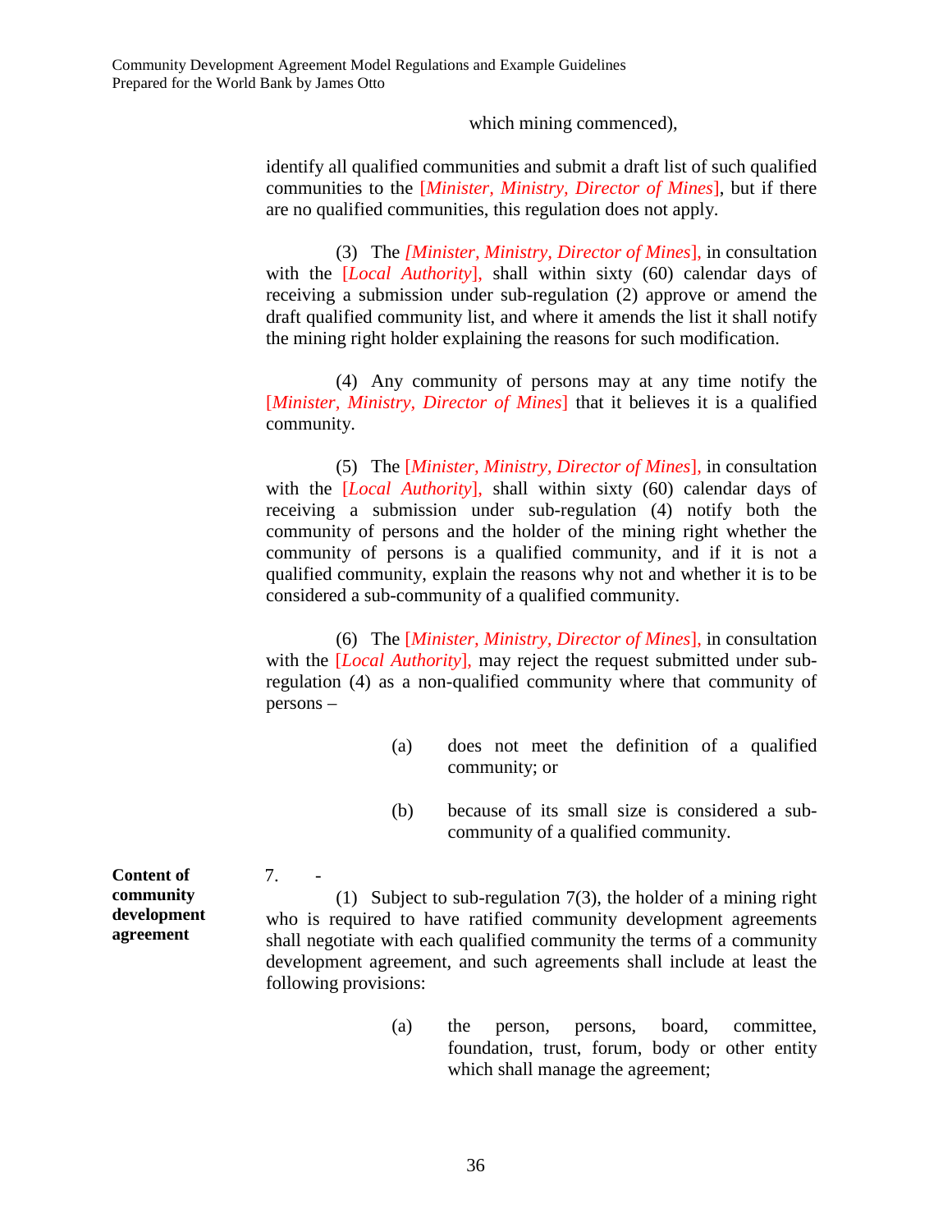which mining commenced),

identify all qualified communities and submit a draft list of such qualified communities to the [*Minister, Ministry, Director of Mines*], but if there are no qualified communities, this regulation does not apply.

(3) The [*Minister, Ministry, Director of Mines*], in consultation with the [*Local Authority*], shall within sixty (60) calendar days of receiving a submission under sub-regulation (2) approve or amend the draft qualified community list, and where it amends the list it shall notify the mining right holder explaining the reasons for such modification.

(4) Any community of persons may at any time notify the [*Minister, Ministry, Director of Mines*] that it believes it is a qualified community.

(5) The [*Minister, Ministry, Director of Mines*], in consultation with the [*Local Authority*], shall within sixty (60) calendar days of receiving a submission under sub-regulation (4) notify both the community of persons and the holder of the mining right whether the community of persons is a qualified community, and if it is not a qualified community, explain the reasons why not and whether it is to be considered a sub-community of a qualified community.

(6) The [*Minister, Ministry, Director of Mines*], in consultation with the [*Local Authority*], may reject the request submitted under sub-regulation (4) as a non-qualified community where that community of persons –

(a) does not meet the definition of a qualified community; or

(b) because of its small size is considered a sub-community of a qualified community.

**Content of community development agreement**

7. -

(1) Subject to sub-regulation 7(3), the holder of a mining right who is required to have ratified community development agreements shall negotiate with each qualified community the terms of a community development agreement, and such agreements shall include at least the following provisions:

(a) the person, persons, board, committee, foundation, trust, forum, body or other entity which shall manage the agreement;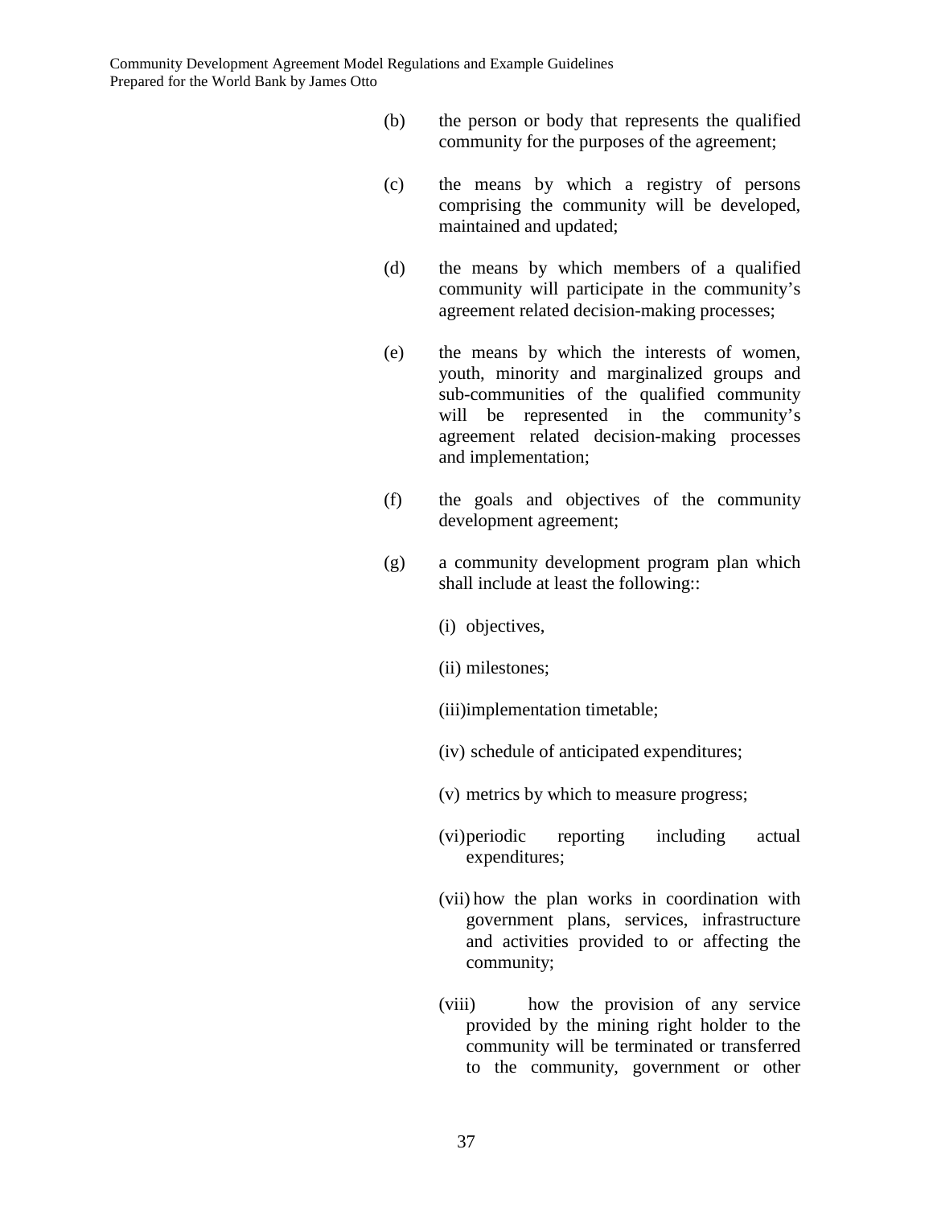(b) the person or body that represents the qualified community for the purposes of the agreement;

(c) the means by which a registry of persons comprising the community will be developed, maintained and updated;

(d) the means by which members of a qualified community will participate in the community's agreement related decision-making processes;

(e) the means by which the interests of women, youth, minority and marginalized groups and sub-communities of the qualified community will be represented in the community's agreement related decision-making processes and implementation;

(f) the goals and objectives of the community development agreement;

(g) a community development program plan which shall include at least the following::

   (i) objectives,

   (ii) milestones;

   (iii) implementation timetable;

   (iv) schedule of anticipated expenditures;

   (v) metrics by which to measure progress;

   (vi) periodic reporting including actual expenditures;

   (vii) how the plan works in coordination with government plans, services, infrastructure and activities provided to or affecting the community;

   (viii) how the provision of any service provided by the mining right holder to the community will be terminated or transferred to the community, government or other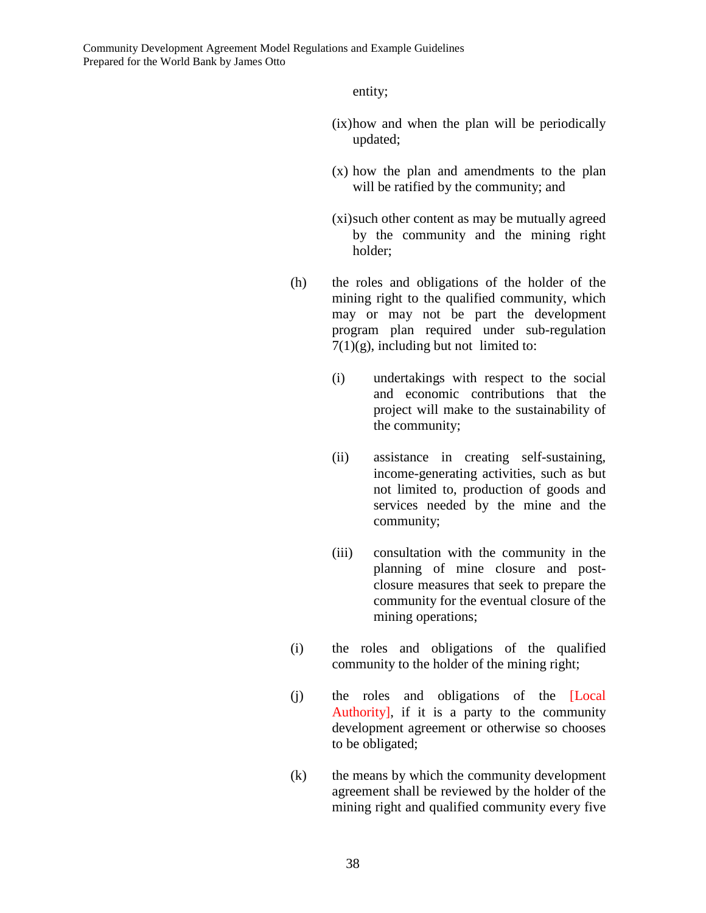entity;

(ix) how and when the plan will be periodically updated;

(x) how the plan and amendments to the plan will be ratified by the community; and

(xi) such other content as may be mutually agreed by the community and the mining right holder;

(h) the roles and obligations of the holder of the mining right to the qualified community, which may or may not be part the development program plan required under sub-regulation 7(1)(g), including but not limited to:

(i) undertakings with respect to the social and economic contributions that the project will make to the sustainability of the community;

(ii) assistance in creating self-sustaining, income-generating activities, such as but not limited to, production of goods and services needed by the mine and the community;

(iii) consultation with the community in the planning of mine closure and post-closure measures that seek to prepare the community for the eventual closure of the mining operations;

(i) the roles and obligations of the qualified community to the holder of the mining right;

(j) the roles and obligations of the [Local Authority], if it is a party to the community development agreement or otherwise so chooses to be obligated;

(k) the means by which the community development agreement shall be reviewed by the holder of the mining right and qualified community every five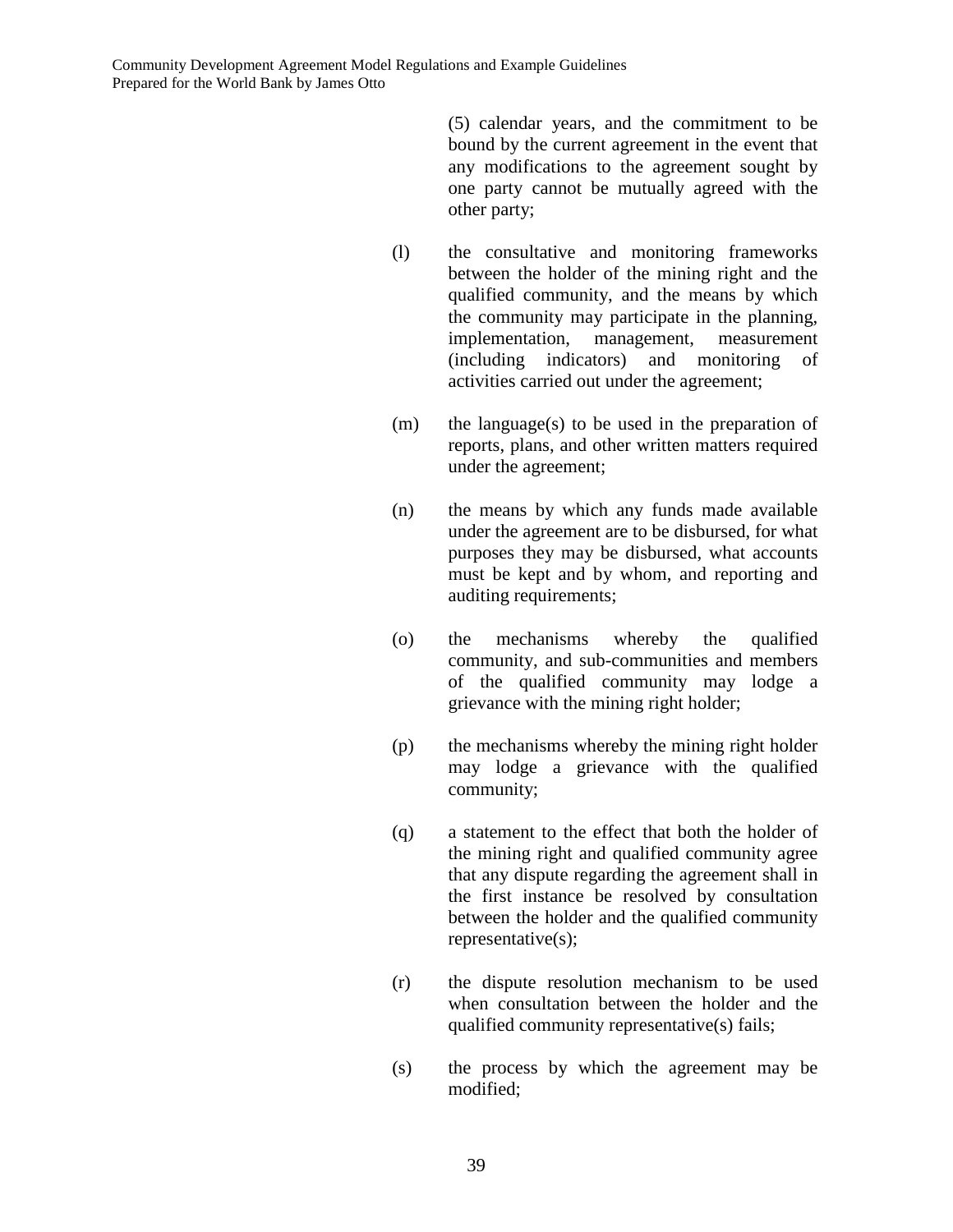(5) calendar years, and the commitment to be bound by the current agreement in the event that any modifications to the agreement sought by one party cannot be mutually agreed with the other party;

(l) the consultative and monitoring frameworks between the holder of the mining right and the qualified community, and the means by which the community may participate in the planning, implementation, management, measurement (including indicators) and monitoring of activities carried out under the agreement;

(m) the language(s) to be used in the preparation of reports, plans, and other written matters required under the agreement;

(n) the means by which any funds made available under the agreement are to be disbursed, for what purposes they may be disbursed, what accounts must be kept and by whom, and reporting and auditing requirements;

(o) the mechanisms whereby the qualified community, and sub-communities and members of the qualified community may lodge a grievance with the mining right holder;

(p) the mechanisms whereby the mining right holder may lodge a grievance with the qualified community;

(q) a statement to the effect that both the holder of the mining right and qualified community agree that any dispute regarding the agreement shall in the first instance be resolved by consultation between the holder and the qualified community representative(s);

(r) the dispute resolution mechanism to be used when consultation between the holder and the qualified community representative(s) fails;

(s) the process by which the agreement may be modified;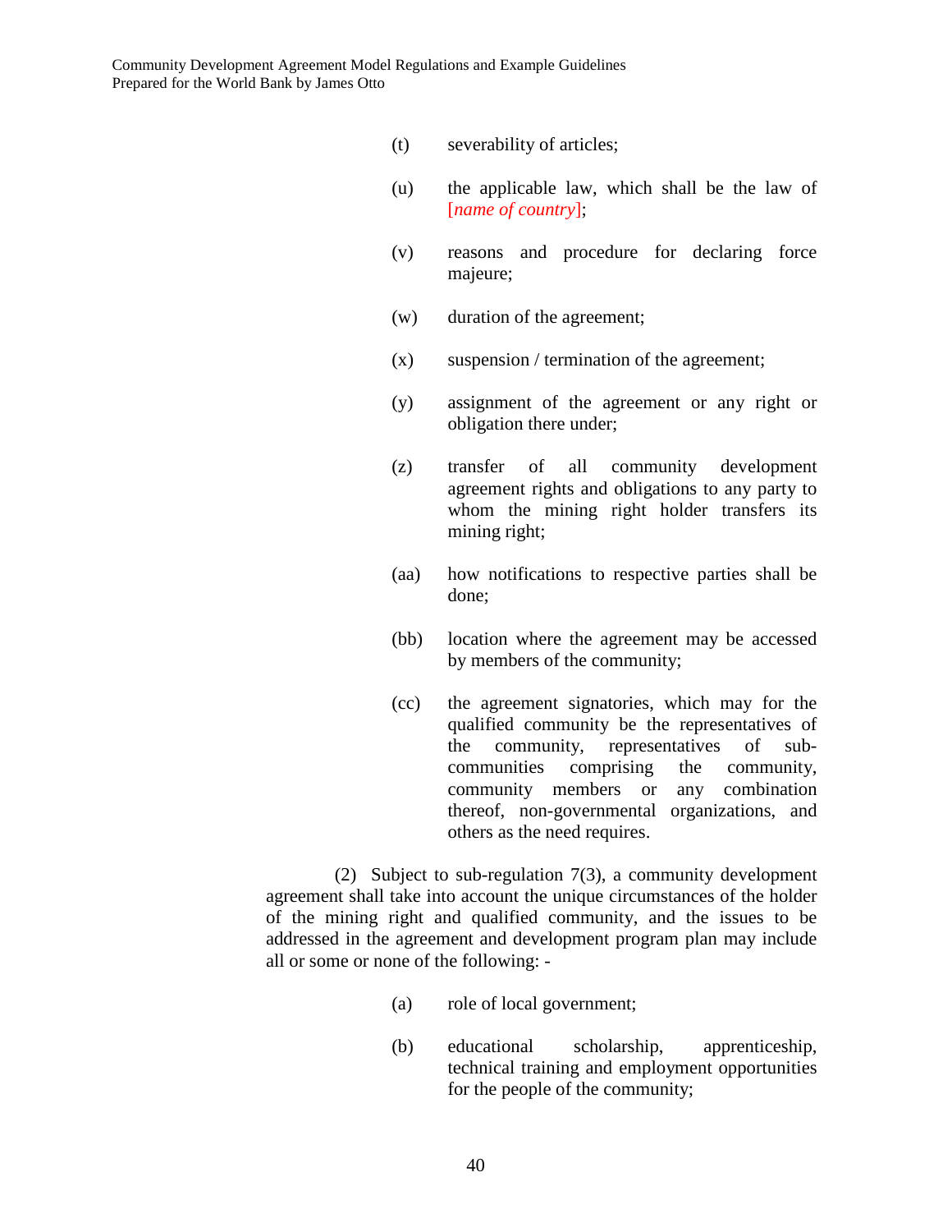(t) severability of articles;

(u) the applicable law, which shall be the law of [*name of country*];

(v) reasons and procedure for declaring force majeure;

(w) duration of the agreement;

(x) suspension / termination of the agreement;

(y) assignment of the agreement or any right or obligation there under;

(z) transfer of all community development agreement rights and obligations to any party to whom the mining right holder transfers its mining right;

(aa) how notifications to respective parties shall be done;

(bb) location where the agreement may be accessed by members of the community;

(cc) the agreement signatories, which may for the qualified community be the representatives of the community, representatives of sub-communities comprising the community, community members or any combination thereof, non-governmental organizations, and others as the need requires.

(2) Subject to sub-regulation 7(3), a community development agreement shall take into account the unique circumstances of the holder of the mining right and qualified community, and the issues to be addressed in the agreement and development program plan may include all or some or none of the following: -

(a) role of local government;

(b) educational scholarship, apprenticeship, technical training and employment opportunities for the people of the community;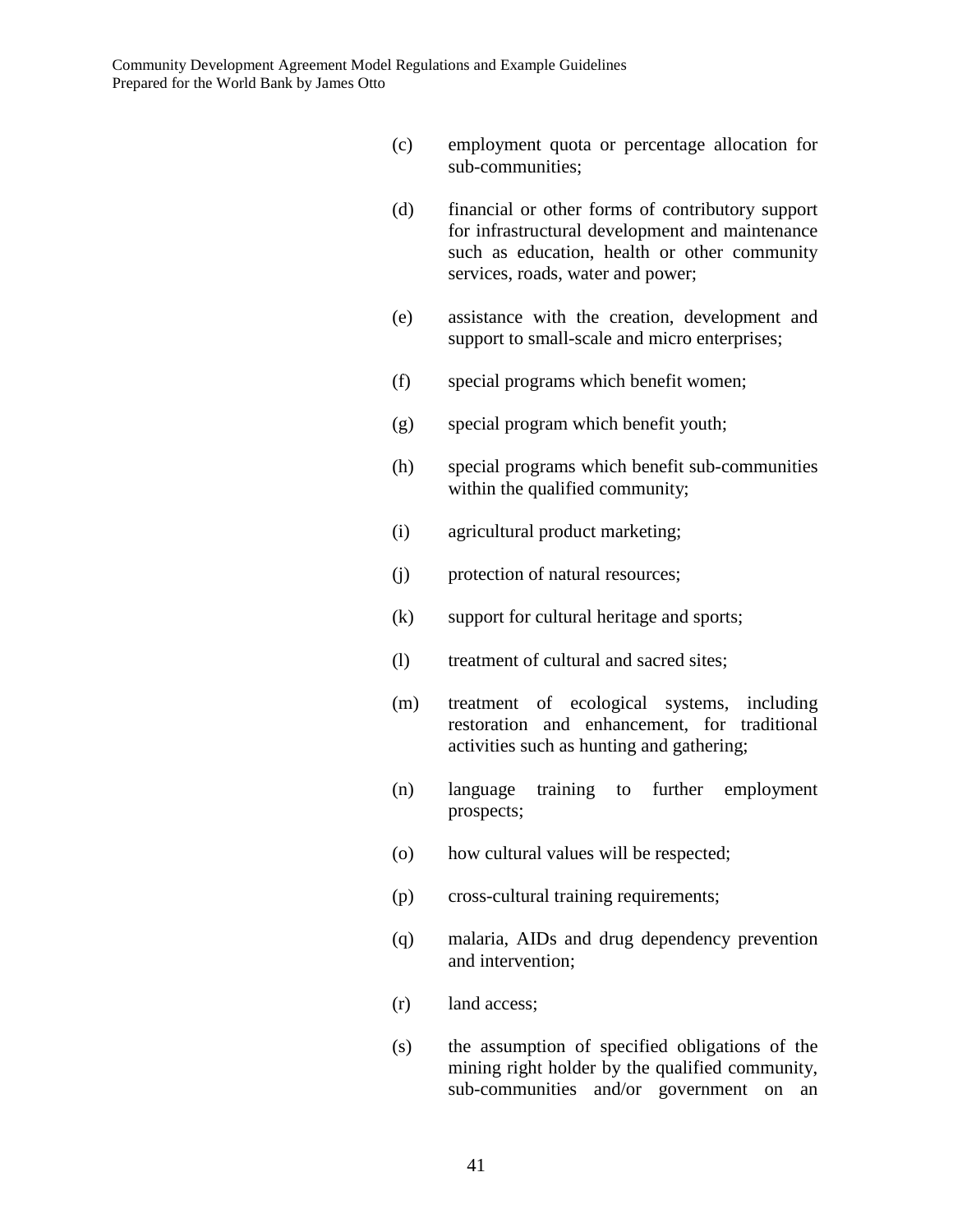(c) employment quota or percentage allocation for sub-communities;

(d) financial or other forms of contributory support for infrastructural development and maintenance such as education, health or other community services, roads, water and power;

(e) assistance with the creation, development and support to small-scale and micro enterprises;

(f) special programs which benefit women;

(g) special program which benefit youth;

(h) special programs which benefit sub-communities within the qualified community;

(i) agricultural product marketing;

(j) protection of natural resources;

(k) support for cultural heritage and sports;

(l) treatment of cultural and sacred sites;

(m) treatment of ecological systems, including restoration and enhancement, for traditional activities such as hunting and gathering;

(n) language training to further employment prospects;

(o) how cultural values will be respected;

(p) cross-cultural training requirements;

(q) malaria, AIDs and drug dependency prevention and intervention;

(r) land access;

(s) the assumption of specified obligations of the mining right holder by the qualified community, sub-communities and/or government on an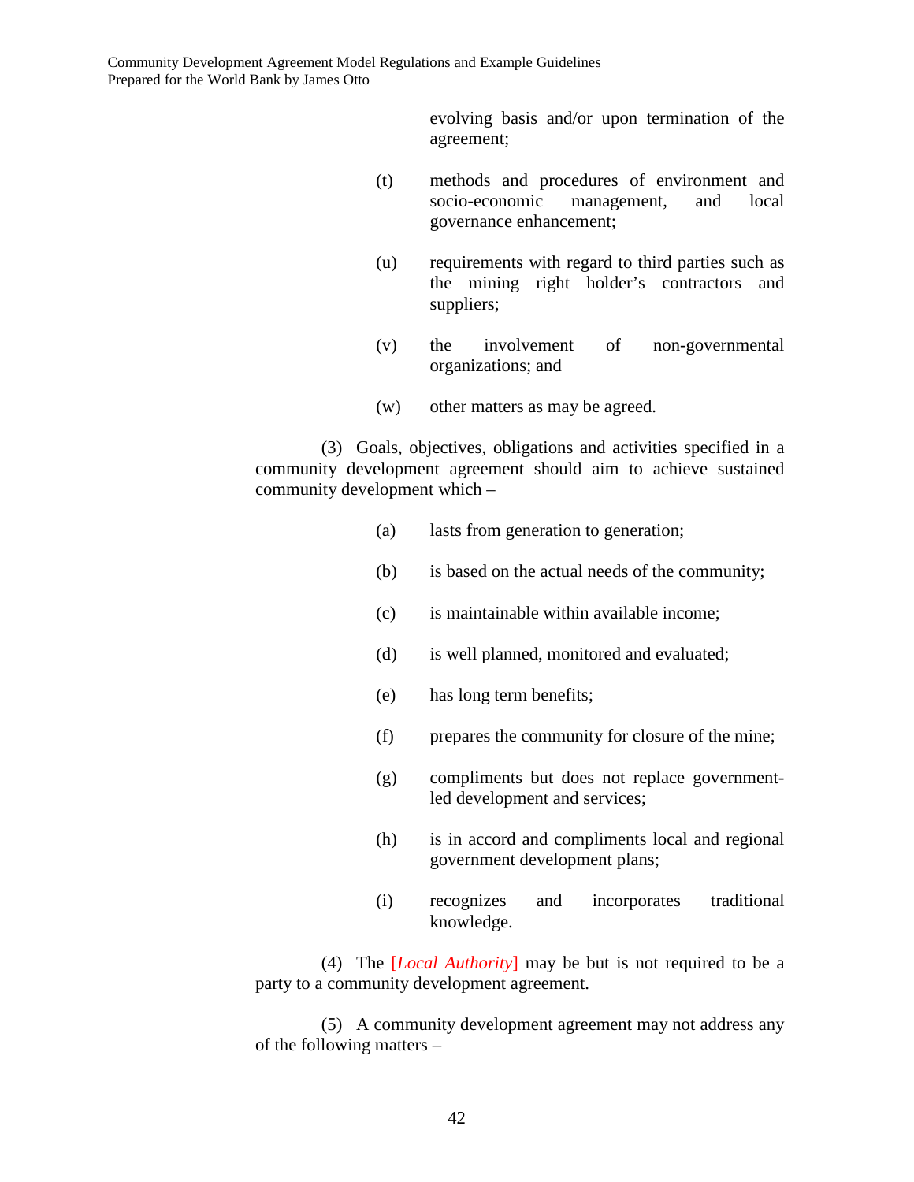evolving basis and/or upon termination of the agreement;

(t) methods and procedures of environment and socio-economic management, and local governance enhancement;

(u) requirements with regard to third parties such as the mining right holder's contractors and suppliers;

(v) the involvement of non-governmental organizations; and

(w) other matters as may be agreed.

(3) Goals, objectives, obligations and activities specified in a community development agreement should aim to achieve sustained community development which –

(a) lasts from generation to generation;

(b) is based on the actual needs of the community;

(c) is maintainable within available income;

(d) is well planned, monitored and evaluated;

(e) has long term benefits;

(f) prepares the community for closure of the mine;

(g) compliments but does not replace government-led development and services;

(h) is in accord and compliments local and regional government development plans;

(i) recognizes and incorporates traditional knowledge.

(4) The [*Local Authority*] may be but is not required to be a party to a community development agreement.

(5) A community development agreement may not address any of the following matters –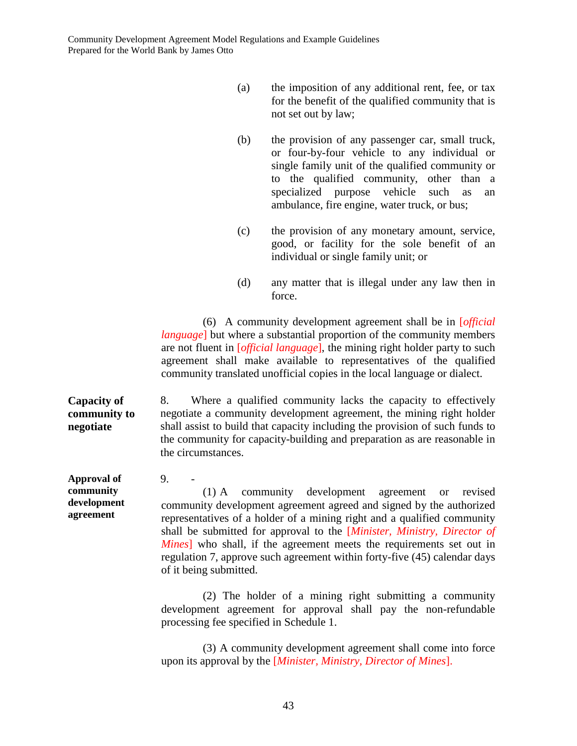(a) the imposition of any additional rent, fee, or tax for the benefit of the qualified community that is not set out by law;

(b) the provision of any passenger car, small truck, or four-by-four vehicle to any individual or single family unit of the qualified community or to the qualified community, other than a specialized purpose vehicle such as an ambulance, fire engine, water truck, or bus;

(c) the provision of any monetary amount, service, good, or facility for the sole benefit of an individual or single family unit; or

(d) any matter that is illegal under any law then in force.

(6) A community development agreement shall be in [*official language*] but where a substantial proportion of the community members are not fluent in [*official language*], the mining right holder party to such agreement shall make available to representatives of the qualified community translated unofficial copies in the local language or dialect.

**Capacity of community to negotiate**

8. Where a qualified community lacks the capacity to effectively negotiate a community development agreement, the mining right holder shall assist to build that capacity including the provision of such funds to the community for capacity-building and preparation as are reasonable in the circumstances.

**Approval of community development agreement**

9. -

(1) A community development agreement or revised community development agreement agreed and signed by the authorized representatives of a holder of a mining right and a qualified community shall be submitted for approval to the [*Minister, Ministry, Director of Mines*] who shall, if the agreement meets the requirements set out in regulation 7, approve such agreement within forty-five (45) calendar days of it being submitted.

(2) The holder of a mining right submitting a community development agreement for approval shall pay the non-refundable processing fee specified in Schedule 1.

(3) A community development agreement shall come into force upon its approval by the [*Minister, Ministry, Director of Mines*].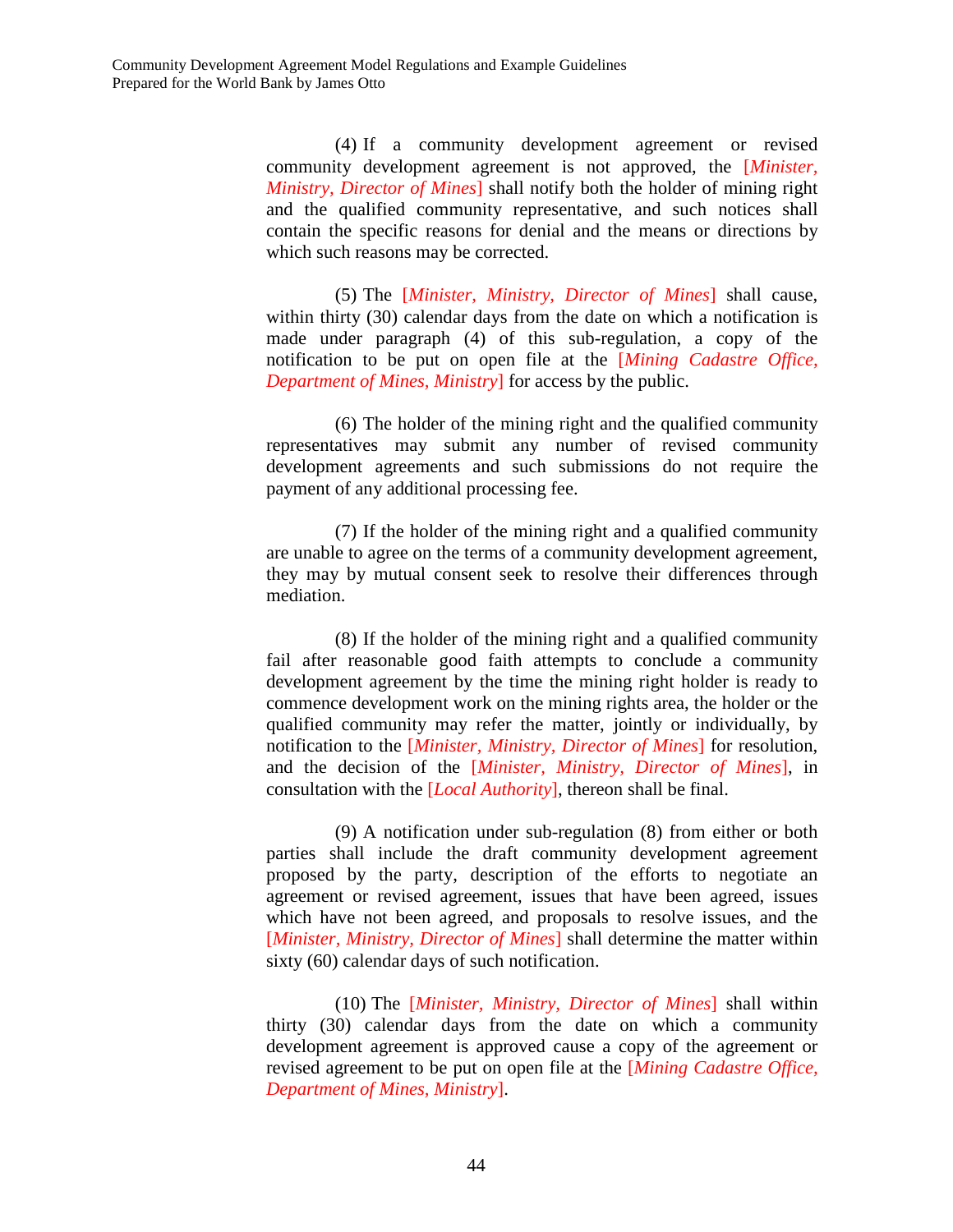(4) If a community development agreement or revised community development agreement is not approved, the [*Minister, Ministry, Director of Mines*] shall notify both the holder of mining right and the qualified community representative, and such notices shall contain the specific reasons for denial and the means or directions by which such reasons may be corrected.

(5) The [*Minister, Ministry, Director of Mines*] shall cause, within thirty (30) calendar days from the date on which a notification is made under paragraph (4) of this sub-regulation, a copy of the notification to be put on open file at the [*Mining Cadastre Office, Department of Mines, Ministry*] for access by the public.

(6) The holder of the mining right and the qualified community representatives may submit any number of revised community development agreements and such submissions do not require the payment of any additional processing fee.

(7) If the holder of the mining right and a qualified community are unable to agree on the terms of a community development agreement, they may by mutual consent seek to resolve their differences through mediation.

(8) If the holder of the mining right and a qualified community fail after reasonable good faith attempts to conclude a community development agreement by the time the mining right holder is ready to commence development work on the mining rights area, the holder or the qualified community may refer the matter, jointly or individually, by notification to the [*Minister, Ministry, Director of Mines*] for resolution, and the decision of the [*Minister, Ministry, Director of Mines*], in consultation with the [*Local Authority*], thereon shall be final.

(9) A notification under sub-regulation (8) from either or both parties shall include the draft community development agreement proposed by the party, description of the efforts to negotiate an agreement or revised agreement, issues that have been agreed, issues which have not been agreed, and proposals to resolve issues, and the [*Minister, Ministry, Director of Mines*] shall determine the matter within sixty (60) calendar days of such notification.

(10) The [*Minister, Ministry, Director of Mines*] shall within thirty (30) calendar days from the date on which a community development agreement is approved cause a copy of the agreement or revised agreement to be put on open file at the [*Mining Cadastre Office, Department of Mines, Ministry*].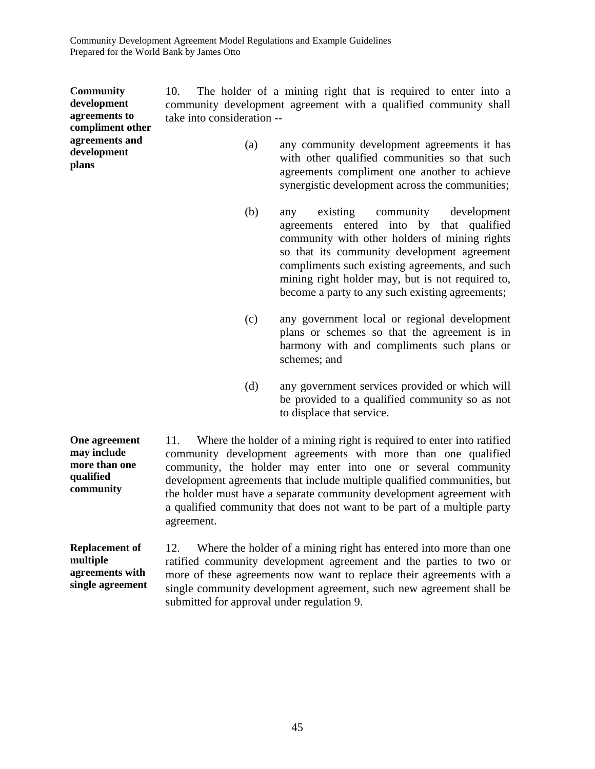**Community development agreements to compliment other agreements and development plans**

10. The holder of a mining right that is required to enter into a community development agreement with a qualified community shall take into consideration --

(a) any community development agreements it has with other qualified communities so that such agreements compliment one another to achieve synergistic development across the communities;

(b) any existing community development agreements entered into by that qualified community with other holders of mining rights so that its community development agreement compliments such existing agreements, and such mining right holder may, but is not required to, become a party to any such existing agreements;

(c) any government local or regional development plans or schemes so that the agreement is in harmony with and compliments such plans or schemes; and

(d) any government services provided or which will be provided to a qualified community so as not to displace that service.

**One agreement may include more than one qualified community**

11. Where the holder of a mining right is required to enter into ratified community development agreements with more than one qualified community, the holder may enter into one or several community development agreements that include multiple qualified communities, but the holder must have a separate community development agreement with a qualified community that does not want to be part of a multiple party agreement.

**Replacement of multiple agreements with single agreement**

12. Where the holder of a mining right has entered into more than one ratified community development agreement and the parties to two or more of these agreements now want to replace their agreements with a single community development agreement, such new agreement shall be submitted for approval under regulation 9.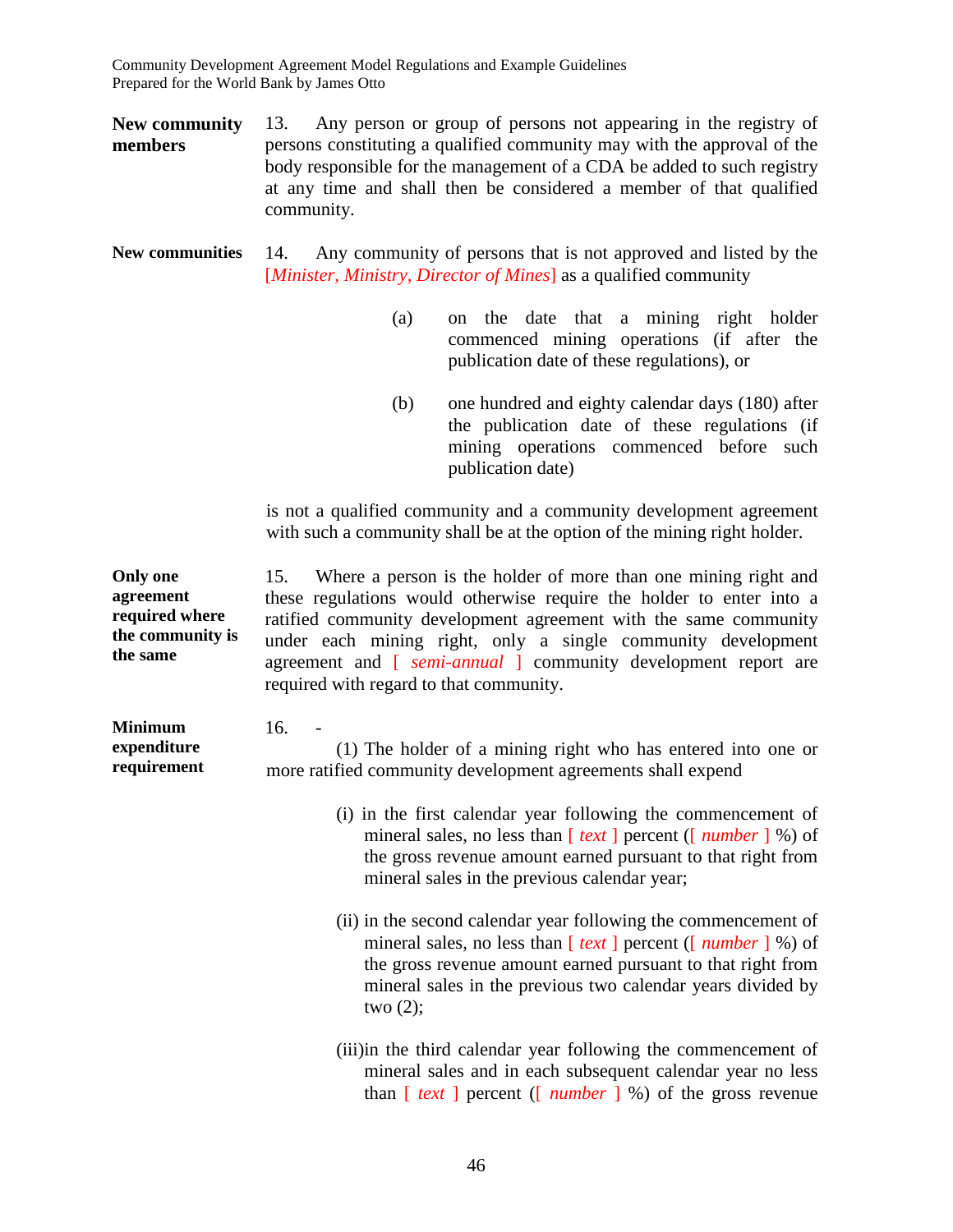**New community members**

13. Any person or group of persons not appearing in the registry of persons constituting a qualified community may with the approval of the body responsible for the management of a CDA be added to such registry at any time and shall then be considered a member of that qualified community.

**New communities**

14. Any community of persons that is not approved and listed by the [*Minister, Ministry, Director of Mines*] as a qualified community

(a) on the date that a mining right holder commenced mining operations (if after the publication date of these regulations), or

(b) one hundred and eighty calendar days (180) after the publication date of these regulations (if mining operations commenced before such publication date)

is not a qualified community and a community development agreement with such a community shall be at the option of the mining right holder.

**Only one agreement required where the community is the same**

15. Where a person is the holder of more than one mining right and these regulations would otherwise require the holder to enter into a ratified community development agreement with the same community under each mining right, only a single community development agreement and [ *semi-annual* ] community development report are required with regard to that community.

**Minimum expenditure requirement**

16. -

(1) The holder of a mining right who has entered into one or more ratified community development agreements shall expend

(i) in the first calendar year following the commencement of mineral sales, no less than [ *text* ] percent ([ *number* ] %) of the gross revenue amount earned pursuant to that right from mineral sales in the previous calendar year;

(ii) in the second calendar year following the commencement of mineral sales, no less than [ *text* ] percent ([ *number* ] %) of the gross revenue amount earned pursuant to that right from mineral sales in the previous two calendar years divided by two (2);

(iii)in the third calendar year following the commencement of mineral sales and in each subsequent calendar year no less than [ *text* ] percent ([ *number* ] %) of the gross revenue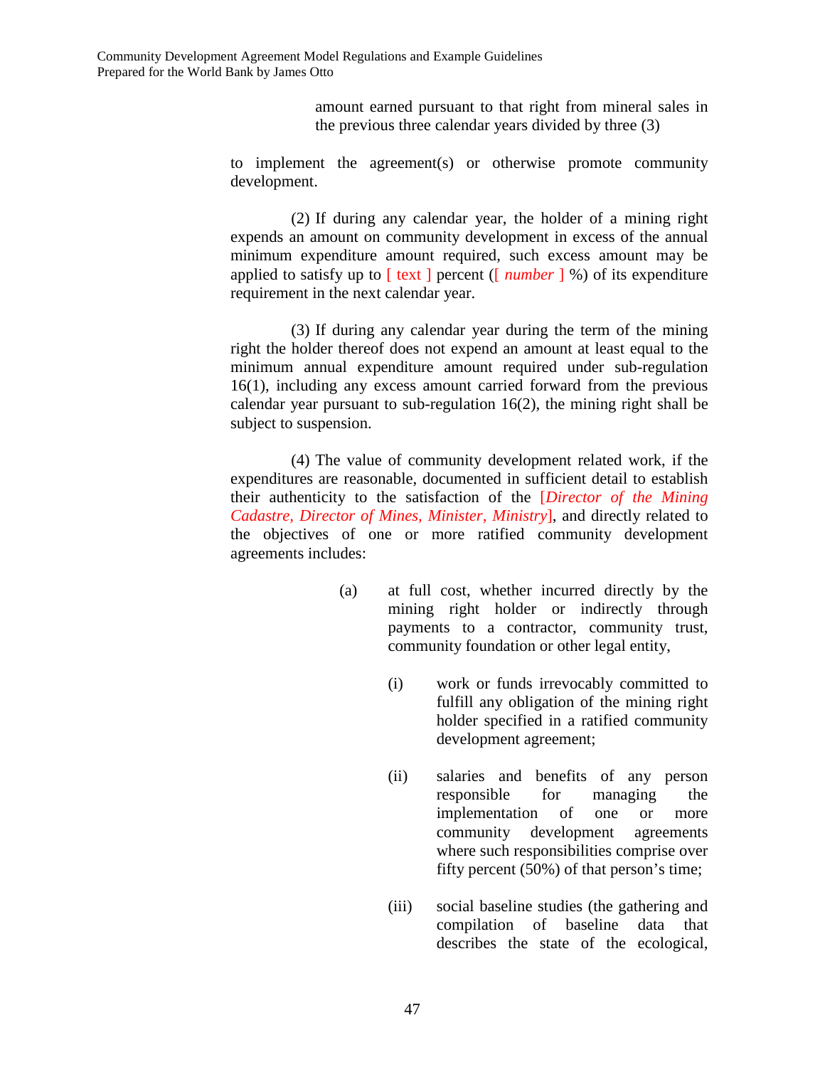amount earned pursuant to that right from mineral sales in the previous three calendar years divided by three (3)

to implement the agreement(s) or otherwise promote community development.

(2) If during any calendar year, the holder of a mining right expends an amount on community development in excess of the annual minimum expenditure amount required, such excess amount may be applied to satisfy up to [ text ] percent ([ *number* ] %) of its expenditure requirement in the next calendar year.

(3) If during any calendar year during the term of the mining right the holder thereof does not expend an amount at least equal to the minimum annual expenditure amount required under sub-regulation 16(1), including any excess amount carried forward from the previous calendar year pursuant to sub-regulation 16(2), the mining right shall be subject to suspension.

(4) The value of community development related work, if the expenditures are reasonable, documented in sufficient detail to establish their authenticity to the satisfaction of the [*Director of the Mining Cadastre, Director of Mines, Minister, Ministry*], and directly related to the objectives of one or more ratified community development agreements includes:

(a) at full cost, whether incurred directly by the mining right holder or indirectly through payments to a contractor, community trust, community foundation or other legal entity,

(i) work or funds irrevocably committed to fulfill any obligation of the mining right holder specified in a ratified community development agreement;

(ii) salaries and benefits of any person responsible for managing the implementation of one or more community development agreements where such responsibilities comprise over fifty percent (50%) of that person's time;

(iii) social baseline studies (the gathering and compilation of baseline data that describes the state of the ecological,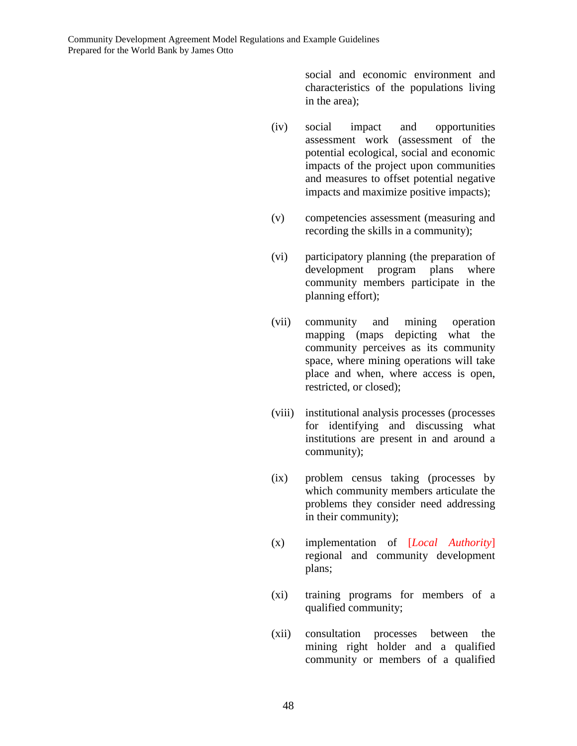social and economic environment and characteristics of the populations living in the area);

(iv) social impact and opportunities assessment work (assessment of the potential ecological, social and economic impacts of the project upon communities and measures to offset potential negative impacts and maximize positive impacts);

(v) competencies assessment (measuring and recording the skills in a community);

(vi) participatory planning (the preparation of development program plans where community members participate in the planning effort);

(vii) community and mining operation mapping (maps depicting what the community perceives as its community space, where mining operations will take place and when, where access is open, restricted, or closed);

(viii) institutional analysis processes (processes for identifying and discussing what institutions are present in and around a community);

(ix) problem census taking (processes by which community members articulate the problems they consider need addressing in their community);

(x) implementation of [*Local Authority*] regional and community development plans;

(xi) training programs for members of a qualified community;

(xii) consultation processes between the mining right holder and a qualified community or members of a qualified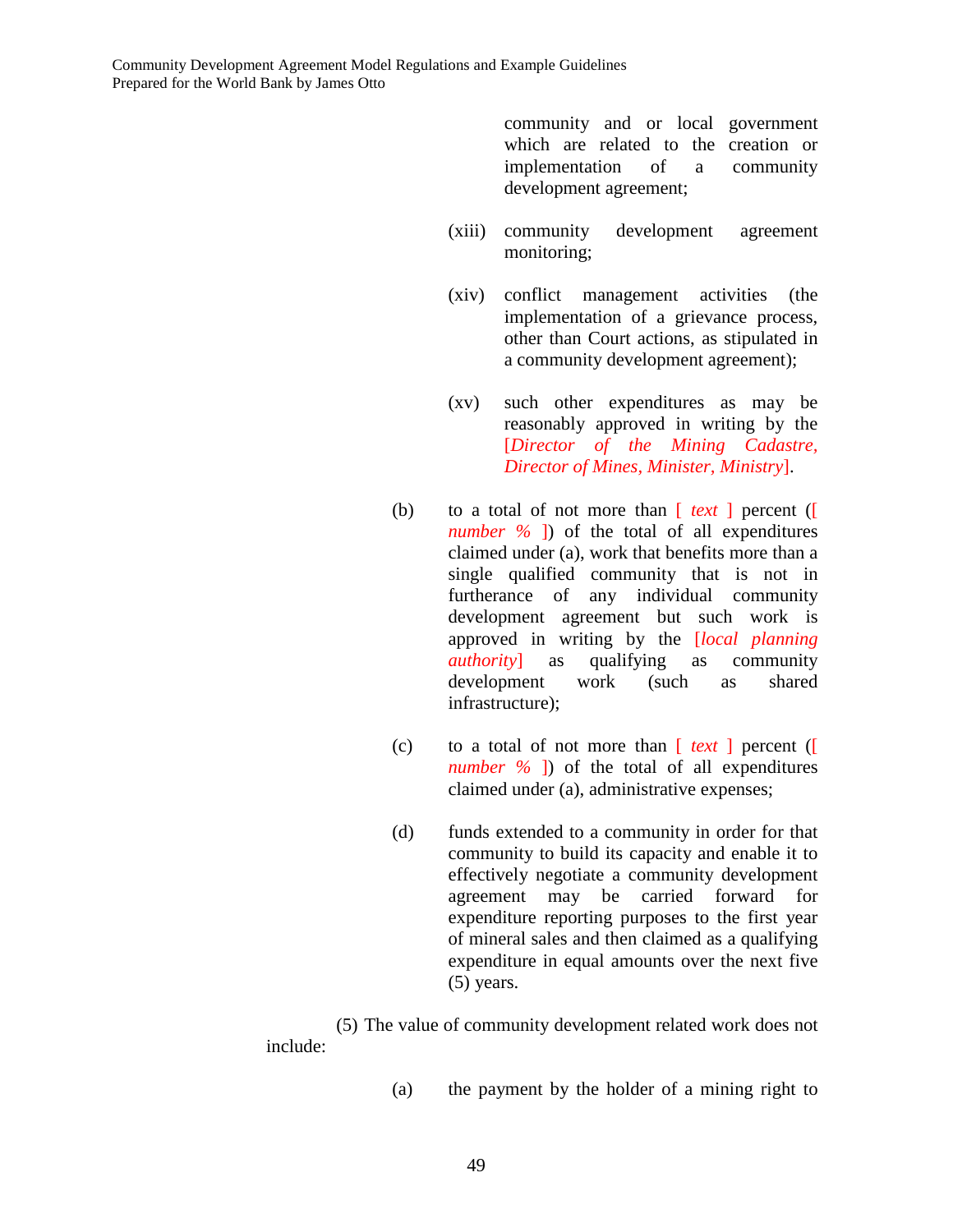community and or local government which are related to the creation or implementation of a community development agreement;

(xiii) community development agreement monitoring;

(xiv) conflict management activities (the implementation of a grievance process, other than Court actions, as stipulated in a community development agreement);

(xv) such other expenditures as may be reasonably approved in writing by the [*Director of the Mining Cadastre, Director of Mines, Minister, Ministry*].

(b) to a total of not more than [ *text* ] percent ([ *number %* ]) of the total of all expenditures claimed under (a), work that benefits more than a single qualified community that is not in furtherance of any individual community development agreement but such work is approved in writing by the [*local planning authority*] as qualifying as community development work (such as shared infrastructure);

(c) to a total of not more than [ *text* ] percent ([ *number %* ]) of the total of all expenditures claimed under (a), administrative expenses;

(d) funds extended to a community in order for that community to build its capacity and enable it to effectively negotiate a community development agreement may be carried forward for expenditure reporting purposes to the first year of mineral sales and then claimed as a qualifying expenditure in equal amounts over the next five (5) years.

(5) The value of community development related work does not include:

(a) the payment by the holder of a mining right to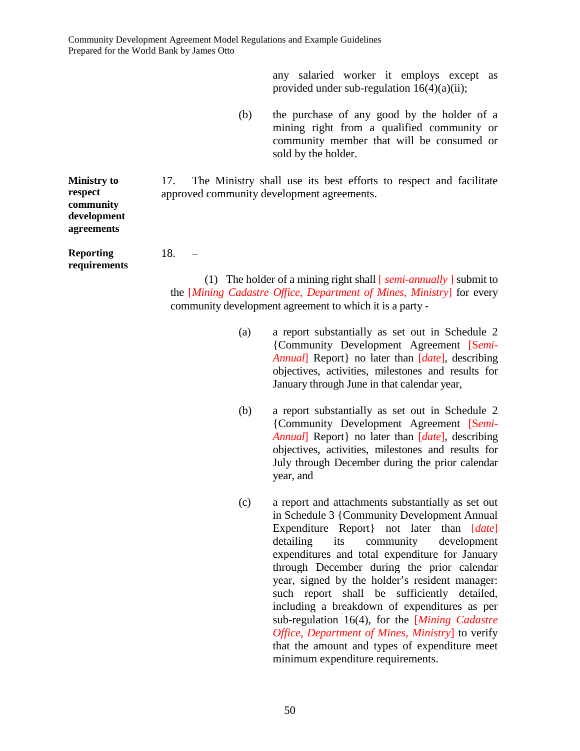any salaried worker it employs except as provided under sub-regulation 16(4)(a)(ii);

(b) the purchase of any good by the holder of a mining right from a qualified community or community member that will be consumed or sold by the holder.

**Ministry to respect community development agreements**

17. The Ministry shall use its best efforts to respect and facilitate approved community development agreements.

**Reporting requirements**

18. –

(1) The holder of a mining right shall [ *semi-annually* ] submit to the [*Mining Cadastre Office, Department of Mines, Ministry*] for every community development agreement to which it is a party -

(a) a report substantially as set out in Schedule 2 {Community Development Agreement [S*emi-Annual*] Report} no later than [*date*], describing objectives, activities, milestones and results for January through June in that calendar year,

(b) a report substantially as set out in Schedule 2 {Community Development Agreement [S*emi-Annual*] Report} no later than [*date*], describing objectives, activities, milestones and results for July through December during the prior calendar year, and

(c) a report and attachments substantially as set out in Schedule 3 {Community Development Annual Expenditure Report} not later than [*date*] detailing its community development expenditures and total expenditure for January through December during the prior calendar year, signed by the holder's resident manager: such report shall be sufficiently detailed, including a breakdown of expenditures as per sub-regulation 16(4), for the [*Mining Cadastre Office, Department of Mines, Ministry*] to verify that the amount and types of expenditure meet minimum expenditure requirements.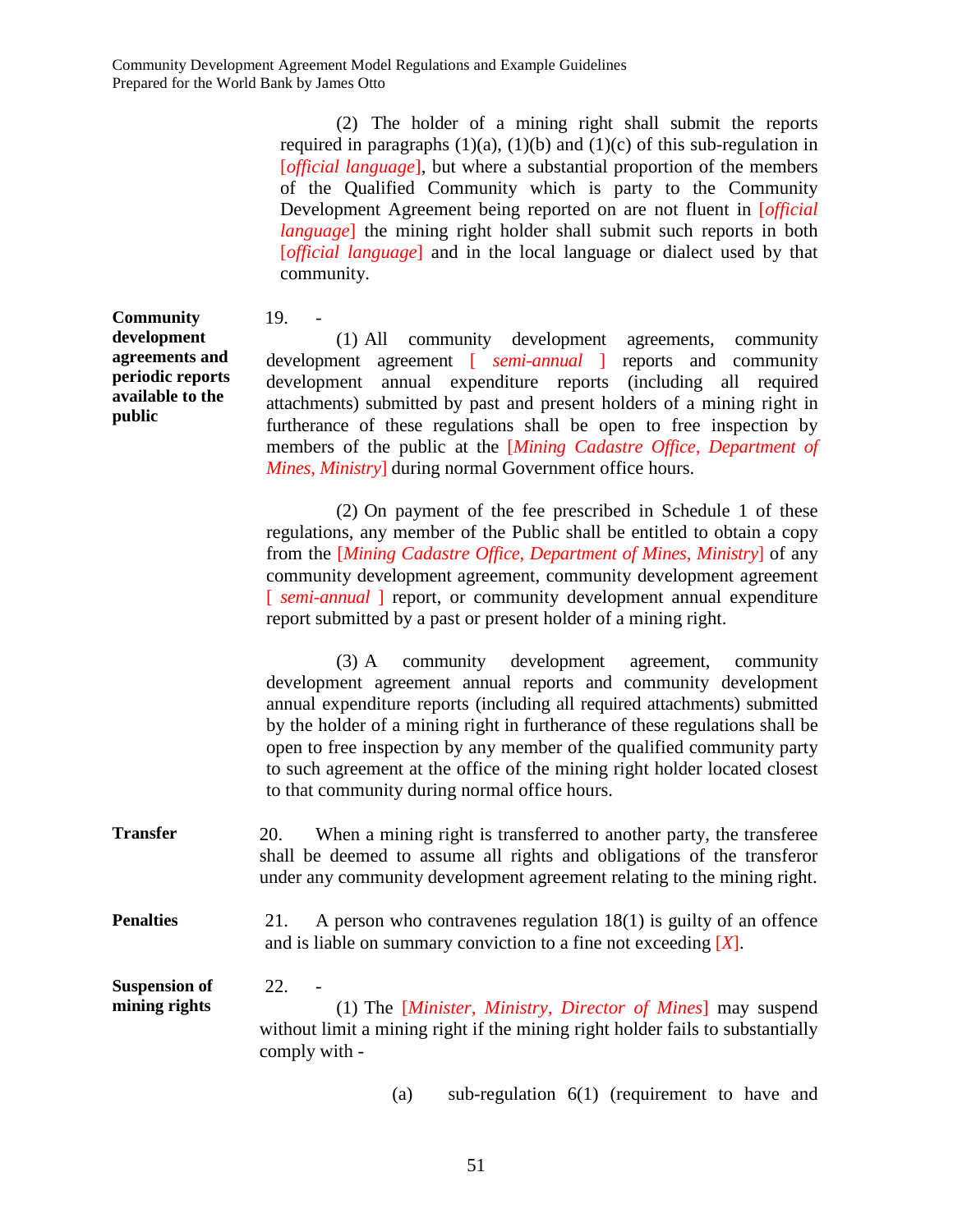(2) The holder of a mining right shall submit the reports required in paragraphs (1)(a), (1)(b) and (1)(c) of this sub-regulation in [*official language*], but where a substantial proportion of the members of the Qualified Community which is party to the Community Development Agreement being reported on are not fluent in [*official language*] the mining right holder shall submit such reports in both [*official language*] and in the local language or dialect used by that community.

**Community development agreements and periodic reports available to the public**

19. -

(1) All community development agreements, community development agreement [ *semi-annual* ] reports and community development annual expenditure reports (including all required attachments) submitted by past and present holders of a mining right in furtherance of these regulations shall be open to free inspection by members of the public at the [*Mining Cadastre Office, Department of Mines, Ministry*] during normal Government office hours.

(2) On payment of the fee prescribed in Schedule 1 of these regulations, any member of the Public shall be entitled to obtain a copy from the [*Mining Cadastre Office, Department of Mines, Ministry*] of any community development agreement, community development agreement [ *semi-annual* ] report, or community development annual expenditure report submitted by a past or present holder of a mining right.

(3) A community development agreement, community development agreement annual reports and community development annual expenditure reports (including all required attachments) submitted by the holder of a mining right in furtherance of these regulations shall be open to free inspection by any member of the qualified community party to such agreement at the office of the mining right holder located closest to that community during normal office hours.

**Transfer**

20. When a mining right is transferred to another party, the transferee shall be deemed to assume all rights and obligations of the transferor under any community development agreement relating to the mining right.

**Penalties**

21. A person who contravenes regulation 18(1) is guilty of an offence and is liable on summary conviction to a fine not exceeding [*X*].

**Suspension of mining rights**

22. -

(1) The [*Minister, Ministry, Director of Mines*] may suspend without limit a mining right if the mining right holder fails to substantially comply with -

(a) sub-regulation 6(1) (requirement to have and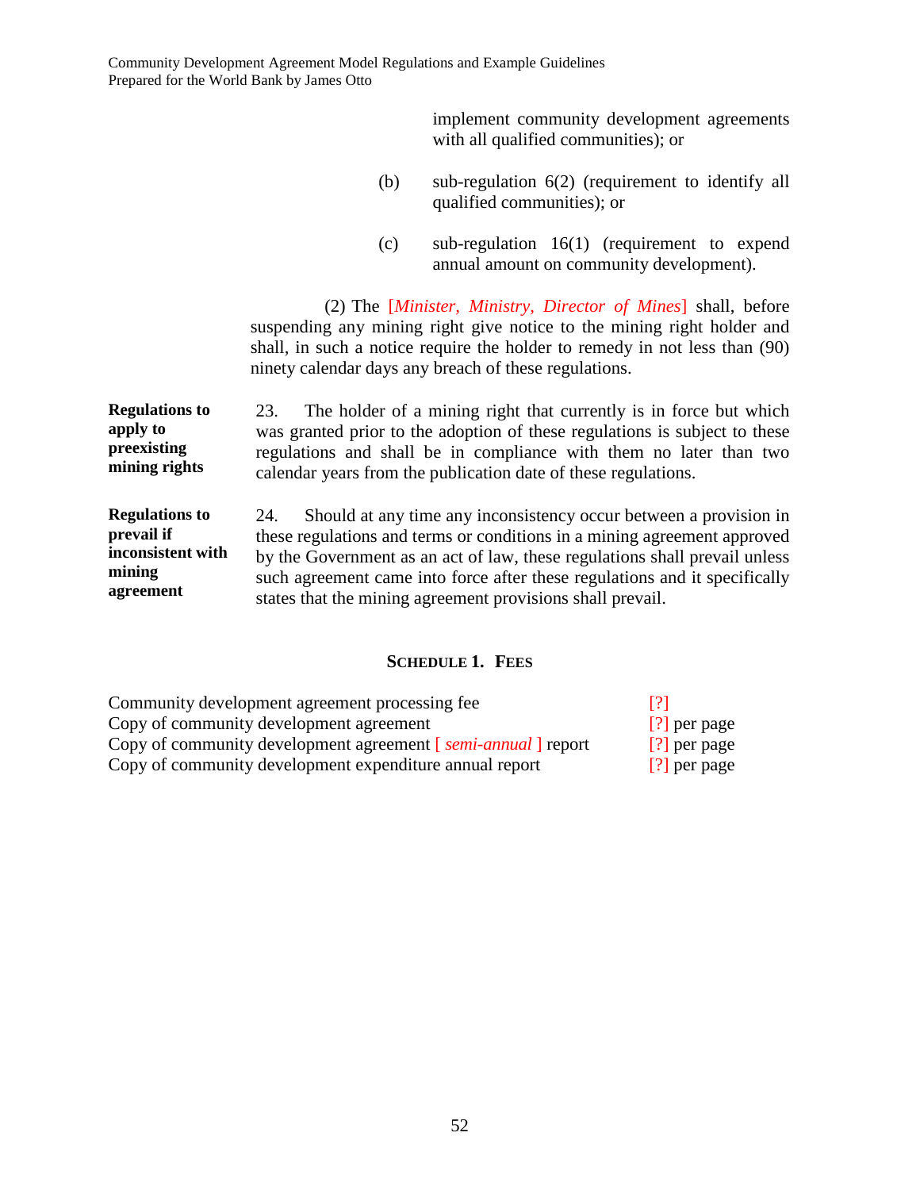implement community development agreements with all qualified communities); or

(b) sub-regulation 6(2) (requirement to identify all qualified communities); or

(c) sub-regulation 16(1) (requirement to expend annual amount on community development).

(2) The [*Minister, Ministry, Director of Mines*] shall, before suspending any mining right give notice to the mining right holder and shall, in such a notice require the holder to remedy in not less than (90) ninety calendar days any breach of these regulations.

**Regulations to apply to preexisting mining rights**

23. The holder of a mining right that currently is in force but which was granted prior to the adoption of these regulations is subject to these regulations and shall be in compliance with them no later than two calendar years from the publication date of these regulations.

**Regulations to prevail if inconsistent with mining agreement**

24. Should at any time any inconsistency occur between a provision in these regulations and terms or conditions in a mining agreement approved by the Government as an act of law, these regulations shall prevail unless such agreement came into force after these regulations and it specifically states that the mining agreement provisions shall prevail.

## SCHEDULE 1. FEES

| | |
|---|---|
| Community development agreement processing fee | [?] |
| Copy of community development agreement | [?] per page |
| Copy of community development agreement [ *semi-annual* ] report | [?] per page |
| Copy of community development expenditure annual report | [?] per page |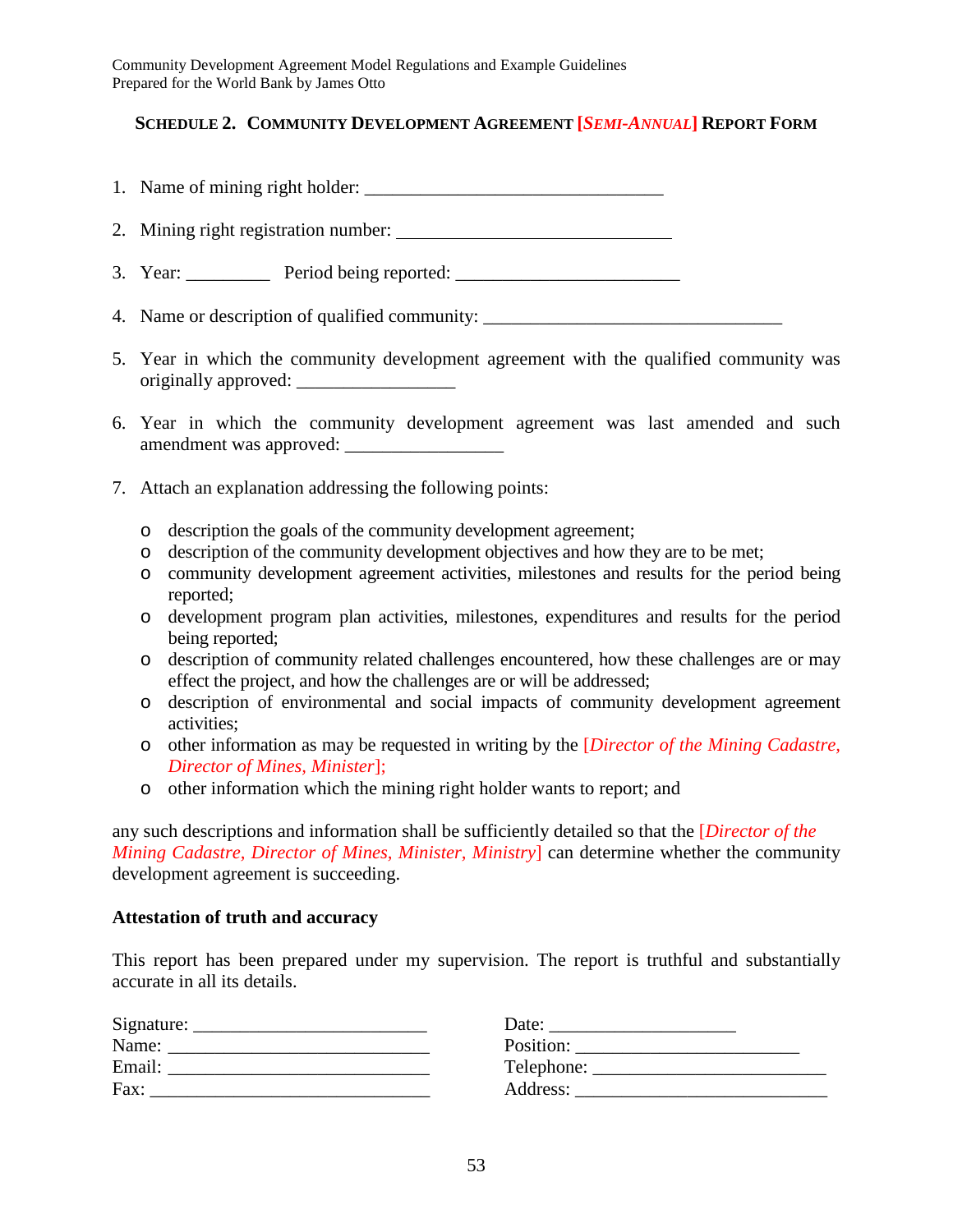## Schedule 2. Community Development Agreement [*Semi-Annual*] Report Form

1. Name of mining right holder: ________________________________

2. Mining right registration number: ______________________________

3. Year: _________ Period being reported: ________________________

4. Name or description of qualified community: ________________________________

5. Year in which the community development agreement with the qualified community was originally approved: _________________

6. Year in which the community development agreement was last amended and such amendment was approved: _________________

7. Attach an explanation addressing the following points:

   - description the goals of the community development agreement;
   - description of the community development objectives and how they are to be met;
   - community development agreement activities, milestones and results for the period being reported;
   - development program plan activities, milestones, expenditures and results for the period being reported;
   - description of community related challenges encountered, how these challenges are or may effect the project, and how the challenges are or will be addressed;
   - description of environmental and social impacts of community development agreement activities;
   - other information as may be requested in writing by the [*Director of the Mining Cadastre, Director of Mines, Minister*];
   - other information which the mining right holder wants to report; and

any such descriptions and information shall be sufficiently detailed so that the [*Director of the Mining Cadastre, Director of Mines, Minister, Ministry*] can determine whether the community development agreement is succeeding.

**Attestation of truth and accuracy**

This report has been prepared under my supervision. The report is truthful and substantially accurate in all its details.

Signature: ________________________ Date: ____________________
Name: ___________________________ Position: ________________________
Email: ___________________________ Telephone: ________________________
Fax: _____________________________ Address: ___________________________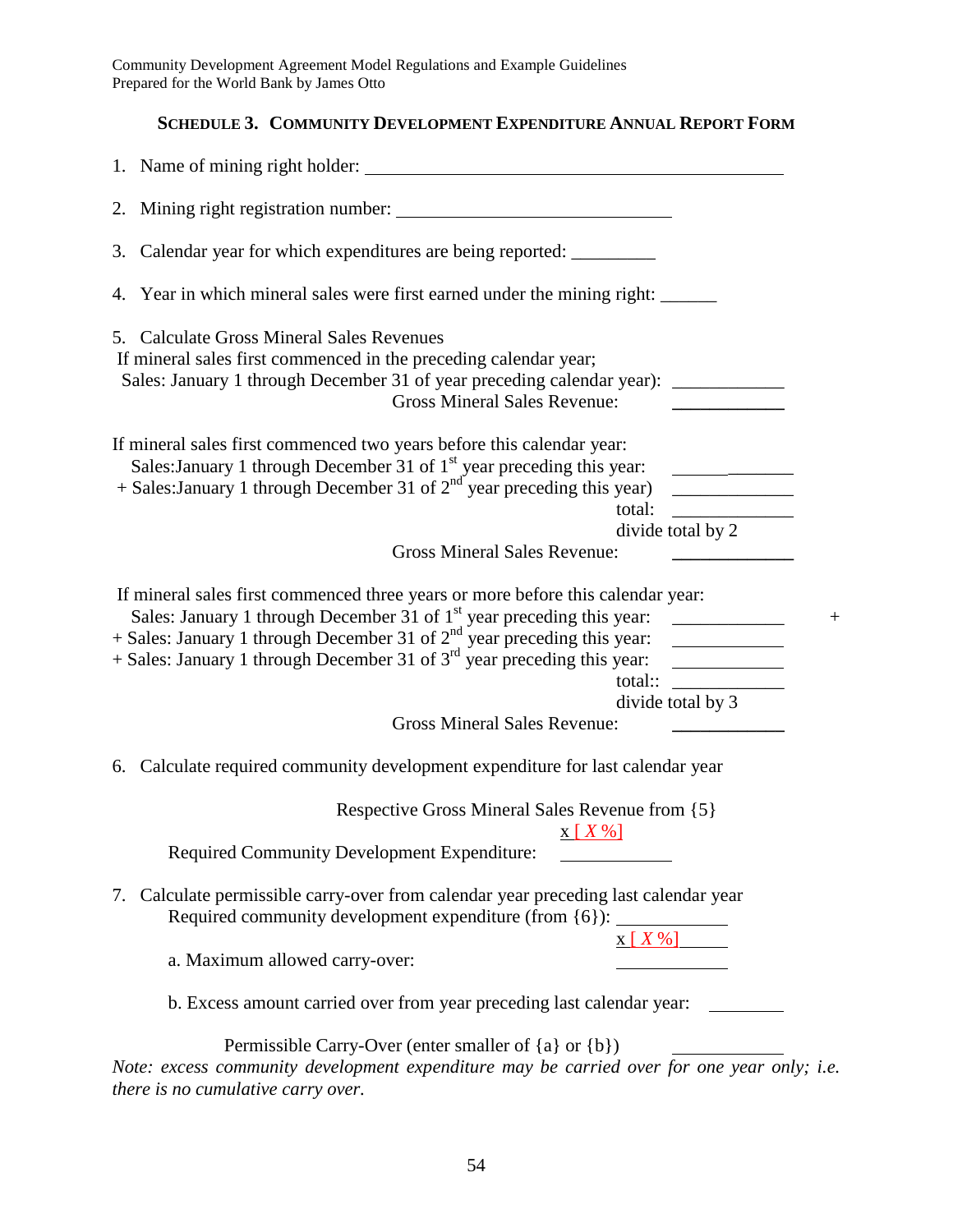## SCHEDULE 3. COMMUNITY DEVELOPMENT EXPENDITURE ANNUAL REPORT FORM

1. Name of mining right holder: \_\_\_\_\_\_\_\_\_\_\_\_\_\_\_\_\_\_\_\_\_\_\_\_\_\_\_\_\_\_\_\_\_\_\_\_\_\_\_\_

2. Mining right registration number: \_\_\_\_\_\_\_\_\_\_\_\_\_\_\_\_\_\_\_\_\_\_\_\_\_\_

3. Calendar year for which expenditures are being reported: \_\_\_\_\_\_\_\_\_

4. Year in which mineral sales were first earned under the mining right: \_\_\_\_\_\_

5. Calculate Gross Mineral Sales Revenues

   If mineral sales first commenced in the preceding calendar year;

   Sales: January 1 through December 31 of year preceding calendar year): \_\_\_\_\_\_\_\_\_\_\_\_

   Gross Mineral Sales Revenue: \_\_\_\_\_\_\_\_\_\_\_\_

   If mineral sales first commenced two years before this calendar year:

   Sales:January 1 through December 31 of 1st year preceding this year: \_\_\_\_\_\_\_\_\_\_\_\_

   \+ Sales:January 1 through December 31 of 2nd year preceding this year) \_\_\_\_\_\_\_\_\_\_\_\_

   total: \_\_\_\_\_\_\_\_\_\_\_\_

   divide total by 2

   Gross Mineral Sales Revenue: \_\_\_\_\_\_\_\_\_\_\_\_

   If mineral sales first commenced three years or more before this calendar year:

   Sales: January 1 through December 31 of 1st year preceding this year: \_\_\_\_\_\_\_\_\_\_\_\_ +

   \+ Sales: January 1 through December 31 of 2nd year preceding this year: \_\_\_\_\_\_\_\_\_\_\_\_

   \+ Sales: January 1 through December 31 of 3rd year preceding this year: \_\_\_\_\_\_\_\_\_\_\_\_

   total:: \_\_\_\_\_\_\_\_\_\_\_\_

   divide total by 3

   Gross Mineral Sales Revenue: \_\_\_\_\_\_\_\_\_\_\_\_

6. Calculate required community development expenditure for last calendar year

   Respective Gross Mineral Sales Revenue from {5}

   x [ X %]

   Required Community Development Expenditure: \_\_\_\_\_\_\_\_\_\_\_\_

7. Calculate permissible carry-over from calendar year preceding last calendar year

   Required community development expenditure (from {6}): \_\_\_\_\_\_\_\_\_\_\_\_

   x [ X %]

   a. Maximum allowed carry-over: \_\_\_\_\_\_\_\_\_\_\_\_

   b. Excess amount carried over from year preceding last calendar year: \_\_\_\_\_\_\_\_

   Permissible Carry-Over (enter smaller of {a} or {b}) \_\_\_\_\_\_\_\_\_\_\_\_

*Note: excess community development expenditure may be carried over for one year only; i.e. there is no cumulative carry over.*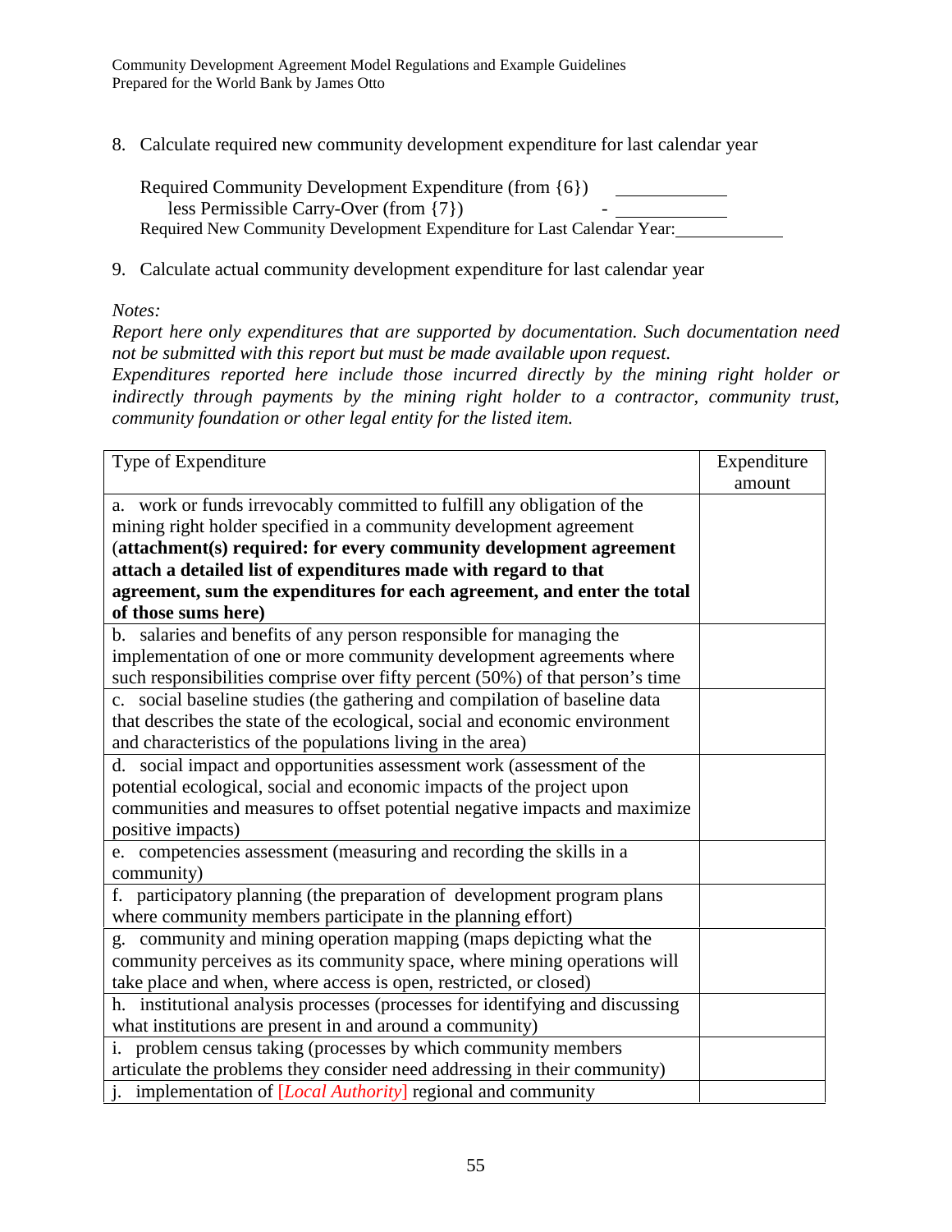8. Calculate required new community development expenditure for last calendar year

Required Community Development Expenditure (from {6}) \_\_\_\_\_\_\_\_\_\_\_\_
less Permissible Carry-Over (from {7}) - \_\_\_\_\_\_\_\_\_\_\_\_
Required New Community Development Expenditure for Last Calendar Year: \_\_\_\_\_\_\_\_\_\_\_\_

9. Calculate actual community development expenditure for last calendar year

*Notes:*
*Report here only expenditures that are supported by documentation. Such documentation need not be submitted with this report but must be made available upon request.*
*Expenditures reported here include those incurred directly by the mining right holder or indirectly through payments by the mining right holder to a contractor, community trust, community foundation or other legal entity for the listed item.*

| Type of Expenditure | Expenditure amount |
|---|---|
| a. work or funds irrevocably committed to fulfill any obligation of the mining right holder specified in a community development agreement (**attachment(s) required: for every community development agreement attach a detailed list of expenditures made with regard to that agreement, sum the expenditures for each agreement, and enter the total of those sums here)** | |
| b. salaries and benefits of any person responsible for managing the implementation of one or more community development agreements where such responsibilities comprise over fifty percent (50%) of that person's time | |
| c. social baseline studies (the gathering and compilation of baseline data that describes the state of the ecological, social and economic environment and characteristics of the populations living in the area) | |
| d. social impact and opportunities assessment work (assessment of the potential ecological, social and economic impacts of the project upon communities and measures to offset potential negative impacts and maximize positive impacts) | |
| e. competencies assessment (measuring and recording the skills in a community) | |
| f. participatory planning (the preparation of development program plans where community members participate in the planning effort) | |
| g. community and mining operation mapping (maps depicting what the community perceives as its community space, where mining operations will take place and when, where access is open, restricted, or closed) | |
| h. institutional analysis processes (processes for identifying and discussing what institutions are present in and around a community) | |
| i. problem census taking (processes by which community members articulate the problems they consider need addressing in their community) | |
| j. implementation of [*Local Authority*] regional and community | |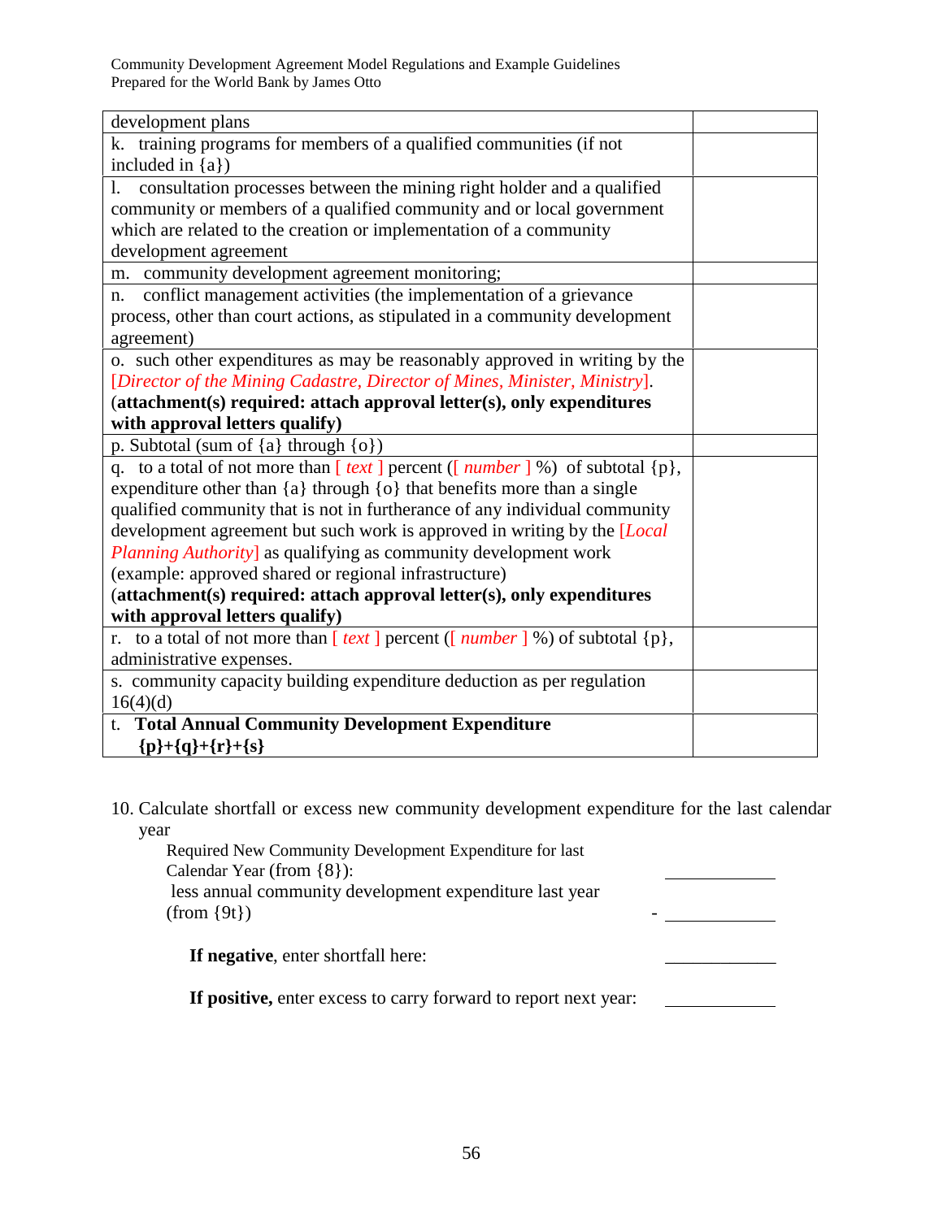| development plans | |
|---|---|
| k. training programs for members of a qualified communities (if not included in {a}) | |
| l. consultation processes between the mining right holder and a qualified community or members of a qualified community and or local government which are related to the creation or implementation of a community development agreement | |
| m. community development agreement monitoring; | |
| n. conflict management activities (the implementation of a grievance process, other than court actions, as stipulated in a community development agreement) | |
| o. such other expenditures as may be reasonably approved in writing by the [*Director of the Mining Cadastre, Director of Mines, Minister, Ministry*]. (**attachment(s) required: attach approval letter(s), only expenditures with approval letters qualify)** | |
| p. Subtotal (sum of {a} through {o}) | |
| q. to a total of not more than [ *text* ] percent ([ *number* ] %) of subtotal {p}, expenditure other than {a} through {o} that benefits more than a single qualified community that is not in furtherance of any individual community development agreement but such work is approved in writing by the [*Local Planning Authority*] as qualifying as community development work (example: approved shared or regional infrastructure) (**attachment(s) required: attach approval letter(s), only expenditures with approval letters qualify)** | |
| r. to a total of not more than [ *text* ] percent ([ *number* ] %) of subtotal {p}, administrative expenses. | |
| s. community capacity building expenditure deduction as per regulation 16(4)(d) | |
| t. **Total Annual Community Development Expenditure {p}+{q}+{r}+{s}** | |

10. Calculate shortfall or excess new community development expenditure for the last calendar year

Required New Community Development Expenditure for last Calendar Year (from {8}): \_\_\_\_\_\_\_\_\_\_\_\_

less annual community development expenditure last year (from {9t}) - \_\_\_\_\_\_\_\_\_\_\_\_

**If negative**, enter shortfall here: \_\_\_\_\_\_\_\_\_\_\_\_

**If positive,** enter excess to carry forward to report next year: \_\_\_\_\_\_\_\_\_\_\_\_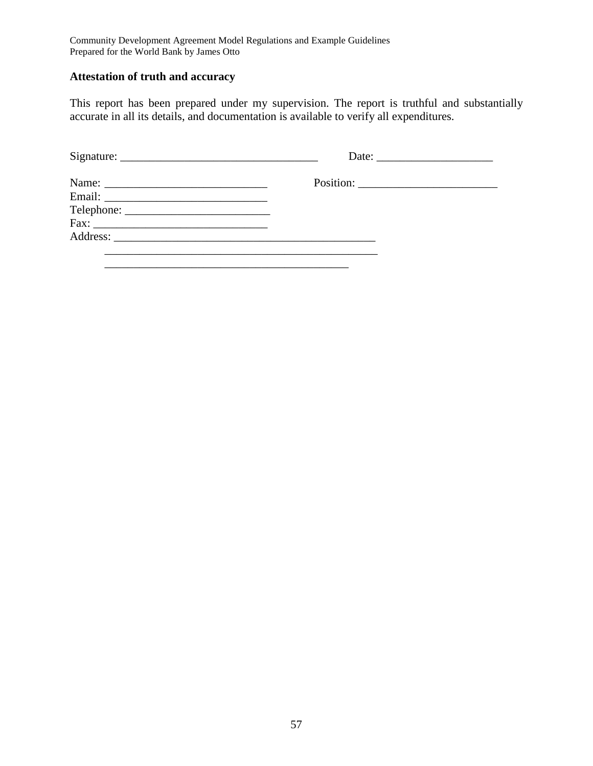**Attestation of truth and accuracy**

This report has been prepared under my supervision. The report is truthful and substantially accurate in all its details, and documentation is available to verify all expenditures.

Signature: _________________________________ Date: ___________________

Name: ____________________________ Position: ________________________

Email: ____________________________

Telephone: _________________________

Fax: ______________________________

Address: ______________________________________________

_________________________________________________

___________________________________________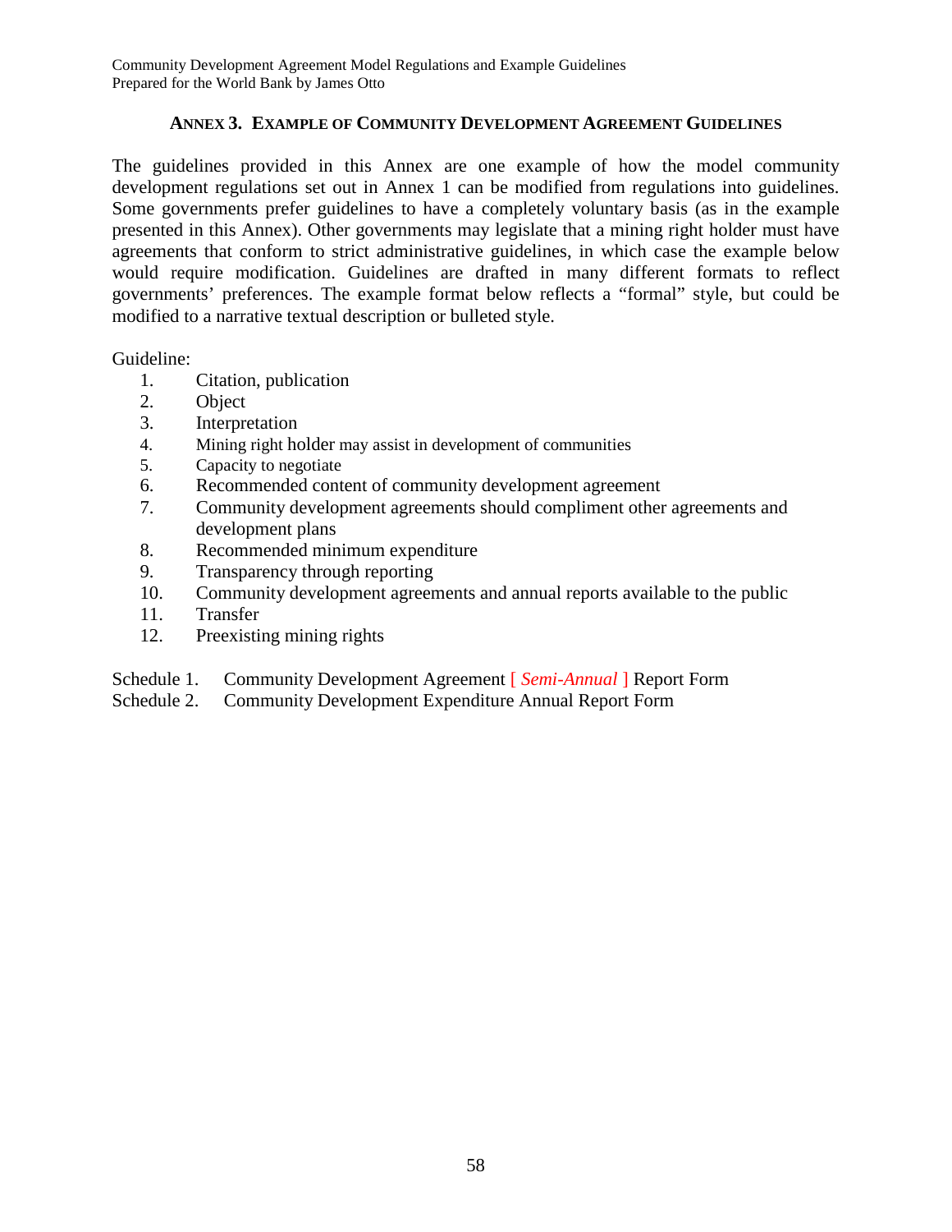## Annex 3. Example of Community Development Agreement Guidelines

The guidelines provided in this Annex are one example of how the model community development regulations set out in Annex 1 can be modified from regulations into guidelines. Some governments prefer guidelines to have a completely voluntary basis (as in the example presented in this Annex). Other governments may legislate that a mining right holder must have agreements that conform to strict administrative guidelines, in which case the example below would require modification. Guidelines are drafted in many different formats to reflect governments' preferences. The example format below reflects a "formal" style, but could be modified to a narrative textual description or bulleted style.

Guideline:

1. Citation, publication
2. Object
3. Interpretation
4. Mining right holder may assist in development of communities
5. Capacity to negotiate
6. Recommended content of community development agreement
7. Community development agreements should compliment other agreements and development plans
8. Recommended minimum expenditure
9. Transparency through reporting
10. Community development agreements and annual reports available to the public
11. Transfer
12. Preexisting mining rights

Schedule 1. Community Development Agreement [ *Semi-Annual* ] Report Form

Schedule 2. Community Development Expenditure Annual Report Form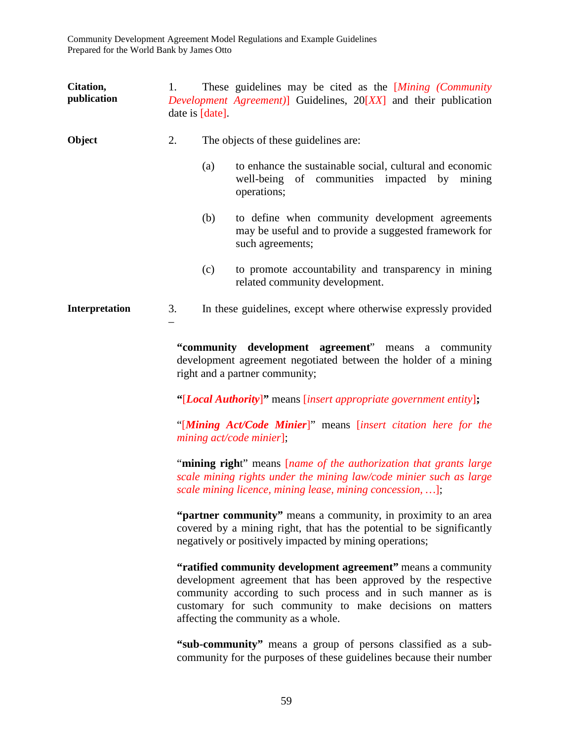**Citation, publication**

1. These guidelines may be cited as the [*Mining (Community Development Agreement)*] Guidelines, 20[*XX*] and their publication date is [date].

**Object**

2. The objects of these guidelines are:

   (a) to enhance the sustainable social, cultural and economic well-being of communities impacted by mining operations;

   (b) to define when community development agreements may be useful and to provide a suggested framework for such agreements;

   (c) to promote accountability and transparency in mining related community development.

**Interpretation**

3. In these guidelines, except where otherwise expressly provided –

**"community development agreement"** means a community development agreement negotiated between the holder of a mining right and a partner community;

**"[*Local Authority*]"** means [*insert appropriate government entity*]**;**

"[***Mining Act/Code Minier***]" means [*insert citation here for the mining act/code minier*];

"**mining right**" means [*name of the authorization that grants large scale mining rights under the mining law/code minier such as large scale mining licence, mining lease, mining concession, …*];

**"partner community"** means a community, in proximity to an area covered by a mining right, that has the potential to be significantly negatively or positively impacted by mining operations;

**"ratified community development agreement"** means a community development agreement that has been approved by the respective community according to such process and in such manner as is customary for such community to make decisions on matters affecting the community as a whole.

**"sub-community"** means a group of persons classified as a sub-community for the purposes of these guidelines because their number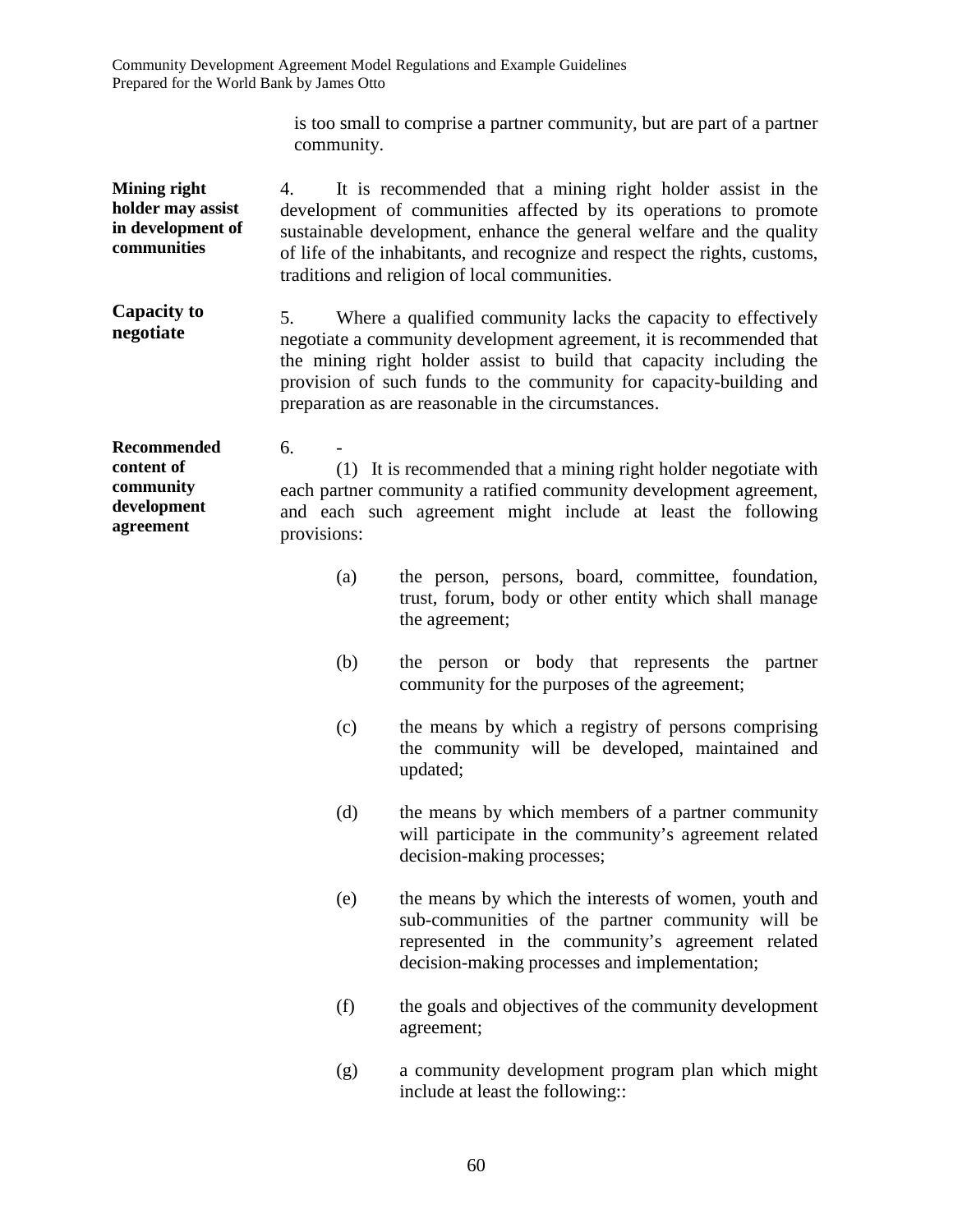is too small to comprise a partner community, but are part of a partner community.

**Mining right holder may assist in development of communities**

4. It is recommended that a mining right holder assist in the development of communities affected by its operations to promote sustainable development, enhance the general welfare and the quality of life of the inhabitants, and recognize and respect the rights, customs, traditions and religion of local communities.

**Capacity to negotiate**

5. Where a qualified community lacks the capacity to effectively negotiate a community development agreement, it is recommended that the mining right holder assist to build that capacity including the provision of such funds to the community for capacity-building and preparation as are reasonable in the circumstances.

**Recommended content of community development agreement**

6. -

(1) It is recommended that a mining right holder negotiate with each partner community a ratified community development agreement, and each such agreement might include at least the following provisions:

(a) the person, persons, board, committee, foundation, trust, forum, body or other entity which shall manage the agreement;

(b) the person or body that represents the partner community for the purposes of the agreement;

(c) the means by which a registry of persons comprising the community will be developed, maintained and updated;

(d) the means by which members of a partner community will participate in the community's agreement related decision-making processes;

(e) the means by which the interests of women, youth and sub-communities of the partner community will be represented in the community's agreement related decision-making processes and implementation;

(f) the goals and objectives of the community development agreement;

(g) a community development program plan which might include at least the following::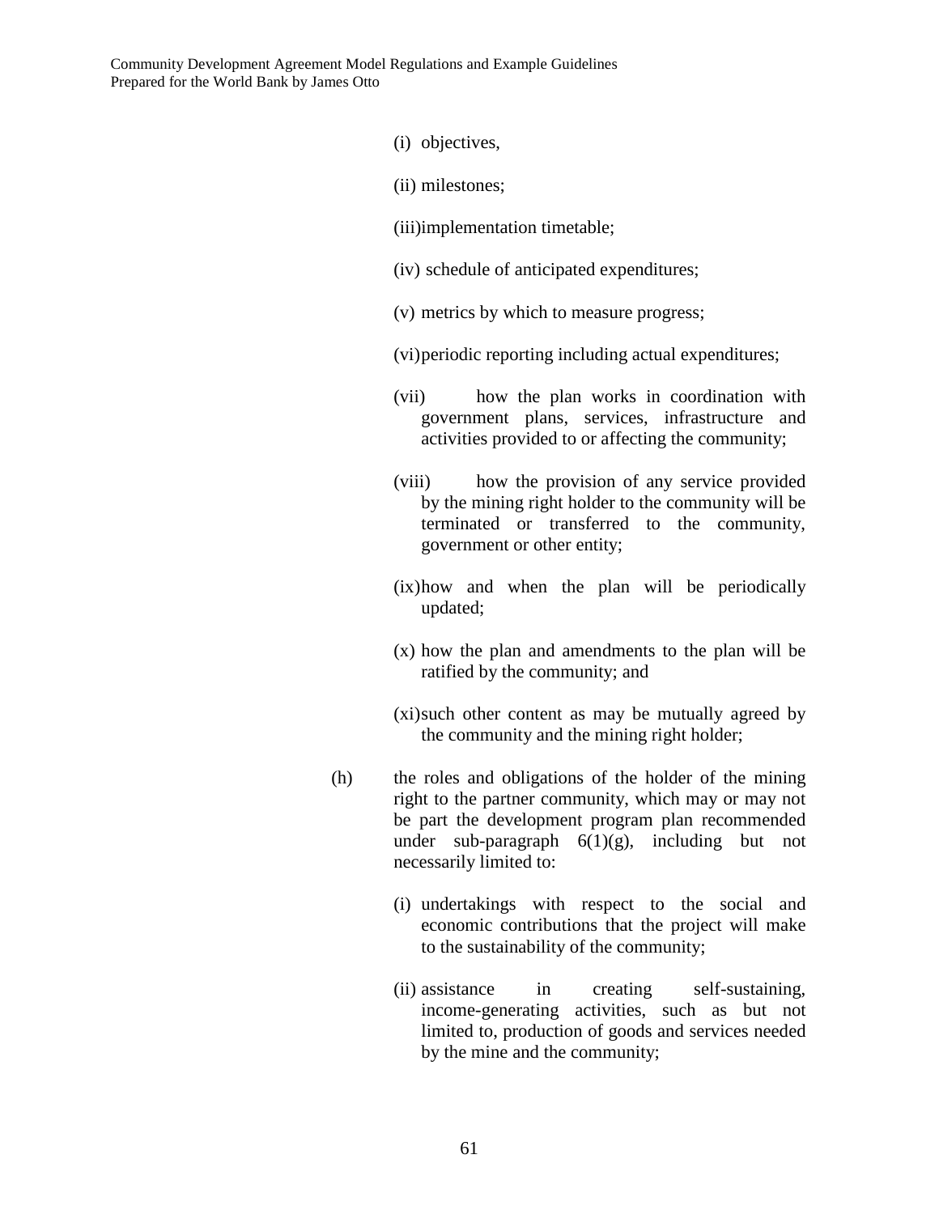(i) objectives,

(ii) milestones;

(iii) implementation timetable;

(iv) schedule of anticipated expenditures;

(v) metrics by which to measure progress;

(vi) periodic reporting including actual expenditures;

(vii) how the plan works in coordination with government plans, services, infrastructure and activities provided to or affecting the community;

(viii) how the provision of any service provided by the mining right holder to the community will be terminated or transferred to the community, government or other entity;

(ix) how and when the plan will be periodically updated;

(x) how the plan and amendments to the plan will be ratified by the community; and

(xi) such other content as may be mutually agreed by the community and the mining right holder;

(h) the roles and obligations of the holder of the mining right to the partner community, which may or may not be part the development program plan recommended under sub-paragraph 6(1)(g), including but not necessarily limited to:

(i) undertakings with respect to the social and economic contributions that the project will make to the sustainability of the community;

(ii) assistance in creating self-sustaining, income-generating activities, such as but not limited to, production of goods and services needed by the mine and the community;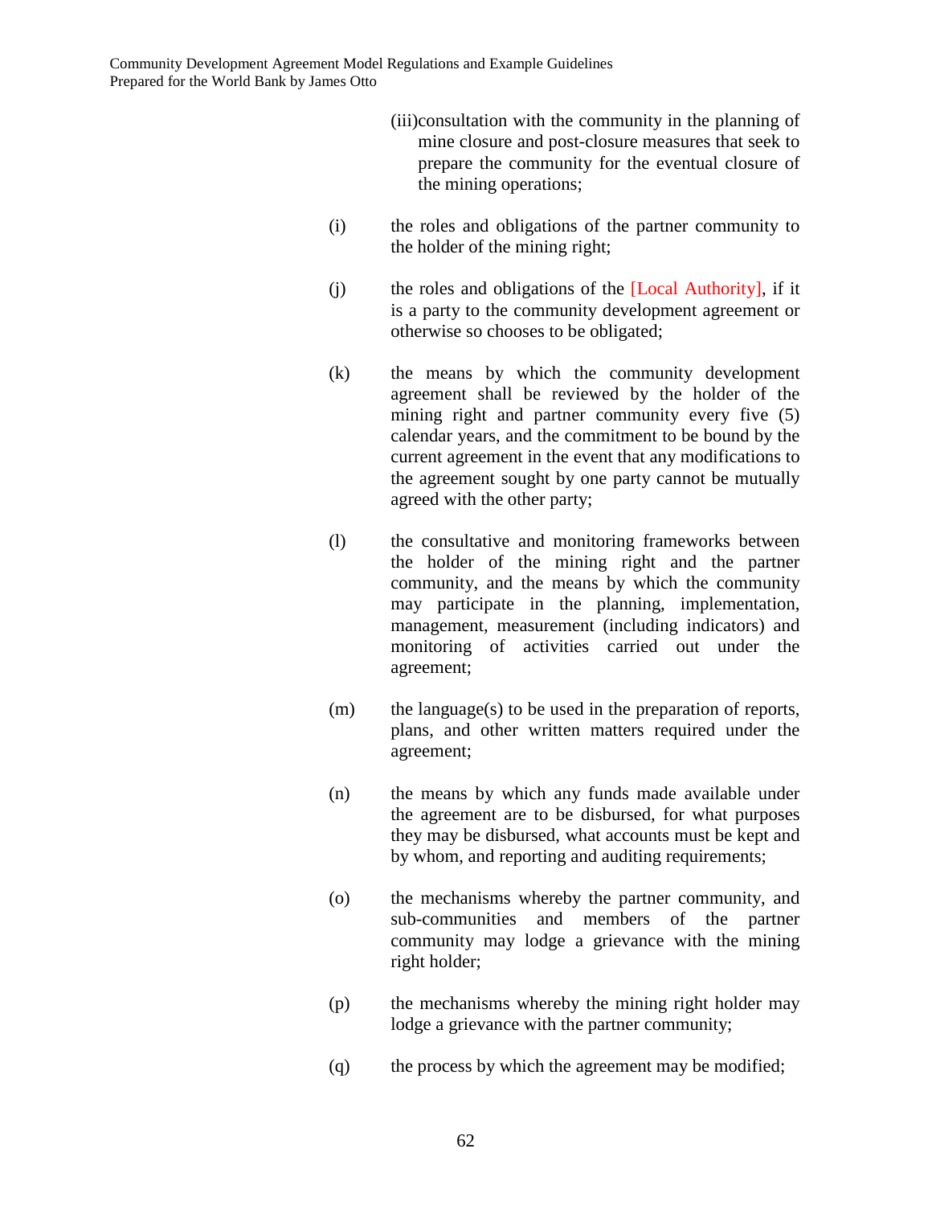(iii) consultation with the community in the planning of mine closure and post-closure measures that seek to prepare the community for the eventual closure of the mining operations;

(i) the roles and obligations of the partner community to the holder of the mining right;

(j) the roles and obligations of the [Local Authority], if it is a party to the community development agreement or otherwise so chooses to be obligated;

(k) the means by which the community development agreement shall be reviewed by the holder of the mining right and partner community every five (5) calendar years, and the commitment to be bound by the current agreement in the event that any modifications to the agreement sought by one party cannot be mutually agreed with the other party;

(l) the consultative and monitoring frameworks between the holder of the mining right and the partner community, and the means by which the community may participate in the planning, implementation, management, measurement (including indicators) and monitoring of activities carried out under the agreement;

(m) the language(s) to be used in the preparation of reports, plans, and other written matters required under the agreement;

(n) the means by which any funds made available under the agreement are to be disbursed, for what purposes they may be disbursed, what accounts must be kept and by whom, and reporting and auditing requirements;

(o) the mechanisms whereby the partner community, and sub-communities and members of the partner community may lodge a grievance with the mining right holder;

(p) the mechanisms whereby the mining right holder may lodge a grievance with the partner community;

(q) the process by which the agreement may be modified;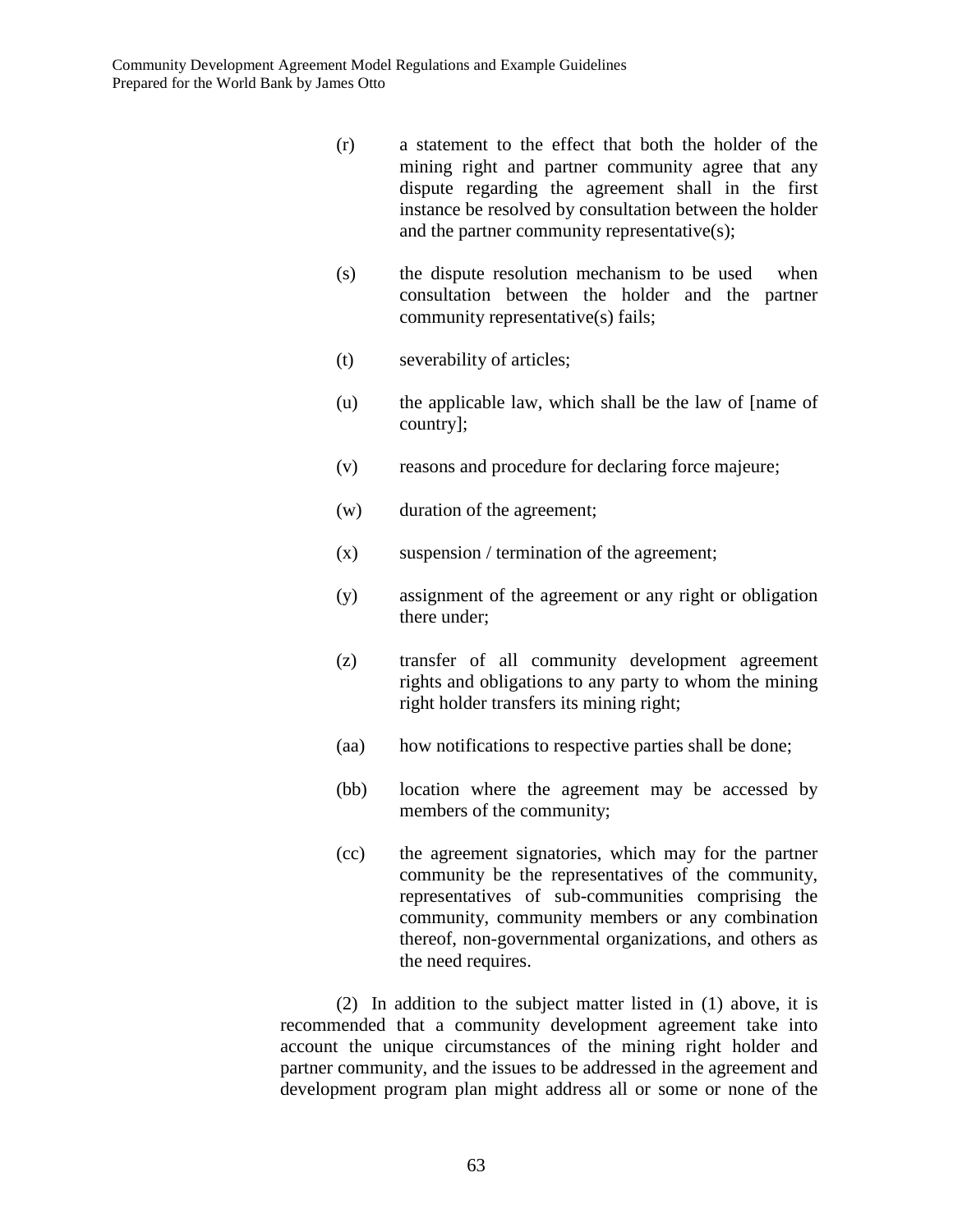(r) a statement to the effect that both the holder of the mining right and partner community agree that any dispute regarding the agreement shall in the first instance be resolved by consultation between the holder and the partner community representative(s);

(s) the dispute resolution mechanism to be used when consultation between the holder and the partner community representative(s) fails;

(t) severability of articles;

(u) the applicable law, which shall be the law of [name of country];

(v) reasons and procedure for declaring force majeure;

(w) duration of the agreement;

(x) suspension / termination of the agreement;

(y) assignment of the agreement or any right or obligation there under;

(z) transfer of all community development agreement rights and obligations to any party to whom the mining right holder transfers its mining right;

(aa) how notifications to respective parties shall be done;

(bb) location where the agreement may be accessed by members of the community;

(cc) the agreement signatories, which may for the partner community be the representatives of the community, representatives of sub-communities comprising the community, community members or any combination thereof, non-governmental organizations, and others as the need requires.

(2) In addition to the subject matter listed in (1) above, it is recommended that a community development agreement take into account the unique circumstances of the mining right holder and partner community, and the issues to be addressed in the agreement and development program plan might address all or some or none of the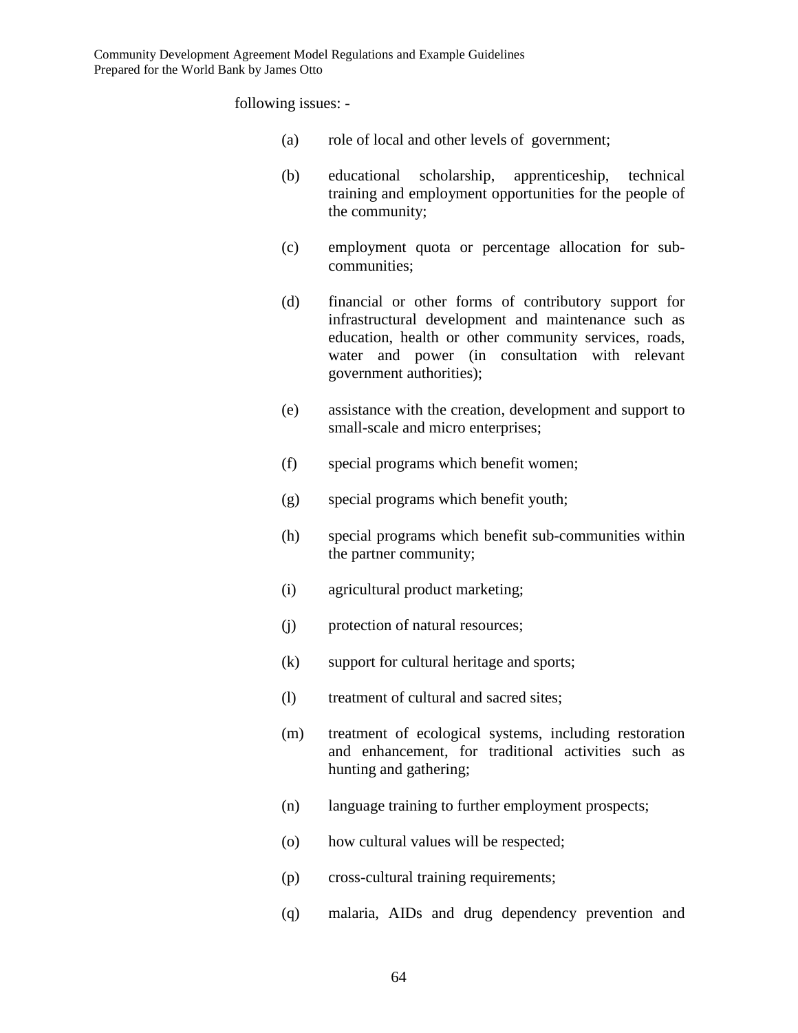following issues: -

(a) role of local and other levels of government;

(b) educational scholarship, apprenticeship, technical training and employment opportunities for the people of the community;

(c) employment quota or percentage allocation for sub-communities;

(d) financial or other forms of contributory support for infrastructural development and maintenance such as education, health or other community services, roads, water and power (in consultation with relevant government authorities);

(e) assistance with the creation, development and support to small-scale and micro enterprises;

(f) special programs which benefit women;

(g) special programs which benefit youth;

(h) special programs which benefit sub-communities within the partner community;

(i) agricultural product marketing;

(j) protection of natural resources;

(k) support for cultural heritage and sports;

(l) treatment of cultural and sacred sites;

(m) treatment of ecological systems, including restoration and enhancement, for traditional activities such as hunting and gathering;

(n) language training to further employment prospects;

(o) how cultural values will be respected;

(p) cross-cultural training requirements;

(q) malaria, AIDs and drug dependency prevention and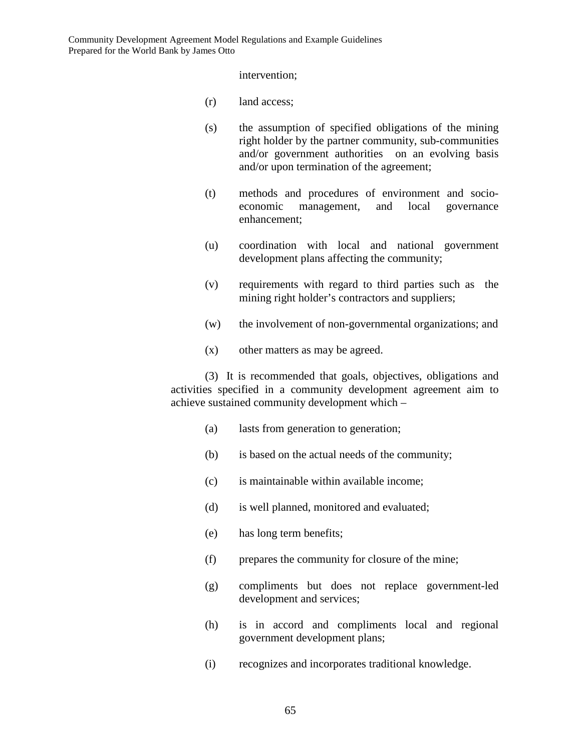intervention;

(r) land access;

(s) the assumption of specified obligations of the mining right holder by the partner community, sub-communities and/or government authorities on an evolving basis and/or upon termination of the agreement;

(t) methods and procedures of environment and socio-economic management, and local governance enhancement;

(u) coordination with local and national government development plans affecting the community;

(v) requirements with regard to third parties such as the mining right holder's contractors and suppliers;

(w) the involvement of non-governmental organizations; and

(x) other matters as may be agreed.

(3) It is recommended that goals, objectives, obligations and activities specified in a community development agreement aim to achieve sustained community development which –

(a) lasts from generation to generation;

(b) is based on the actual needs of the community;

(c) is maintainable within available income;

(d) is well planned, monitored and evaluated;

(e) has long term benefits;

(f) prepares the community for closure of the mine;

(g) compliments but does not replace government-led development and services;

(h) is in accord and compliments local and regional government development plans;

(i) recognizes and incorporates traditional knowledge.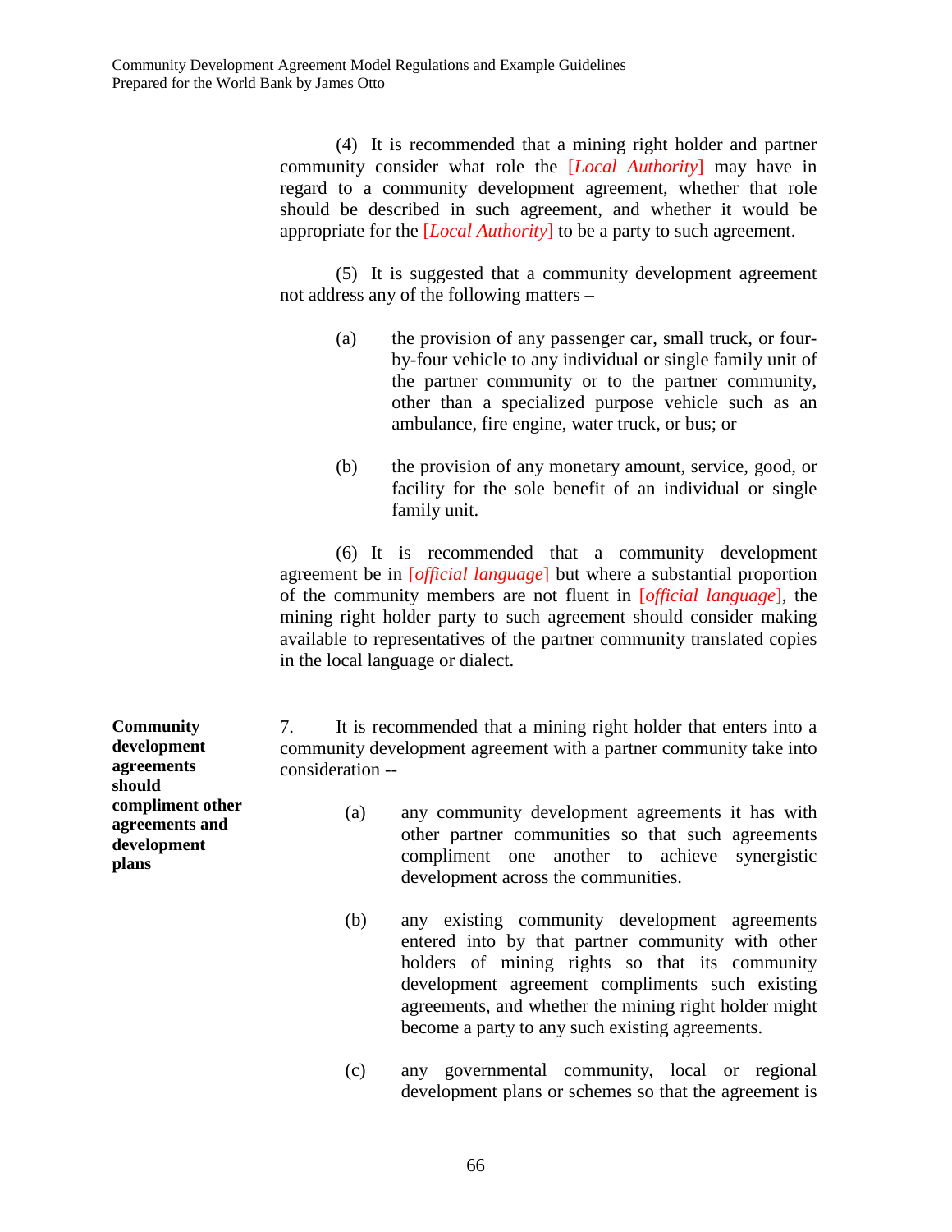(4) It is recommended that a mining right holder and partner community consider what role the [*Local Authority*] may have in regard to a community development agreement, whether that role should be described in such agreement, and whether it would be appropriate for the [*Local Authority*] to be a party to such agreement.

(5) It is suggested that a community development agreement not address any of the following matters –

(a) the provision of any passenger car, small truck, or four-by-four vehicle to any individual or single family unit of the partner community or to the partner community, other than a specialized purpose vehicle such as an ambulance, fire engine, water truck, or bus; or

(b) the provision of any monetary amount, service, good, or facility for the sole benefit of an individual or single family unit.

(6) It is recommended that a community development agreement be in [*official language*] but where a substantial proportion of the community members are not fluent in [*official language*], the mining right holder party to such agreement should consider making available to representatives of the partner community translated copies in the local language or dialect.

**Community development agreements should compliment other agreements and development plans**

7. It is recommended that a mining right holder that enters into a community development agreement with a partner community take into consideration --

(a) any community development agreements it has with other partner communities so that such agreements compliment one another to achieve synergistic development across the communities.

(b) any existing community development agreements entered into by that partner community with other holders of mining rights so that its community development agreement compliments such existing agreements, and whether the mining right holder might become a party to any such existing agreements.

(c) any governmental community, local or regional development plans or schemes so that the agreement is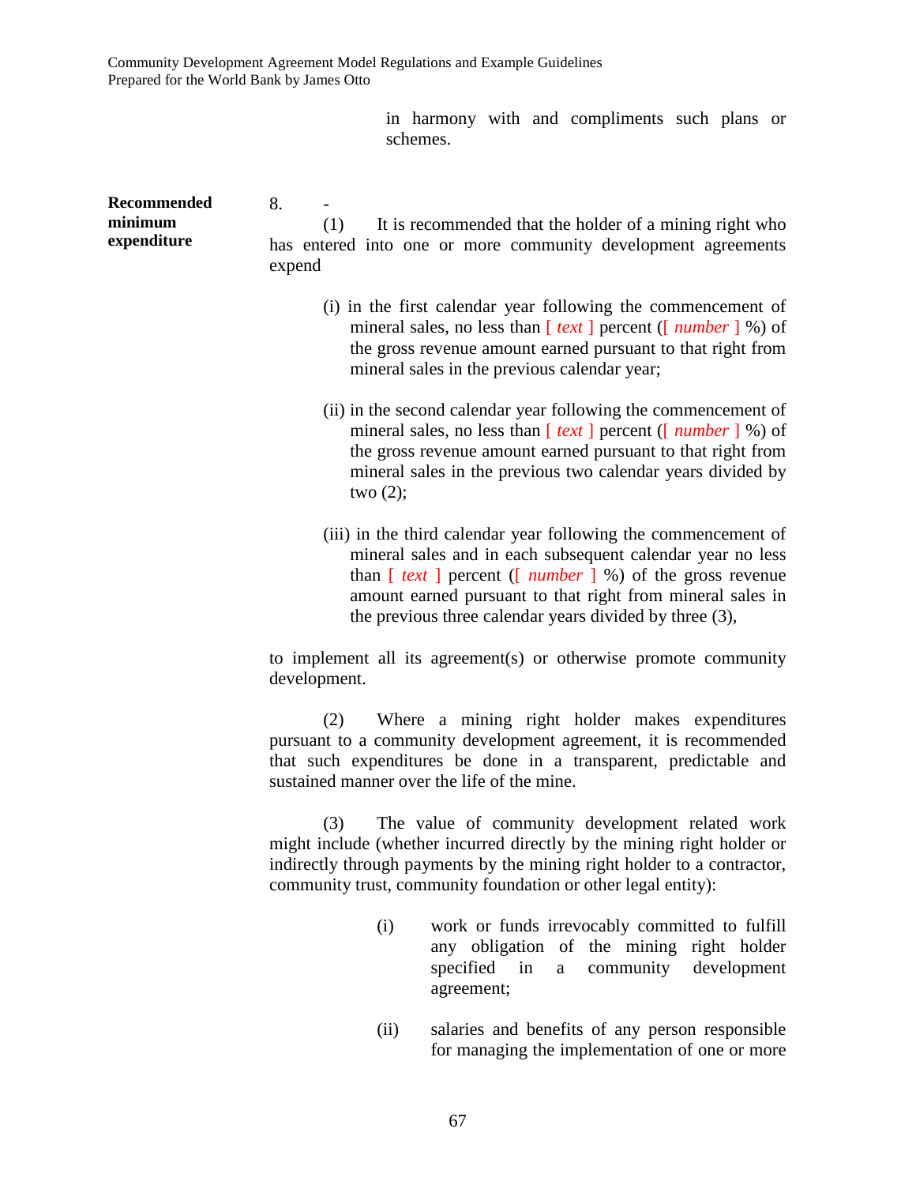in harmony with and compliments such plans or schemes.

**Recommended minimum expenditure**

8. -

(1) It is recommended that the holder of a mining right who has entered into one or more community development agreements expend

(i) in the first calendar year following the commencement of mineral sales, no less than [ *text* ] percent ([ *number* ] %) of the gross revenue amount earned pursuant to that right from mineral sales in the previous calendar year;

(ii) in the second calendar year following the commencement of mineral sales, no less than [ *text* ] percent ([ *number* ] %) of the gross revenue amount earned pursuant to that right from mineral sales in the previous two calendar years divided by two (2);

(iii) in the third calendar year following the commencement of mineral sales and in each subsequent calendar year no less than [ *text* ] percent ([ *number* ] %) of the gross revenue amount earned pursuant to that right from mineral sales in the previous three calendar years divided by three (3),

to implement all its agreement(s) or otherwise promote community development.

(2) Where a mining right holder makes expenditures pursuant to a community development agreement, it is recommended that such expenditures be done in a transparent, predictable and sustained manner over the life of the mine.

(3) The value of community development related work might include (whether incurred directly by the mining right holder or indirectly through payments by the mining right holder to a contractor, community trust, community foundation or other legal entity):

(i) work or funds irrevocably committed to fulfill any obligation of the mining right holder specified in a community development agreement;

(ii) salaries and benefits of any person responsible for managing the implementation of one or more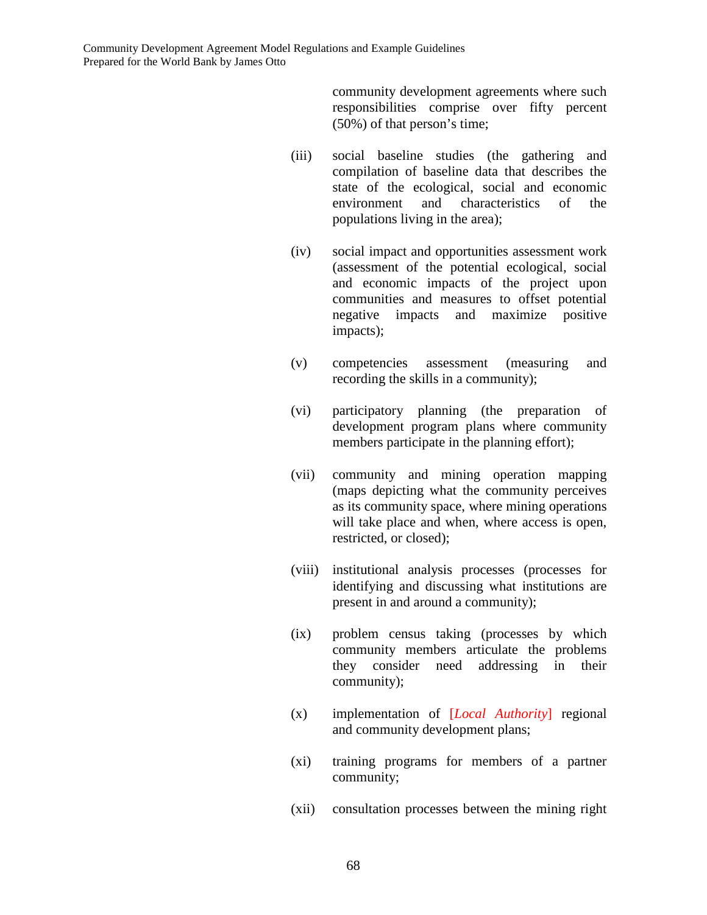community development agreements where such responsibilities comprise over fifty percent (50%) of that person's time;

(iii) social baseline studies (the gathering and compilation of baseline data that describes the state of the ecological, social and economic environment and characteristics of the populations living in the area);

(iv) social impact and opportunities assessment work (assessment of the potential ecological, social and economic impacts of the project upon communities and measures to offset potential negative impacts and maximize positive impacts);

(v) competencies assessment (measuring and recording the skills in a community);

(vi) participatory planning (the preparation of development program plans where community members participate in the planning effort);

(vii) community and mining operation mapping (maps depicting what the community perceives as its community space, where mining operations will take place and when, where access is open, restricted, or closed);

(viii) institutional analysis processes (processes for identifying and discussing what institutions are present in and around a community);

(ix) problem census taking (processes by which community members articulate the problems they consider need addressing in their community);

(x) implementation of [*Local Authority*] regional and community development plans;

(xi) training programs for members of a partner community;

(xii) consultation processes between the mining right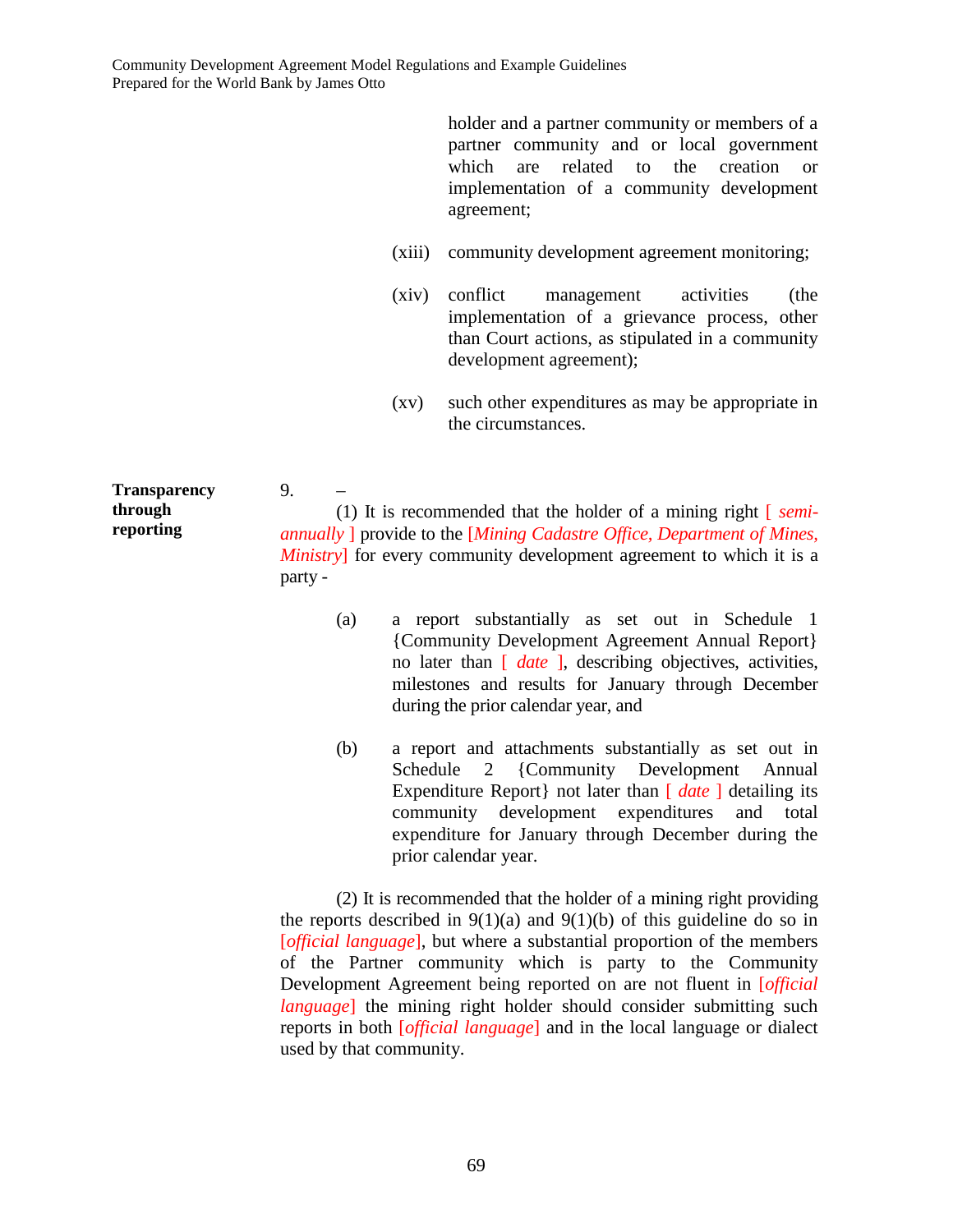holder and a partner community or members of a partner community and or local government which are related to the creation or implementation of a community development agreement;

(xiii) community development agreement monitoring;

(xiv) conflict management activities (the implementation of a grievance process, other than Court actions, as stipulated in a community development agreement);

(xv) such other expenditures as may be appropriate in the circumstances.

**Transparency through reporting**

9. –

(1) It is recommended that the holder of a mining right [ *semi-annually* ] provide to the [*Mining Cadastre Office, Department of Mines, Ministry*] for every community development agreement to which it is a party -

(a) a report substantially as set out in Schedule 1 {Community Development Agreement Annual Report} no later than [ *date* ], describing objectives, activities, milestones and results for January through December during the prior calendar year, and

(b) a report and attachments substantially as set out in Schedule 2 {Community Development Annual Expenditure Report} not later than [ *date* ] detailing its community development expenditures and total expenditure for January through December during the prior calendar year.

(2) It is recommended that the holder of a mining right providing the reports described in 9(1)(a) and 9(1)(b) of this guideline do so in [*official language*], but where a substantial proportion of the members of the Partner community which is party to the Community Development Agreement being reported on are not fluent in [*official language*] the mining right holder should consider submitting such reports in both [*official language*] and in the local language or dialect used by that community.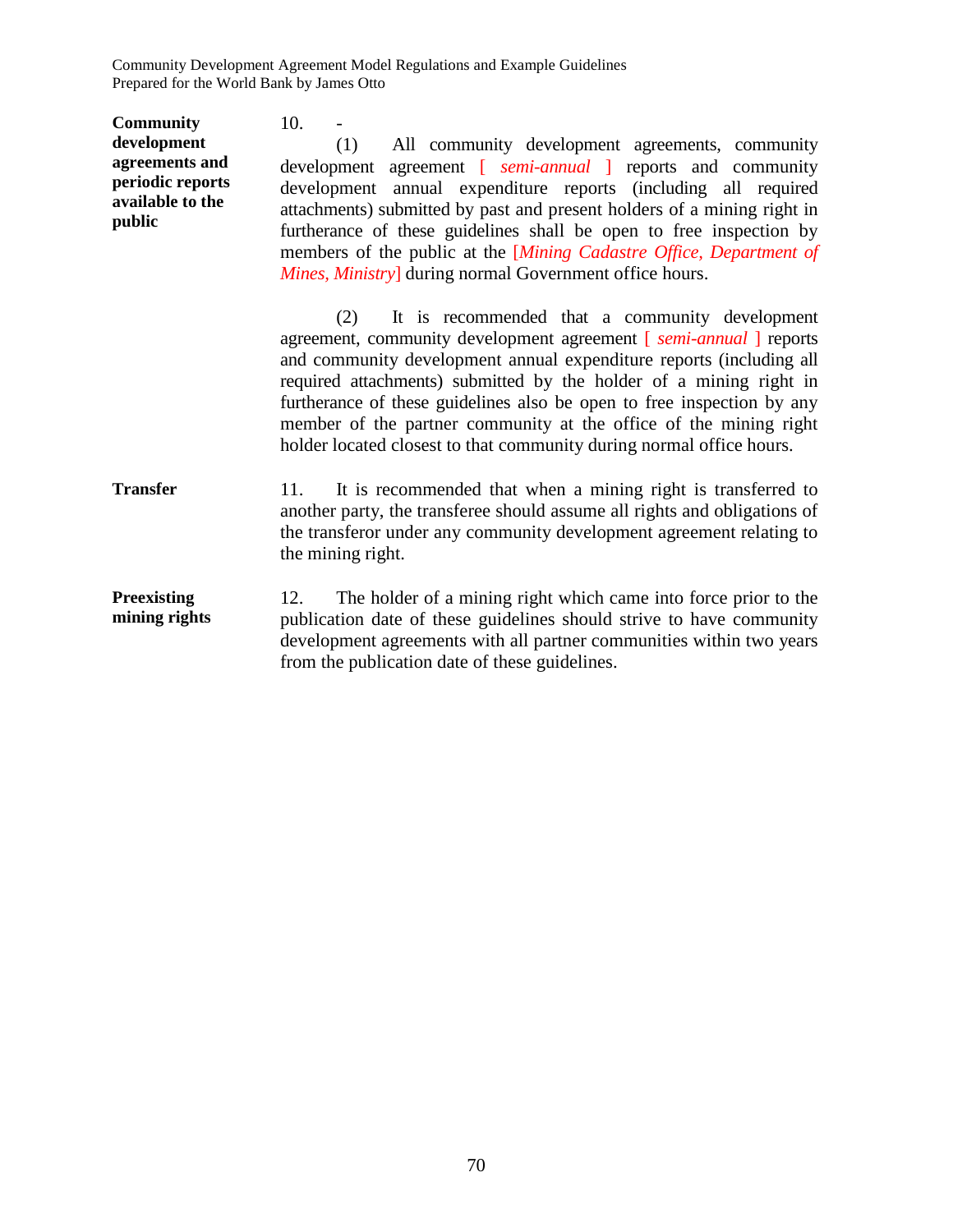**Community development agreements and periodic reports available to the public**

10. -

(1) All community development agreements, community development agreement [ *semi-annual* ] reports and community development annual expenditure reports (including all required attachments) submitted by past and present holders of a mining right in furtherance of these guidelines shall be open to free inspection by members of the public at the [*Mining Cadastre Office, Department of Mines, Ministry*] during normal Government office hours.

(2) It is recommended that a community development agreement, community development agreement [ *semi-annual* ] reports and community development annual expenditure reports (including all required attachments) submitted by the holder of a mining right in furtherance of these guidelines also be open to free inspection by any member of the partner community at the office of the mining right holder located closest to that community during normal office hours.

**Transfer**

11. It is recommended that when a mining right is transferred to another party, the transferee should assume all rights and obligations of the transferor under any community development agreement relating to the mining right.

**Preexisting mining rights**

12. The holder of a mining right which came into force prior to the publication date of these guidelines should strive to have community development agreements with all partner communities within two years from the publication date of these guidelines.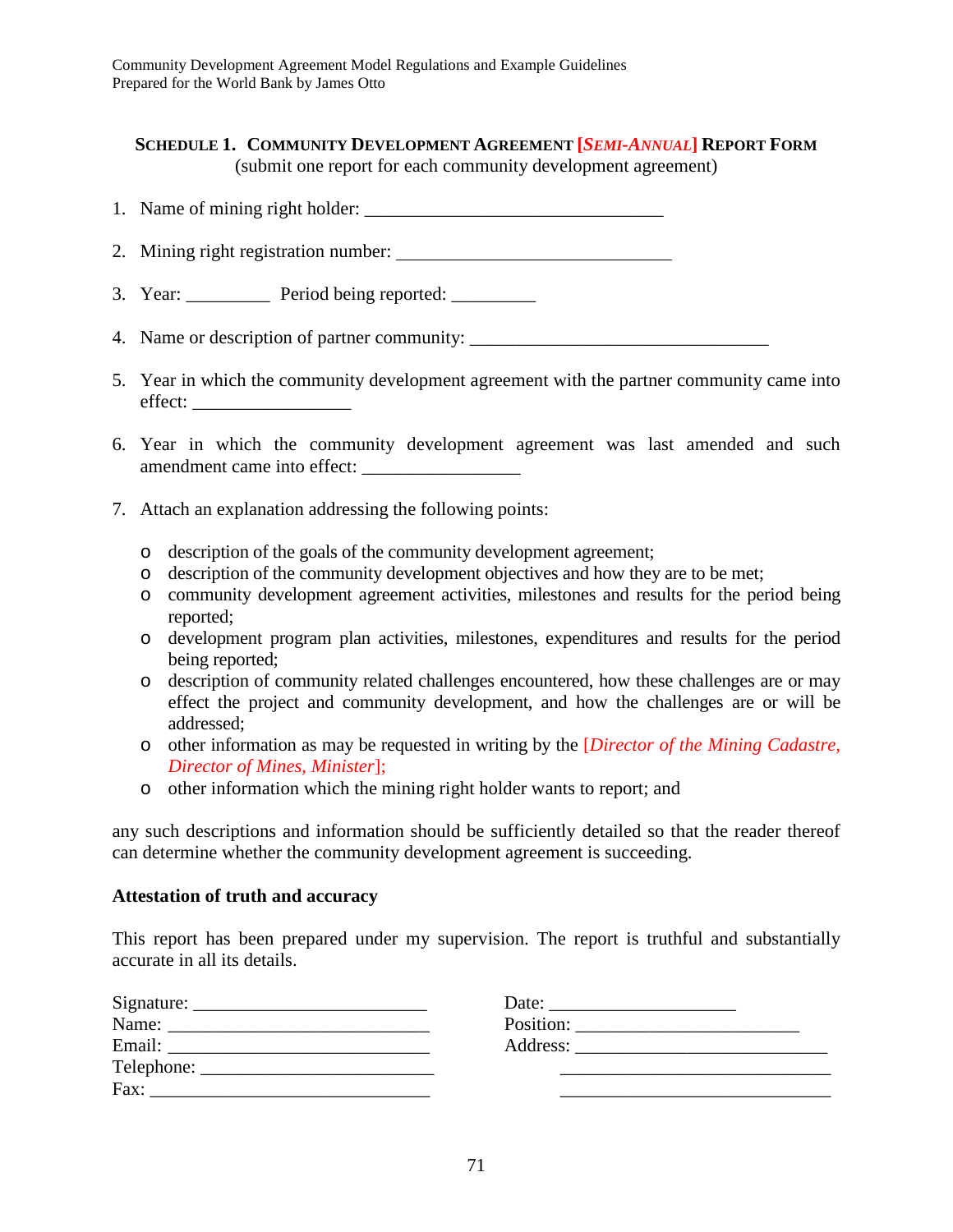## SCHEDULE 1. COMMUNITY DEVELOPMENT AGREEMENT [*SEMI-ANNUAL*] REPORT FORM

(submit one report for each community development agreement)

1. Name of mining right holder: ________________________________

2. Mining right registration number: ______________________________

3. Year: _________ Period being reported: _________

4. Name or description of partner community: ________________________________

5. Year in which the community development agreement with the partner community came into effect: _________________

6. Year in which the community development agreement was last amended and such amendment came into effect: _________________

7. Attach an explanation addressing the following points:

   - description of the goals of the community development agreement;
   - description of the community development objectives and how they are to be met;
   - community development agreement activities, milestones and results for the period being reported;
   - development program plan activities, milestones, expenditures and results for the period being reported;
   - description of community related challenges encountered, how these challenges are or may effect the project and community development, and how the challenges are or will be addressed;
   - other information as may be requested in writing by the [*Director of the Mining Cadastre, Director of Mines, Minister*];
   - other information which the mining right holder wants to report; and

any such descriptions and information should be sufficiently detailed so that the reader thereof can determine whether the community development agreement is succeeding.

**Attestation of truth and accuracy**

This report has been prepared under my supervision. The report is truthful and substantially accurate in all its details.

Signature: ________________________ Date: ____________________

Name: ___________________________ Position: _______________________

Email: ___________________________ Address: ___________________________

Telephone: ________________________ _____________________________

Fax: _____________________________ _____________________________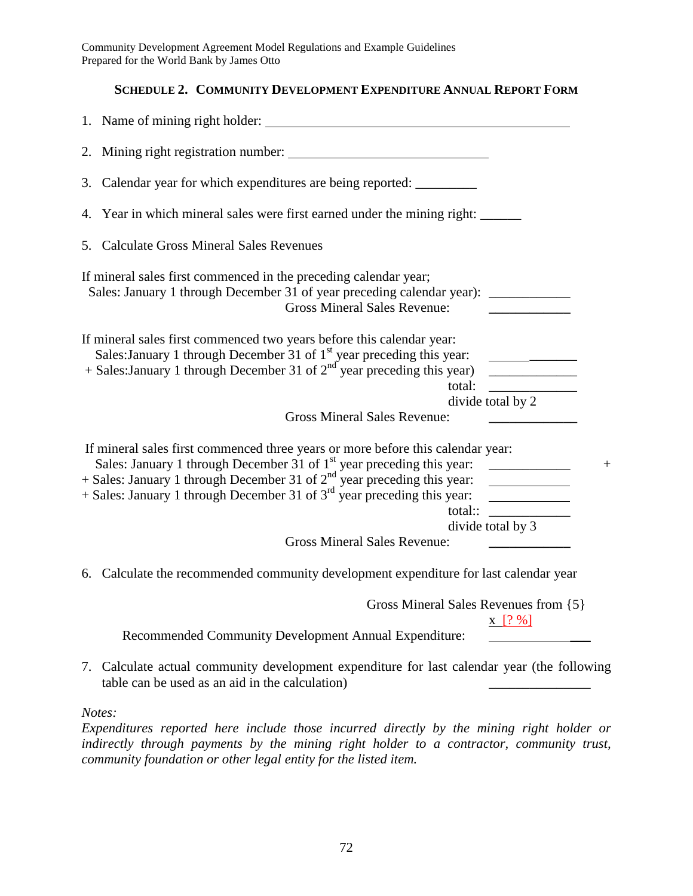## SCHEDULE 2. COMMUNITY DEVELOPMENT EXPENDITURE ANNUAL REPORT FORM

1. Name of mining right holder: ______________________________________________

2. Mining right registration number: ______________________________

3. Calendar year for which expenditures are being reported: _________

4. Year in which mineral sales were first earned under the mining right: ______

5. Calculate Gross Mineral Sales Revenues

If mineral sales first commenced in the preceding calendar year;
Sales: January 1 through December 31 of year preceding calendar year): ____________
Gross Mineral Sales Revenue: ____________

If mineral sales first commenced two years before this calendar year:
Sales:January 1 through December 31 of 1st year preceding this year: _____________
+ Sales:January 1 through December 31 of 2nd year preceding this year) _____________
total: _____________
divide total by 2
Gross Mineral Sales Revenue: _____________

If mineral sales first commenced three years or more before this calendar year:
Sales: January 1 through December 31 of 1st year preceding this year: ____________ +
+ Sales: January 1 through December 31 of 2nd year preceding this year: ____________
+ Sales: January 1 through December 31 of 3rd year preceding this year: ____________
total:: ____________
divide total by 3
Gross Mineral Sales Revenue: ____________

6. Calculate the recommended community development expenditure for last calendar year

Gross Mineral Sales Revenues from {5}
x [? %]
Recommended Community Development Annual Expenditure: ________________

7. Calculate actual community development expenditure for last calendar year (the following table can be used as an aid in the calculation) _______________

*Notes:*
*Expenditures reported here include those incurred directly by the mining right holder or indirectly through payments by the mining right holder to a contractor, community trust, community foundation or other legal entity for the listed item.*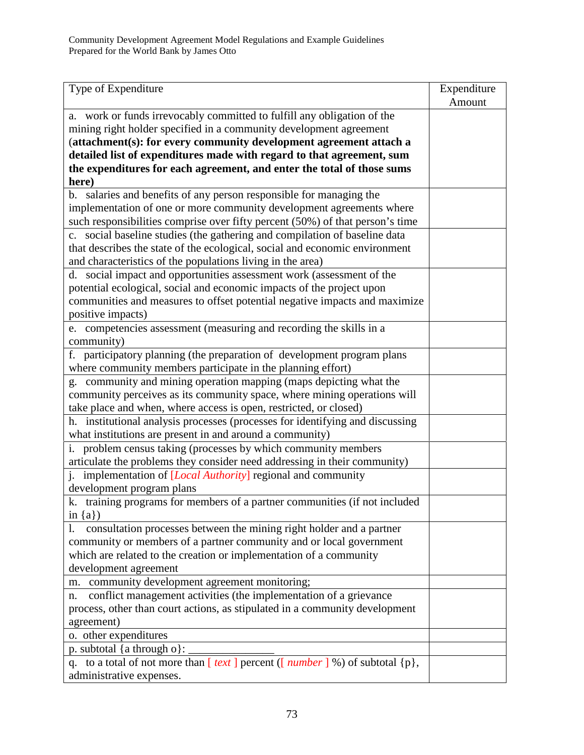| Type of Expenditure | Expenditure Amount |
|---|---|
| a. work or funds irrevocably committed to fulfill any obligation of the mining right holder specified in a community development agreement (**attachment(s): for every community development agreement attach a detailed list of expenditures made with regard to that agreement, sum the expenditures for each agreement, and enter the total of those sums here)** | |
| b. salaries and benefits of any person responsible for managing the implementation of one or more community development agreements where such responsibilities comprise over fifty percent (50%) of that person's time | |
| c. social baseline studies (the gathering and compilation of baseline data that describes the state of the ecological, social and economic environment and characteristics of the populations living in the area) | |
| d. social impact and opportunities assessment work (assessment of the potential ecological, social and economic impacts of the project upon communities and measures to offset potential negative impacts and maximize positive impacts) | |
| e. competencies assessment (measuring and recording the skills in a community) | |
| f. participatory planning (the preparation of development program plans where community members participate in the planning effort) | |
| g. community and mining operation mapping (maps depicting what the community perceives as its community space, where mining operations will take place and when, where access is open, restricted, or closed) | |
| h. institutional analysis processes (processes for identifying and discussing what institutions are present in and around a community) | |
| i. problem census taking (processes by which community members articulate the problems they consider need addressing in their community) | |
| j. implementation of [*Local Authority*] regional and community development program plans | |
| k. training programs for members of a partner communities (if not included in {a}) | |
| l. consultation processes between the mining right holder and a partner community or members of a partner community and or local government which are related to the creation or implementation of a community development agreement | |
| m. community development agreement monitoring; | |
| n. conflict management activities (the implementation of a grievance process, other than court actions, as stipulated in a community development agreement) | |
| o. other expenditures | |
| p. subtotal {a through o}: _______________ | |
| q. to a total of not more than [ *text* ] percent ([ *number* ] %) of subtotal {p}, administrative expenses. | |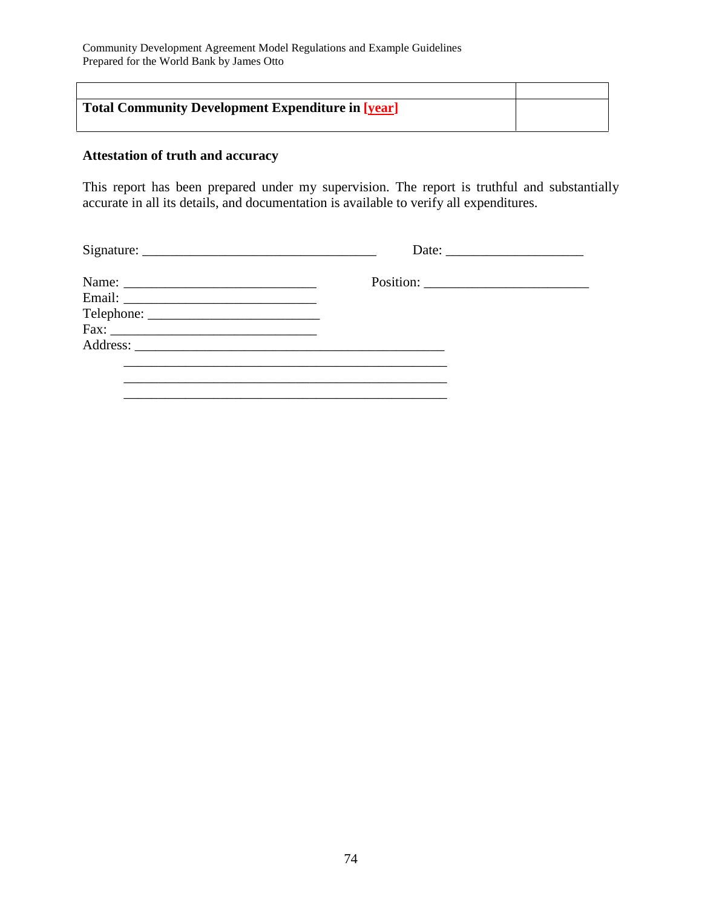| | |
|---|---|
| **Total Community Development Expenditure in [year]** | |

**Attestation of truth and accuracy**

This report has been prepared under my supervision. The report is truthful and substantially accurate in all its details, and documentation is available to verify all expenditures.

Signature: ___________________________________ Date: ____________________

Name: ____________________________ Position: ________________________

Email: ____________________________

Telephone: __________________________

Fax: ______________________________

Address: _______________________________________________

_________________________________________________

_________________________________________________

_________________________________________________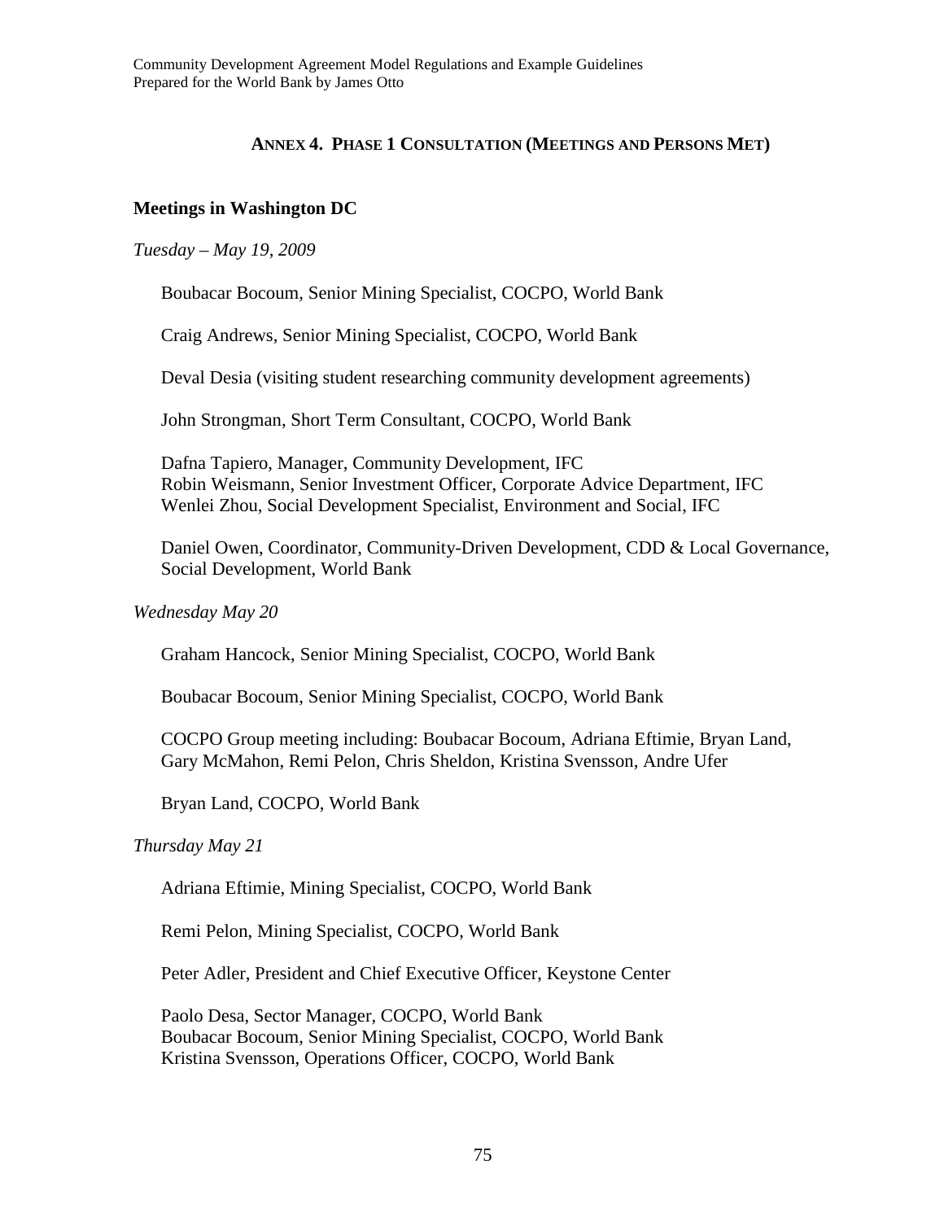## ANNEX 4. PHASE 1 CONSULTATION (MEETINGS AND PERSONS MET)

### Meetings in Washington DC

*Tuesday – May 19, 2009*

Boubacar Bocoum, Senior Mining Specialist, COCPO, World Bank

Craig Andrews, Senior Mining Specialist, COCPO, World Bank

Deval Desia (visiting student researching community development agreements)

John Strongman, Short Term Consultant, COCPO, World Bank

Dafna Tapiero, Manager, Community Development, IFC
Robin Weismann, Senior Investment Officer, Corporate Advice Department, IFC
Wenlei Zhou, Social Development Specialist, Environment and Social, IFC

Daniel Owen, Coordinator, Community-Driven Development, CDD & Local Governance, Social Development, World Bank

*Wednesday May 20*

Graham Hancock, Senior Mining Specialist, COCPO, World Bank

Boubacar Bocoum, Senior Mining Specialist, COCPO, World Bank

COCPO Group meeting including: Boubacar Bocoum, Adriana Eftimie, Bryan Land, Gary McMahon, Remi Pelon, Chris Sheldon, Kristina Svensson, Andre Ufer

Bryan Land, COCPO, World Bank

*Thursday May 21*

Adriana Eftimie, Mining Specialist, COCPO, World Bank

Remi Pelon, Mining Specialist, COCPO, World Bank

Peter Adler, President and Chief Executive Officer, Keystone Center

Paolo Desa, Sector Manager, COCPO, World Bank
Boubacar Bocoum, Senior Mining Specialist, COCPO, World Bank
Kristina Svensson, Operations Officer, COCPO, World Bank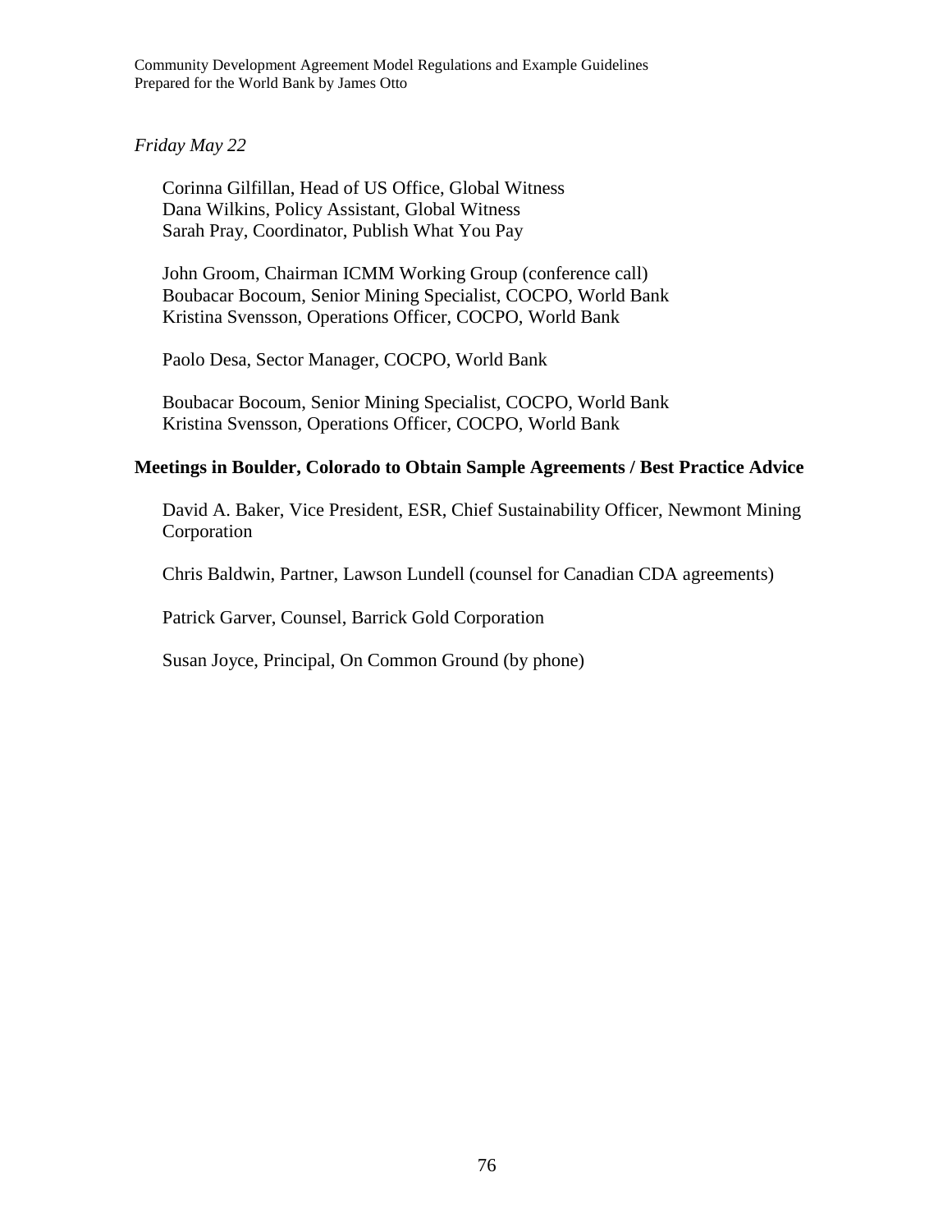*Friday May 22*

Corinna Gilfillan, Head of US Office, Global Witness
Dana Wilkins, Policy Assistant, Global Witness
Sarah Pray, Coordinator, Publish What You Pay

John Groom, Chairman ICMM Working Group (conference call)
Boubacar Bocoum, Senior Mining Specialist, COCPO, World Bank
Kristina Svensson, Operations Officer, COCPO, World Bank

Paolo Desa, Sector Manager, COCPO, World Bank

Boubacar Bocoum, Senior Mining Specialist, COCPO, World Bank
Kristina Svensson, Operations Officer, COCPO, World Bank

**Meetings in Boulder, Colorado to Obtain Sample Agreements / Best Practice Advice**

David A. Baker, Vice President, ESR, Chief Sustainability Officer, Newmont Mining Corporation

Chris Baldwin, Partner, Lawson Lundell (counsel for Canadian CDA agreements)

Patrick Garver, Counsel, Barrick Gold Corporation

Susan Joyce, Principal, On Common Ground (by phone)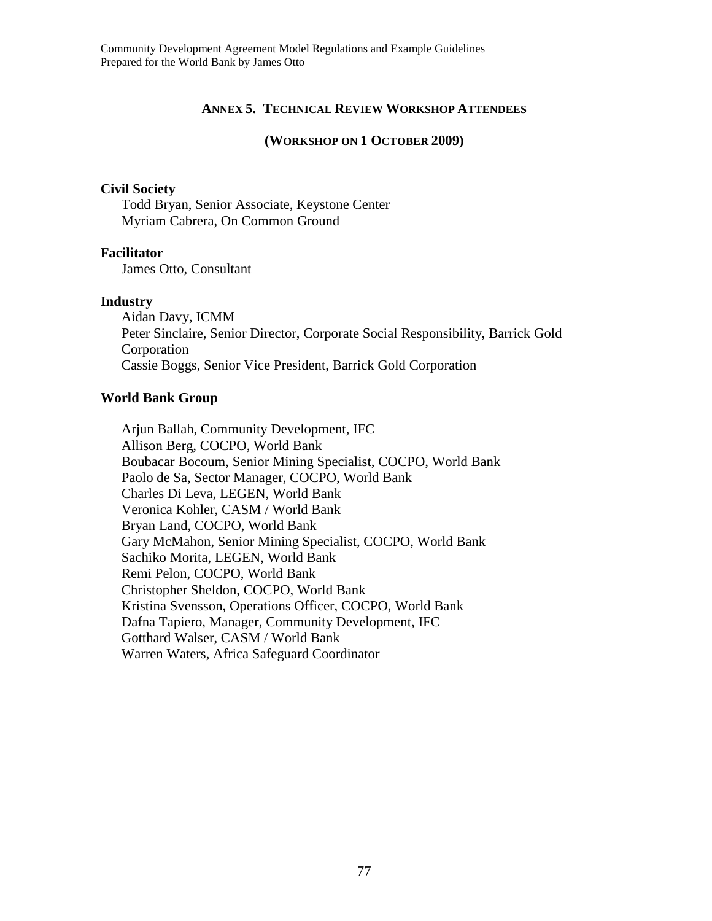## ANNEX 5. TECHNICAL REVIEW WORKSHOP ATTENDEES

### (WORKSHOP ON 1 OCTOBER 2009)

**Civil Society**

Todd Bryan, Senior Associate, Keystone Center
Myriam Cabrera, On Common Ground

**Facilitator**

James Otto, Consultant

**Industry**

Aidan Davy, ICMM
Peter Sinclaire, Senior Director, Corporate Social Responsibility, Barrick Gold Corporation
Cassie Boggs, Senior Vice President, Barrick Gold Corporation

**World Bank Group**

Arjun Ballah, Community Development, IFC
Allison Berg, COCPO, World Bank
Boubacar Bocoum, Senior Mining Specialist, COCPO, World Bank
Paolo de Sa, Sector Manager, COCPO, World Bank
Charles Di Leva, LEGEN, World Bank
Veronica Kohler, CASM / World Bank
Bryan Land, COCPO, World Bank
Gary McMahon, Senior Mining Specialist, COCPO, World Bank
Sachiko Morita, LEGEN, World Bank
Remi Pelon, COCPO, World Bank
Christopher Sheldon, COCPO, World Bank
Kristina Svensson, Operations Officer, COCPO, World Bank
Dafna Tapiero, Manager, Community Development, IFC
Gotthard Walser, CASM / World Bank
Warren Waters, Africa Safeguard Coordinator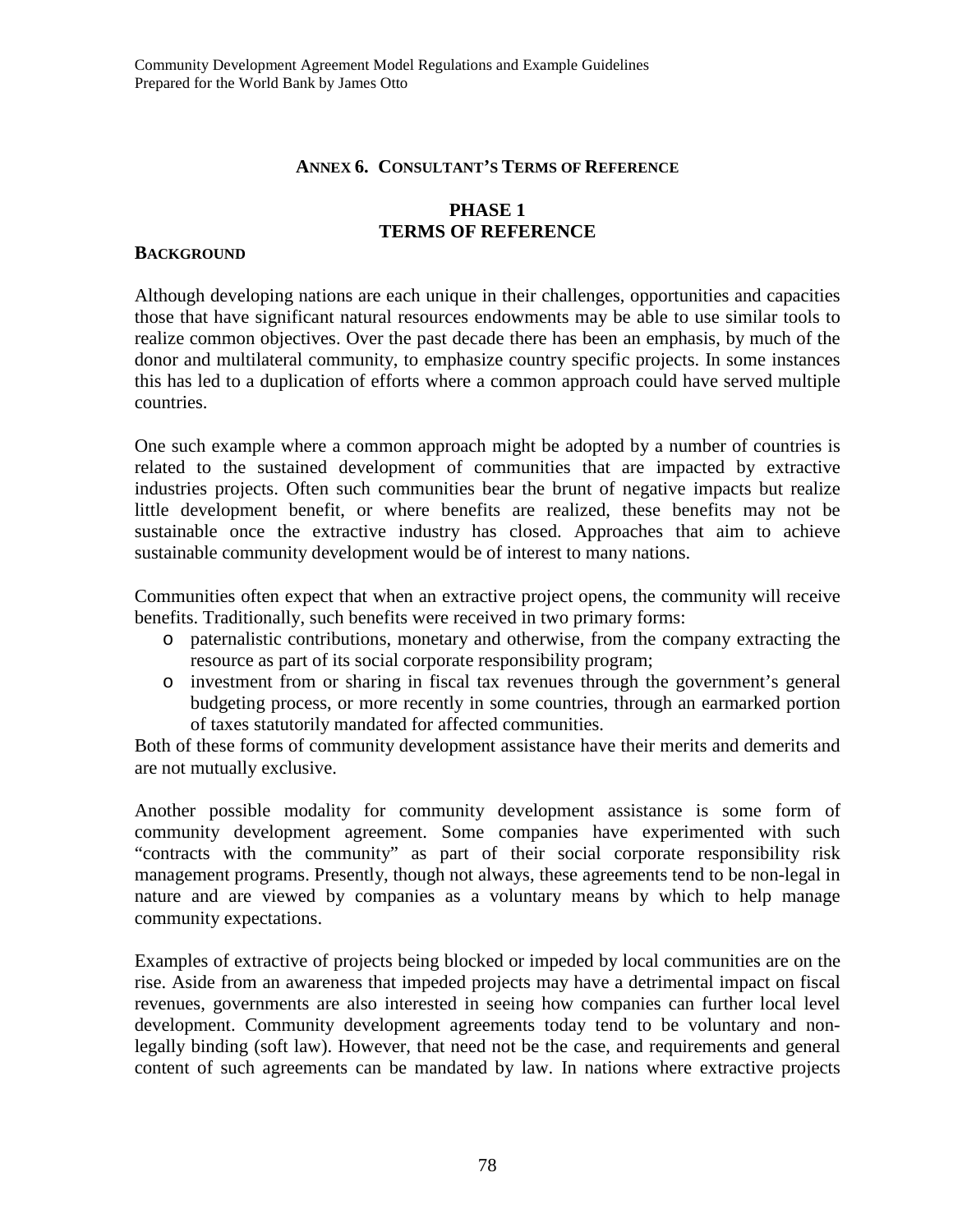## ANNEX 6. CONSULTANT'S TERMS OF REFERENCE

### PHASE 1
### TERMS OF REFERENCE

**BACKGROUND**

Although developing nations are each unique in their challenges, opportunities and capacities those that have significant natural resources endowments may be able to use similar tools to realize common objectives. Over the past decade there has been an emphasis, by much of the donor and multilateral community, to emphasize country specific projects. In some instances this has led to a duplication of efforts where a common approach could have served multiple countries.

One such example where a common approach might be adopted by a number of countries is related to the sustained development of communities that are impacted by extractive industries projects. Often such communities bear the brunt of negative impacts but realize little development benefit, or where benefits are realized, these benefits may not be sustainable once the extractive industry has closed. Approaches that aim to achieve sustainable community development would be of interest to many nations.

Communities often expect that when an extractive project opens, the community will receive benefits. Traditionally, such benefits were received in two primary forms:

- paternalistic contributions, monetary and otherwise, from the company extracting the resource as part of its social corporate responsibility program;
- investment from or sharing in fiscal tax revenues through the government's general budgeting process, or more recently in some countries, through an earmarked portion of taxes statutorily mandated for affected communities.

Both of these forms of community development assistance have their merits and demerits and are not mutually exclusive.

Another possible modality for community development assistance is some form of community development agreement. Some companies have experimented with such "contracts with the community" as part of their social corporate responsibility risk management programs. Presently, though not always, these agreements tend to be non-legal in nature and are viewed by companies as a voluntary means by which to help manage community expectations.

Examples of extractive of projects being blocked or impeded by local communities are on the rise. Aside from an awareness that impeded projects may have a detrimental impact on fiscal revenues, governments are also interested in seeing how companies can further local level development. Community development agreements today tend to be voluntary and non-legally binding (soft law). However, that need not be the case, and requirements and general content of such agreements can be mandated by law. In nations where extractive projects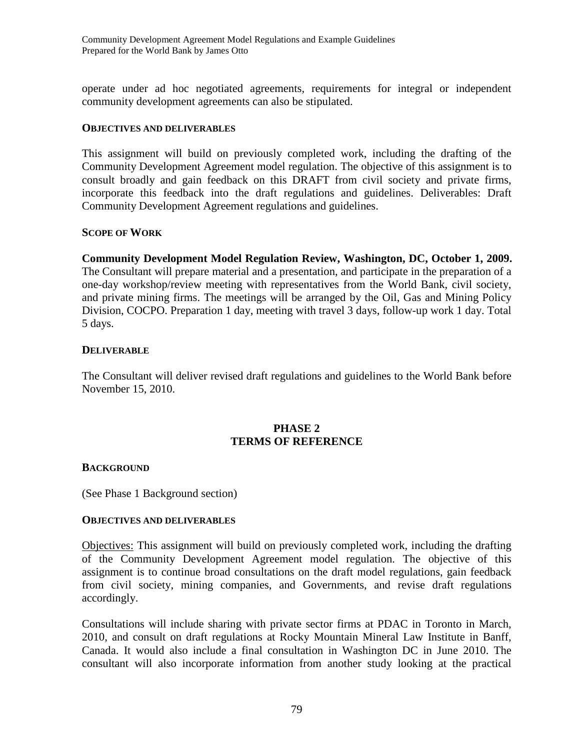operate under ad hoc negotiated agreements, requirements for integral or independent community development agreements can also be stipulated.

**OBJECTIVES AND DELIVERABLES**

This assignment will build on previously completed work, including the drafting of the Community Development Agreement model regulation. The objective of this assignment is to consult broadly and gain feedback on this DRAFT from civil society and private firms, incorporate this feedback into the draft regulations and guidelines. Deliverables: Draft Community Development Agreement regulations and guidelines.

**SCOPE OF WORK**

**Community Development Model Regulation Review, Washington, DC, October 1, 2009.** The Consultant will prepare material and a presentation, and participate in the preparation of a one-day workshop/review meeting with representatives from the World Bank, civil society, and private mining firms. The meetings will be arranged by the Oil, Gas and Mining Policy Division, COCPO. Preparation 1 day, meeting with travel 3 days, follow-up work 1 day. Total 5 days.

**DELIVERABLE**

The Consultant will deliver revised draft regulations and guidelines to the World Bank before November 15, 2010.

## PHASE 2
## TERMS OF REFERENCE

**BACKGROUND**

(See Phase 1 Background section)

**OBJECTIVES AND DELIVERABLES**

Objectives: This assignment will build on previously completed work, including the drafting of the Community Development Agreement model regulation. The objective of this assignment is to continue broad consultations on the draft model regulations, gain feedback from civil society, mining companies, and Governments, and revise draft regulations accordingly.

Consultations will include sharing with private sector firms at PDAC in Toronto in March, 2010, and consult on draft regulations at Rocky Mountain Mineral Law Institute in Banff, Canada. It would also include a final consultation in Washington DC in June 2010. The consultant will also incorporate information from another study looking at the practical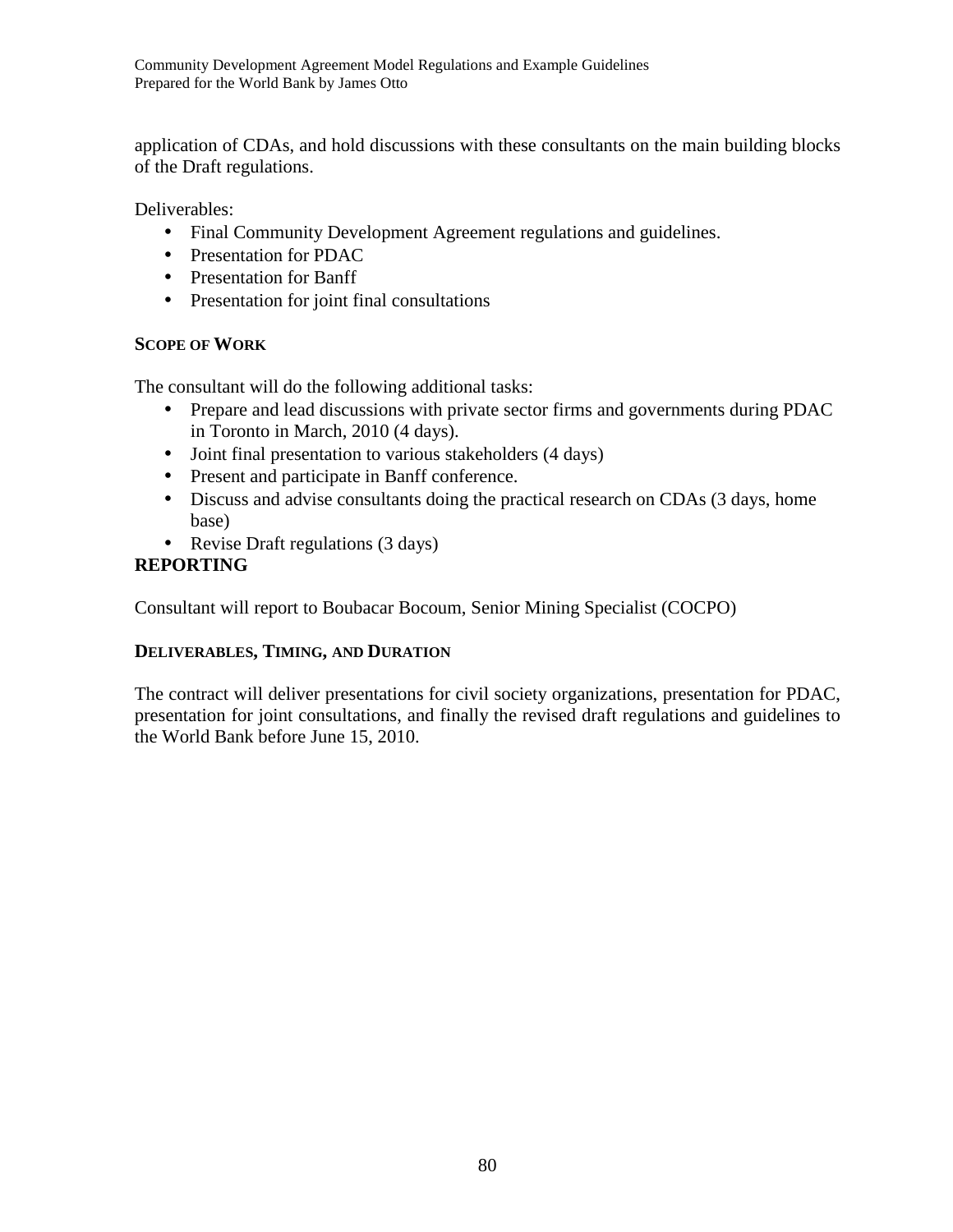application of CDAs, and hold discussions with these consultants on the main building blocks of the Draft regulations.

Deliverables:

- Final Community Development Agreement regulations and guidelines.
- Presentation for PDAC
- Presentation for Banff
- Presentation for joint final consultations

**SCOPE OF WORK**

The consultant will do the following additional tasks:

- Prepare and lead discussions with private sector firms and governments during PDAC in Toronto in March, 2010 (4 days).
- Joint final presentation to various stakeholders (4 days)
- Present and participate in Banff conference.
- Discuss and advise consultants doing the practical research on CDAs (3 days, home base)
- Revise Draft regulations (3 days)

**REPORTING**

Consultant will report to Boubacar Bocoum, Senior Mining Specialist (COCPO)

**DELIVERABLES, TIMING, AND DURATION**

The contract will deliver presentations for civil society organizations, presentation for PDAC, presentation for joint consultations, and finally the revised draft regulations and guidelines to the World Bank before June 15, 2010.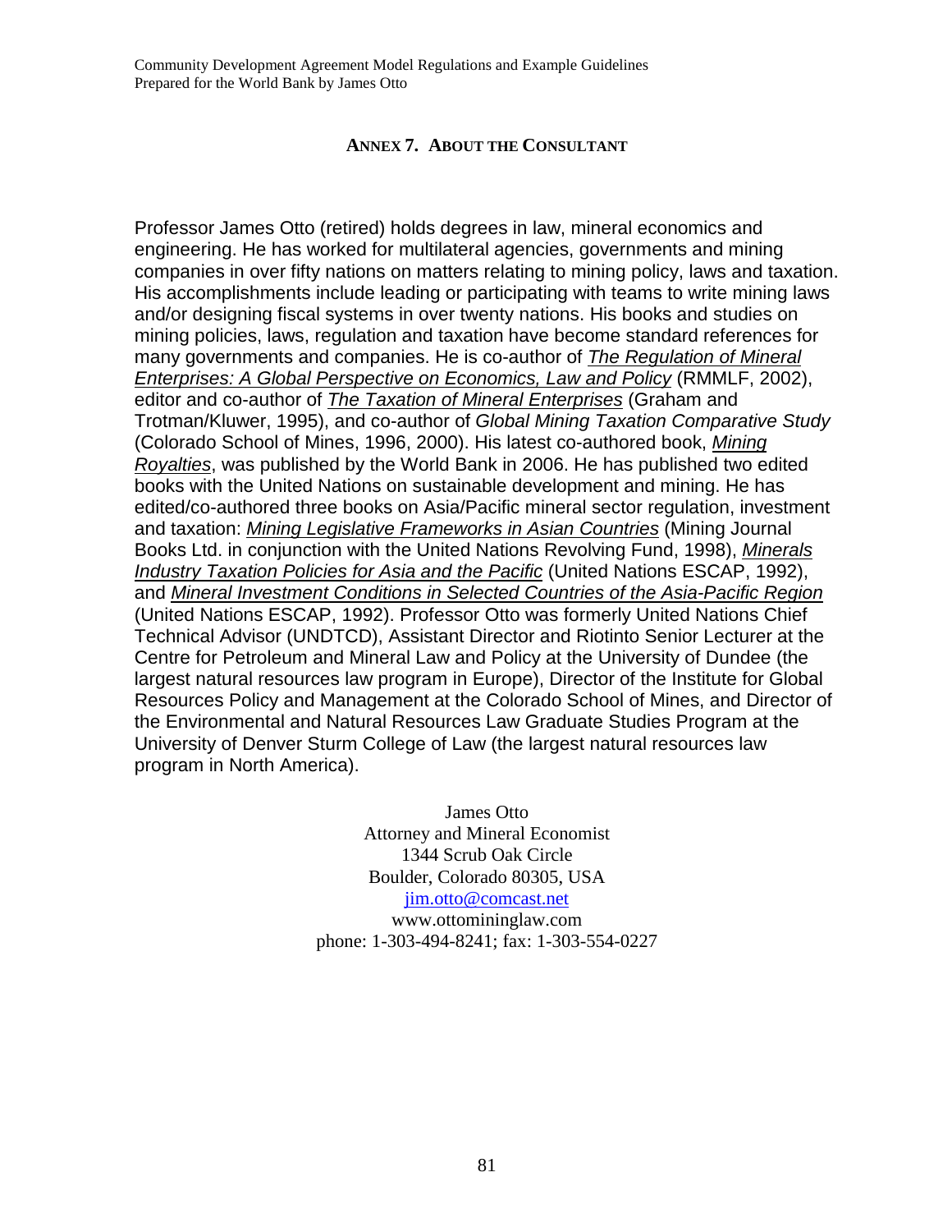## ANNEX 7. ABOUT THE CONSULTANT

Professor James Otto (retired) holds degrees in law, mineral economics and engineering. He has worked for multilateral agencies, governments and mining companies in over fifty nations on matters relating to mining policy, laws and taxation. His accomplishments include leading or participating with teams to write mining laws and/or designing fiscal systems in over twenty nations. His books and studies on mining policies, laws, regulation and taxation have become standard references for many governments and companies. He is co-author of *The Regulation of Mineral Enterprises: A Global Perspective on Economics, Law and Policy* (RMMLF, 2002), editor and co-author of *The Taxation of Mineral Enterprises* (Graham and Trotman/Kluwer, 1995), and co-author of *Global Mining Taxation Comparative Study* (Colorado School of Mines, 1996, 2000). His latest co-authored book, *Mining Royalties*, was published by the World Bank in 2006. He has published two edited books with the United Nations on sustainable development and mining. He has edited/co-authored three books on Asia/Pacific mineral sector regulation, investment and taxation: *Mining Legislative Frameworks in Asian Countries* (Mining Journal Books Ltd. in conjunction with the United Nations Revolving Fund, 1998), *Minerals Industry Taxation Policies for Asia and the Pacific* (United Nations ESCAP, 1992), and *Mineral Investment Conditions in Selected Countries of the Asia-Pacific Region* (United Nations ESCAP, 1992). Professor Otto was formerly United Nations Chief Technical Advisor (UNDTCD), Assistant Director and Riotinto Senior Lecturer at the Centre for Petroleum and Mineral Law and Policy at the University of Dundee (the largest natural resources law program in Europe), Director of the Institute for Global Resources Policy and Management at the Colorado School of Mines, and Director of the Environmental and Natural Resources Law Graduate Studies Program at the University of Denver Sturm College of Law (the largest natural resources law program in North America).

James Otto
Attorney and Mineral Economist
1344 Scrub Oak Circle
Boulder, Colorado 80305, USA
jim.otto@comcast.net
www.ottomininglaw.com
phone: 1-303-494-8241; fax: 1-303-554-0227